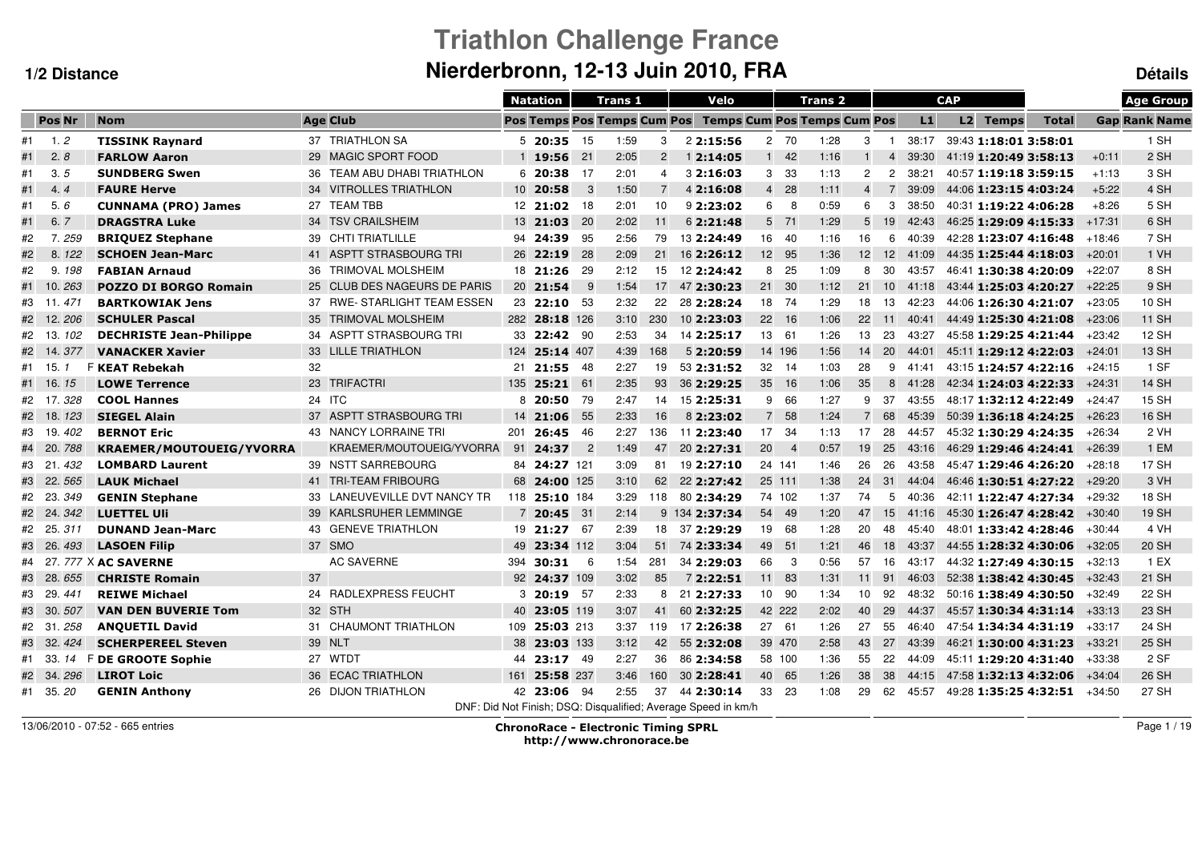# Triathlon Challenge France

## Nierderbronn, 12-13 Juin 2010, FRA

**1/2 Distance** | **Détails**

| | Pos | Nr | Nom | Age | Club | Natation | | Trans 1 | | | Velo | | | Trans 2 | | | CAP | | | | | | Age Group | |
|---|---|---|---|---|---|---|---|---|---|---|---|---|---|---|---|---|---|---|---|---|---|---|---|---|
| | | | | | | Pos | Temps | Pos | Temps | Cum Pos | Temps | Cum | Pos | Temps | Cum | Pos | L1 | L2 | Temps | Total | Gap | Rank | Name |
| #1 | 1. | 2 | **TISSINK Raynard** | 37 | TRIATHLON SA | 5 | **20:35** | 15 | 1:59 | 3 | 2 **2:15:56** | 2 | 70 | 1:28 | 3 | 1 | 38:17 | 39:43 | **1:18:01** | **3:58:01** | | 1 | SH |
| #1 | 2. | 8 | **FARLOW Aaron** | 29 | MAGIC SPORT FOOD | 1 | **19:56** | 21 | 2:05 | 2 | 1 **2:14:05** | 1 | 42 | 1:16 | 1 | 4 | 39:30 | 41:19 | **1:20:49** | **3:58:13** | +0:11 | 2 | SH |
| #1 | 3. | 5 | **SUNDBERG Swen** | 36 | TEAM ABU DHABI TRIATHLON | 6 | **20:38** | 17 | 2:01 | 4 | 3 **2:16:03** | 3 | 33 | 1:13 | 2 | 2 | 38:21 | 40:57 | **1:19:18** | **3:59:15** | +1:13 | 3 | SH |
| #1 | 4. | 4 | **FAURE Herve** | 34 | VITROLLES TRIATHLON | 10 | **20:58** | 3 | 1:50 | 7 | 4 **2:16:08** | 4 | 28 | 1:11 | 4 | 7 | 39:09 | 44:06 | **1:23:15** | **4:03:24** | +5:22 | 4 | SH |
| #1 | 5. | 6 | **CUNNAMA (PRO) James** | 27 | TEAM TBB | 12 | **21:02** | 18 | 2:01 | 10 | 9 **2:23:02** | 6 | 8 | 0:59 | 6 | 3 | 38:50 | 40:31 | **1:19:22** | **4:06:28** | +8:26 | 5 | SH |
| #1 | 6. | 7 | **DRAGSTRA Luke** | 34 | TSV CRAILSHEIM | 13 | **21:03** | 20 | 2:02 | 11 | 6 **2:21:48** | 5 | 71 | 1:29 | 5 | 19 | 42:43 | 46:25 | **1:29:09** | **4:15:33** | +17:31 | 6 | SH |
| #2 | 7. | 259 | **BRIQUEZ Stephane** | 39 | CHTI TRIATLILLE | 94 | **24:39** | 95 | 2:56 | 79 | 13 **2:24:49** | 16 | 40 | 1:16 | 16 | 6 | 40:39 | 42:28 | **1:23:07** | **4:16:48** | +18:46 | 7 | SH |
| #2 | 8. | 122 | **SCHOEN Jean-Marc** | 41 | ASPTT STRASBOURG TRI | 26 | **22:19** | 28 | 2:09 | 21 | 16 **2:26:12** | 12 | 95 | 1:36 | 12 | 12 | 41:09 | 44:35 | **1:25:44** | **4:18:03** | +20:01 | 1 | VH |
| #2 | 9. | 198 | **FABIAN Arnaud** | 36 | TRIMOVAL MOLSHEIM | 18 | **21:26** | 29 | 2:12 | 15 | 12 **2:24:42** | 8 | 25 | 1:09 | 8 | 30 | 43:57 | 46:41 | **1:30:38** | **4:20:09** | +22:07 | 8 | SH |
| #1 | 10. | 263 | **POZZO DI BORGO Romain** | 25 | CLUB DES NAGEURS DE PARIS | 20 | **21:54** | 9 | 1:54 | 17 | 47 **2:30:23** | 21 | 30 | 1:12 | 21 | 10 | 41:18 | 43:44 | **1:25:03** | **4:20:27** | +22:25 | 9 | SH |
| #3 | 11. | 471 | **BARTKOWIAK Jens** | 37 | RWE- STARLIGHT TEAM ESSEN | 23 | **22:10** | 53 | 2:32 | 22 | 28 **2:28:24** | 18 | 74 | 1:29 | 18 | 13 | 42:23 | 44:06 | **1:26:30** | **4:21:07** | +23:05 | 10 | SH |
| #2 | 12. | 206 | **SCHULER Pascal** | 35 | TRIMOVAL MOLSHEIM | 282 | **28:18** | 126 | 3:10 | 230 | 10 **2:23:03** | 22 | 16 | 1:06 | 22 | 11 | 40:41 | 44:49 | **1:25:30** | **4:21:08** | +23:06 | 11 | SH |
| #2 | 13. | 102 | **DECHRISTE Jean-Philippe** | 34 | ASPTT STRASBOURG TRI | 33 | **22:42** | 90 | 2:53 | 34 | 14 **2:25:17** | 13 | 61 | 1:26 | 13 | 23 | 43:27 | 45:58 | **1:29:25** | **4:21:44** | +23:42 | 12 | SH |
| #2 | 14. | 377 | **VANACKER Xavier** | 33 | LILLE TRIATHLON | 124 | **25:14** | 407 | 4:39 | 168 | 5 **2:20:59** | 14 | 196 | 1:56 | 14 | 20 | 44:01 | 45:11 | **1:29:12** | **4:22:03** | +24:01 | 13 | SH |
| #1 | 15. | 1 | F **KEAT Rebekah** | 32 | | 21 | **21:55** | 48 | 2:27 | 19 | 53 **2:31:52** | 32 | 14 | 1:03 | 28 | 9 | 41:41 | 43:15 | **1:24:57** | **4:22:16** | +24:15 | 1 | SF |
| #1 | 16. | 15 | **LOWE Terrence** | 23 | TRIFACTRI | 135 | **25:21** | 61 | 2:35 | 93 | 36 **2:29:25** | 35 | 16 | 1:06 | 35 | 8 | 41:28 | 42:34 | **1:24:03** | **4:22:33** | +24:31 | 14 | SH |
| #2 | 17. | 328 | **COOL Hannes** | 24 | ITC | 8 | **20:50** | 79 | 2:47 | 14 | 15 **2:25:31** | 9 | 66 | 1:27 | 9 | 37 | 43:55 | 48:17 | **1:32:12** | **4:22:49** | +24:47 | 15 | SH |
| #2 | 18. | 123 | **SIEGEL Alain** | 37 | ASPTT STRASBOURG TRI | 14 | **21:06** | 55 | 2:33 | 16 | 8 **2:23:02** | 7 | 58 | 1:24 | 7 | 68 | 45:39 | 50:39 | **1:36:18** | **4:24:25** | +26:23 | 16 | SH |
| #3 | 19. | 402 | **BERNOT Eric** | 43 | NANCY LORRAINE TRI | 201 | **26:45** | 46 | 2:27 | 136 | 11 **2:23:40** | 17 | 34 | 1:13 | 17 | 28 | 44:57 | 45:32 | **1:30:29** | **4:24:35** | +26:34 | 2 | VH |
| #4 | 20. | 788 | **KRAEMER/MOUTOUEIG/YVORRA** | | KRAEMER/MOUTOUEIG/YVORRA | 91 | **24:37** | 2 | 1:49 | 47 | 20 **2:27:31** | 20 | 4 | 0:57 | 19 | 25 | 43:16 | 46:29 | **1:29:46** | **4:24:41** | +26:39 | 1 | EM |
| #3 | 21. | 432 | **LOMBARD Laurent** | 39 | NSTT SARREBOURG | 84 | **24:27** | 121 | 3:09 | 81 | 19 **2:27:10** | 24 | 141 | 1:46 | 26 | 26 | 43:58 | 45:47 | **1:29:46** | **4:26:20** | +28:18 | 17 | SH |
| #3 | 22. | 565 | **LAUK Michael** | 41 | TRI-TEAM FRIBOURG | 68 | **24:00** | 125 | 3:10 | 62 | 22 **2:27:42** | 25 | 111 | 1:38 | 24 | 31 | 44:04 | 46:46 | **1:30:51** | **4:27:22** | +29:20 | 3 | VH |
| #2 | 23. | 349 | **GENIN Stephane** | 33 | LANEUVEVILLE DVT NANCY TR | 118 | **25:10** | 184 | 3:29 | 118 | 80 **2:34:29** | 74 | 102 | 1:37 | 74 | 5 | 40:36 | 42:11 | **1:22:47** | **4:27:34** | +29:32 | 18 | SH |
| #2 | 24. | 342 | **LUETTEL Uli** | 39 | KARLSRUHER LEMMINGE | 7 | **20:45** | 31 | 2:14 | 9 | 134 **2:37:34** | 54 | 49 | 1:20 | 47 | 15 | 41:16 | 45:30 | **1:26:47** | **4:28:42** | +30:40 | 19 | SH |
| #2 | 25. | 311 | **DUNAND Jean-Marc** | 43 | GENEVE TRIATHLON | 19 | **21:27** | 67 | 2:39 | 18 | 37 **2:29:29** | 19 | 68 | 1:28 | 20 | 48 | 45:40 | 48:01 | **1:33:42** | **4:28:46** | +30:44 | 4 | VH |
| #3 | 26. | 493 | **LASOEN Filip** | 37 | SMO | 49 | **23:34** | 112 | 3:04 | 51 | 74 **2:33:34** | 49 | 51 | 1:21 | 46 | 18 | 43:37 | 44:55 | **1:28:32** | **4:30:06** | +32:05 | 20 | SH |
| #4 | 27. | 777 | X **AC SAVERNE** | | AC SAVERNE | 394 | **30:31** | 6 | 1:54 | 281 | 34 **2:29:03** | 66 | 3 | 0:56 | 57 | 16 | 43:17 | 44:32 | **1:27:49** | **4:30:15** | +32:13 | 1 | EX |
| #3 | 28. | 655 | **CHRISTE Romain** | 37 | | 92 | **24:37** | 109 | 3:02 | 85 | 7 **2:22:51** | 11 | 83 | 1:31 | 11 | 91 | 46:03 | 52:38 | **1:38:42** | **4:30:45** | +32:43 | 21 | SH |
| #3 | 29. | 441 | **REIWE Michael** | 24 | RADLEXPRESS FEUCHT | 3 | **20:19** | 57 | 2:33 | 8 | 21 **2:27:33** | 10 | 90 | 1:34 | 10 | 92 | 48:32 | 50:16 | **1:38:49** | **4:30:50** | +32:49 | 22 | SH |
| #3 | 30. | 507 | **VAN DEN BUVERIE Tom** | 32 | STH | 40 | **23:05** | 119 | 3:07 | 41 | 60 **2:32:25** | 42 | 222 | 2:02 | 40 | 29 | 44:37 | 45:57 | **1:30:34** | **4:31:14** | +33:13 | 23 | SH |
| #2 | 31. | 258 | **ANQUETIL David** | 31 | CHAUMONT TRIATHLON | 109 | **25:03** | 213 | 3:37 | 119 | 17 **2:26:38** | 27 | 61 | 1:26 | 27 | 55 | 46:40 | 47:54 | **1:34:34** | **4:31:19** | +33:17 | 24 | SH |
| #3 | 32. | 424 | **SCHERPEREEL Steven** | 39 | NLT | 38 | **23:03** | 133 | 3:12 | 42 | 55 **2:32:08** | 39 | 470 | 2:58 | 43 | 27 | 43:39 | 46:21 | **1:30:00** | **4:31:23** | +33:21 | 25 | SH |
| #1 | 33. | 14 | F **DE GROOTE Sophie** | 27 | WTDT | 44 | **23:17** | 49 | 2:27 | 36 | 86 **2:34:58** | 58 | 100 | 1:36 | 55 | 22 | 44:09 | 45:11 | **1:29:20** | **4:31:40** | +33:38 | 2 | SF |
| #2 | 34. | 296 | **LIROT Loic** | 36 | ECAC TRIATHLON | 161 | **25:58** | 237 | 3:46 | 160 | 30 **2:28:41** | 40 | 65 | 1:26 | 38 | 38 | 44:15 | 47:58 | **1:32:13** | **4:32:06** | +34:04 | 26 | SH |
| #1 | 35. | 20 | **GENIN Anthony** | 26 | DIJON TRIATHLON | 42 | **23:06** | 94 | 2:55 | 37 | 44 **2:30:14** | 33 | 23 | 1:08 | 29 | 62 | 45:57 | 49:28 | **1:35:25** | **4:32:51** | +34:50 | 27 | SH |

DNF: Did Not Finish; DSQ: Disqualified; Average Speed in km/h

13/06/2010 - 07:52 - 665 entries

**ChronoRace - Electronic Timing SPRL**
**http://www.chronorace.be**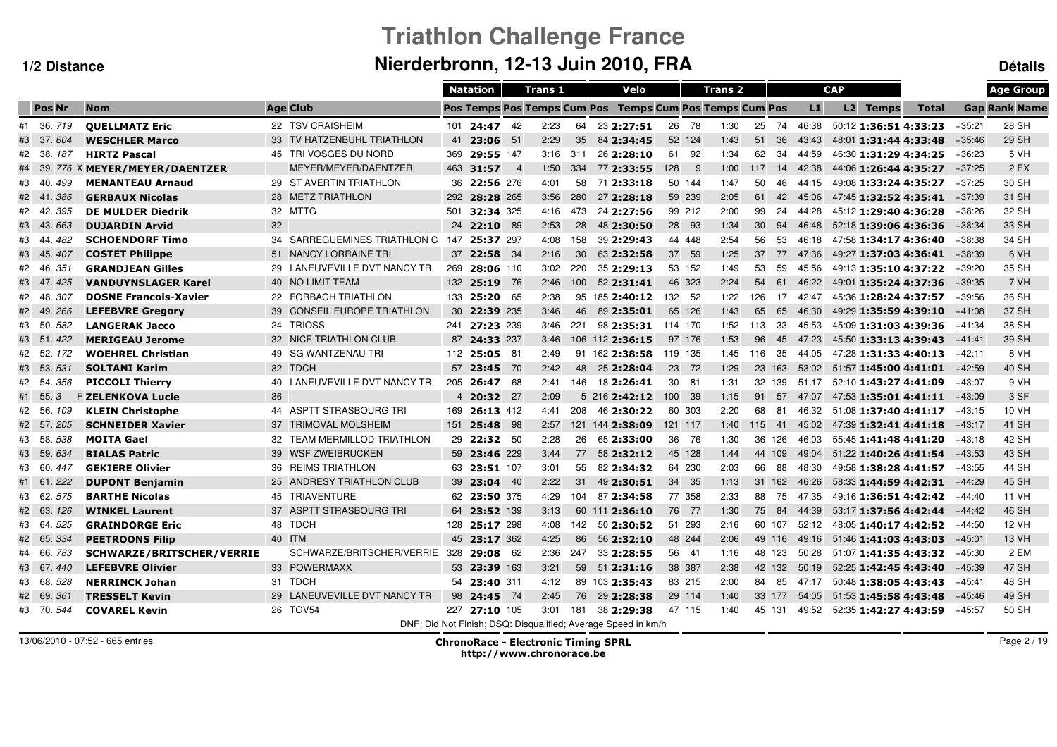# Triathlon Challenge France

## Nierderbronn, 12-13 Juin 2010, FRA

**1/2 Distance** — **Détails**

| | Pos | Nr | | Nom | Age | Club | Natation Pos | Natation Temps | Trans 1 Pos | Trans 1 Temps | Trans 1 Cum | Velo Pos | Velo Temps | Velo Cum | Velo Pos | Trans 2 Temps | Trans 2 Cum | Trans 2 Pos | CAP L1 | CAP L2 | CAP Temps | Total | Gap | Age Group Rank | Age Group Name |
|---|---|---|---|---|---|---|---|---|---|---|---|---|---|---|---|---|---|---|---|---|---|---|---|---|---|
| #1 | 36. | 719 | | QUELLMATZ Eric | 22 | TSV CRAISHEIM | 101 | 24:47 | 42 | 2:23 | 64 | 23 | 2:27:51 | 26 | 78 | 1:30 | 25 | 74 | 46:38 | 50:12 | 1:36:51 | 4:33:23 | +35:21 | 28 | SH |
| #3 | 37. | 604 | | WESCHLER Marco | 33 | TV HATZENBUHL TRIATHLON | 41 | 23:06 | 51 | 2:29 | 35 | 84 | 2:34:45 | 52 | 124 | 1:43 | 51 | 36 | 43:43 | 48:01 | 1:31:44 | 4:33:48 | +35:46 | 29 | SH |
| #2 | 38. | 187 | | HIRTZ Pascal | 45 | TRI VOSGES DU NORD | 369 | 29:55 | 147 | 3:16 | 311 | 26 | 2:28:10 | 61 | 92 | 1:34 | 62 | 34 | 44:59 | 46:30 | 1:31:29 | 4:34:25 | +36:23 | 5 | VH |
| #4 | 39. | 776 | X | MEYER/MEYER/DAENTZER | | MEYER/MEYER/DAENTZER | 463 | 31:57 | 4 | 1:50 | 334 | 77 | 2:33:55 | 128 | 9 | 1:00 | 117 | 14 | 42:38 | 44:06 | 1:26:44 | 4:35:27 | +37:25 | 2 | EX |
| #3 | 40. | 499 | | MENANTEAU Arnaud | 29 | ST AVERTIN TRIATHLON | 36 | 22:56 | 276 | 4:01 | 58 | 71 | 2:33:18 | 50 | 144 | 1:47 | 50 | 46 | 44:15 | 49:08 | 1:33:24 | 4:35:27 | +37:25 | 30 | SH |
| #2 | 41. | 386 | | GERBAUX Nicolas | 28 | METZ TRIATHLON | 292 | 28:28 | 265 | 3:56 | 280 | 27 | 2:28:18 | 59 | 239 | 2:05 | 61 | 42 | 45:06 | 47:45 | 1:32:52 | 4:35:41 | +37:39 | 31 | SH |
| #2 | 42. | 395 | | DE MULDER Diedrik | 32 | MTTG | 501 | 32:34 | 325 | 4:16 | 473 | 24 | 2:27:56 | 99 | 212 | 2:00 | 99 | 24 | 44:28 | 45:12 | 1:29:40 | 4:36:28 | +38:26 | 32 | SH |
| #3 | 43. | 663 | | DUJARDIN Arvid | 32 | | 24 | 22:10 | 89 | 2:53 | 28 | 48 | 2:30:50 | 28 | 93 | 1:34 | 30 | 94 | 46:48 | 52:18 | 1:39:06 | 4:36:36 | +38:34 | 33 | SH |
| #3 | 44. | 482 | | SCHOENDORF Timo | 34 | SARREGUEMINES TRIATHLON C | 147 | 25:37 | 297 | 4:08 | 158 | 39 | 2:29:43 | 44 | 448 | 2:54 | 56 | 53 | 46:18 | 47:58 | 1:34:17 | 4:36:40 | +38:38 | 34 | SH |
| #3 | 45. | 407 | | COSTET Philippe | 51 | NANCY LORRAINE TRI | 37 | 22:58 | 34 | 2:16 | 30 | 63 | 2:32:58 | 37 | 59 | 1:25 | 37 | 77 | 47:36 | 49:27 | 1:37:03 | 4:36:41 | +38:39 | 6 | VH |
| #2 | 46. | 351 | | GRANDJEAN Gilles | 29 | LANEUVEVILLE DVT NANCY TR | 269 | 28:06 | 110 | 3:02 | 220 | 35 | 2:29:13 | 53 | 152 | 1:49 | 53 | 59 | 45:56 | 49:13 | 1:35:10 | 4:37:22 | +39:20 | 35 | SH |
| #3 | 47. | 425 | | VANDUYNSLAGER Karel | 40 | NO LIMIT TEAM | 132 | 25:19 | 76 | 2:46 | 100 | 52 | 2:31:41 | 46 | 323 | 2:24 | 54 | 61 | 46:22 | 49:01 | 1:35:24 | 4:37:36 | +39:35 | 7 | VH |
| #2 | 48. | 307 | | DOSNE Francois-Xavier | 22 | FORBACH TRIATHLON | 133 | 25:20 | 65 | 2:38 | 95 | 185 | 2:40:12 | 132 | 52 | 1:22 | 126 | 17 | 42:47 | 45:36 | 1:28:24 | 4:37:57 | +39:56 | 36 | SH |
| #2 | 49. | 266 | | LEFEBVRE Gregory | 39 | CONSEIL EUROPE TRIATHLON | 30 | 22:39 | 235 | 3:46 | 46 | 89 | 2:35:01 | 65 | 126 | 1:43 | 65 | 65 | 46:30 | 49:29 | 1:35:59 | 4:39:10 | +41:08 | 37 | SH |
| #3 | 50. | 582 | | LANGERAK Jacco | 24 | TRIOSS | 241 | 27:23 | 239 | 3:46 | 221 | 98 | 2:35:31 | 114 | 170 | 1:52 | 113 | 33 | 45:53 | 45:09 | 1:31:03 | 4:39:36 | +41:34 | 38 | SH |
| #3 | 51. | 422 | | MERIGEAU Jerome | 32 | NICE TRIATHLON CLUB | 87 | 24:33 | 237 | 3:46 | 106 | 112 | 2:36:15 | 97 | 176 | 1:53 | 96 | 45 | 47:23 | 45:50 | 1:33:13 | 4:39:43 | +41:41 | 39 | SH |
| #2 | 52. | 172 | | WOEHREL Christian | 49 | SG WANTZENAU TRI | 112 | 25:05 | 81 | 2:49 | 91 | 162 | 2:38:58 | 119 | 135 | 1:45 | 116 | 35 | 44:05 | 47:28 | 1:31:33 | 4:40:13 | +42:11 | 8 | VH |
| #3 | 53. | 531 | | SOLTANI Karim | 32 | TDCH | 57 | 23:45 | 70 | 2:42 | 48 | 25 | 2:28:04 | 23 | 72 | 1:29 | 23 | 163 | 53:02 | 51:57 | 1:45:00 | 4:41:01 | +42:59 | 40 | SH |
| #2 | 54. | 356 | | PICCOLI Thierry | 40 | LANEUVEVILLE DVT NANCY TR | 205 | 26:47 | 68 | 2:41 | 146 | 18 | 2:26:41 | 30 | 81 | 1:31 | 32 | 139 | 51:17 | 52:10 | 1:43:27 | 4:41:09 | +43:07 | 9 | VH |
| #1 | 55. | 3 | F | ZELENKOVA Lucie | 36 | | 4 | 20:32 | 27 | 2:09 | 5 | 216 | 2:42:12 | 100 | 39 | 1:15 | 91 | 57 | 47:07 | 47:53 | 1:35:01 | 4:41:11 | +43:09 | 3 | SF |
| #2 | 56. | 109 | | KLEIN Christophe | 44 | ASPTT STRASBOURG TRI | 169 | 26:13 | 412 | 4:41 | 208 | 46 | 2:30:22 | 60 | 303 | 2:20 | 68 | 81 | 46:32 | 51:08 | 1:37:40 | 4:41:17 | +43:15 | 10 | VH |
| #2 | 57. | 205 | | SCHNEIDER Xavier | 37 | TRIMOVAL MOLSHEIM | 151 | 25:48 | 98 | 2:57 | 121 | 144 | 2:38:09 | 121 | 117 | 1:40 | 115 | 41 | 45:02 | 47:39 | 1:32:41 | 4:41:18 | +43:17 | 41 | SH |
| #3 | 58. | 538 | | MOITA Gael | 32 | TEAM MERMILLOD TRIATHLON | 29 | 22:32 | 50 | 2:28 | 26 | 65 | 2:33:00 | 36 | 76 | 1:30 | 36 | 126 | 46:03 | 55:45 | 1:41:48 | 4:41:20 | +43:18 | 42 | SH |
| #3 | 59. | 634 | | BIALAS Patric | 39 | WSF ZWEIBRUCKEN | 59 | 23:46 | 229 | 3:44 | 77 | 58 | 2:32:12 | 45 | 128 | 1:44 | 44 | 109 | 49:04 | 51:22 | 1:40:26 | 4:41:54 | +43:53 | 43 | SH |
| #3 | 60. | 447 | | GEKIERE Olivier | 36 | REIMS TRIATHLON | 63 | 23:51 | 107 | 3:01 | 55 | 82 | 2:34:32 | 64 | 230 | 2:03 | 66 | 88 | 48:30 | 49:58 | 1:38:28 | 4:41:57 | +43:55 | 44 | SH |
| #1 | 61. | 222 | | DUPONT Benjamin | 25 | ANDRESY TRIATHLON CLUB | 39 | 23:04 | 40 | 2:22 | 31 | 49 | 2:30:51 | 34 | 35 | 1:13 | 31 | 162 | 46:26 | 58:33 | 1:44:59 | 4:42:31 | +44:29 | 45 | SH |
| #3 | 62. | 575 | | BARTHE Nicolas | 45 | TRIAVENTURE | 62 | 23:50 | 375 | 4:29 | 104 | 87 | 2:34:58 | 77 | 358 | 2:33 | 88 | 75 | 47:35 | 49:16 | 1:36:51 | 4:42:42 | +44:40 | 11 | VH |
| #2 | 63. | 126 | | WINKEL Laurent | 37 | ASPTT STRASBOURG TRI | 64 | 23:52 | 139 | 3:13 | 60 | 111 | 2:36:10 | 76 | 77 | 1:30 | 75 | 84 | 44:39 | 53:17 | 1:37:56 | 4:42:44 | +44:42 | 46 | SH |
| #3 | 64. | 525 | | GRAINDORGE Eric | 48 | TDCH | 128 | 25:17 | 298 | 4:08 | 142 | 50 | 2:30:52 | 51 | 293 | 2:16 | 60 | 107 | 52:12 | 48:05 | 1:40:17 | 4:42:52 | +44:50 | 12 | VH |
| #2 | 65. | 334 | | PEETROONS Filip | 40 | ITM | 45 | 23:17 | 362 | 4:25 | 86 | 56 | 2:32:10 | 48 | 244 | 2:06 | 49 | 116 | 49:16 | 51:46 | 1:41:03 | 4:43:03 | +45:01 | 13 | VH |
| #4 | 66. | 783 | | SCHWARZE/BRITSCHER/VERRIE | | SCHWARZE/BRITSCHER/VERRIE | 328 | 29:08 | 62 | 2:36 | 247 | 33 | 2:28:55 | 56 | 41 | 1:16 | 48 | 123 | 50:28 | 51:07 | 1:41:35 | 4:43:32 | +45:30 | 2 | EM |
| #3 | 67. | 440 | | LEFEBVRE Olivier | 33 | POWERMAXX | 53 | 23:39 | 163 | 3:21 | 59 | 51 | 2:31:16 | 38 | 387 | 2:38 | 42 | 132 | 50:19 | 52:25 | 1:42:45 | 4:43:40 | +45:39 | 47 | SH |
| #3 | 68. | 528 | | NERRINCK Johan | 31 | TDCH | 54 | 23:40 | 311 | 4:12 | 89 | 103 | 2:35:43 | 83 | 215 | 2:00 | 84 | 85 | 47:17 | 50:48 | 1:38:05 | 4:43:43 | +45:41 | 48 | SH |
| #2 | 69. | 361 | | TRESSELT Kevin | 29 | LANEUVEVILLE DVT NANCY TR | 98 | 24:45 | 74 | 2:45 | 76 | 29 | 2:28:38 | 29 | 114 | 1:40 | 33 | 177 | 54:05 | 51:53 | 1:45:58 | 4:43:48 | +45:46 | 49 | SH |
| #3 | 70. | 544 | | COVAREL Kevin | 26 | TGV54 | 227 | 27:10 | 105 | 3:01 | 181 | 38 | 2:29:38 | 47 | 115 | 1:40 | 45 | 131 | 49:52 | 52:35 | 1:42:27 | 4:43:59 | +45:57 | 50 | SH |

DNF: Did Not Finish; DSQ: Disqualified; Average Speed in km/h

13/06/2010 - 07:52 - 665 entries

**ChronoRace - Electronic Timing SPRL**
**http://www.chronorace.be**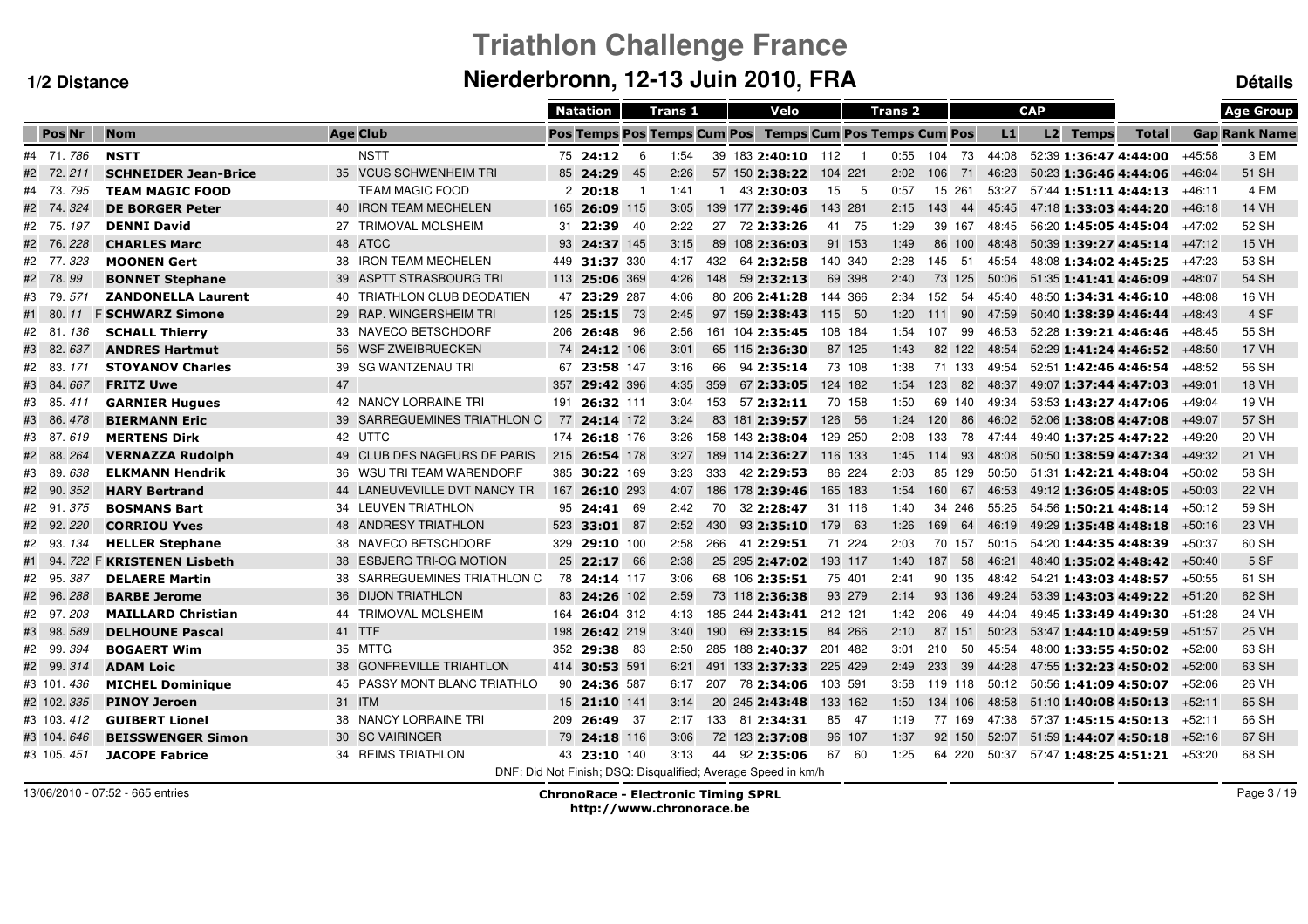# Triathlon Challenge France

## Nierderbronn, 12-13 Juin 2010, FRA

**1/2 Distance** | **Détails**

| | | | | | Natation | | Trans 1 | | | Velo | | | Trans 2 | | | CAP | | | | | Age Group | |
|---|---|---|---|---|---|---|---|---|---|---|---|---|---|---|---|---|---|---|---|---|---|---|
| Pos | Nr | Nom | Age | Club | Pos | Temps | Pos | Temps | Cum | Pos | Temps | Cum | Pos | Temps | Cum | Pos | L1 | L2 | Temps | Total | Gap | Rank Name |
| #4 | 71. 786 | **NSTT** | | NSTT | 75 | **24:12** | 6 | 1:54 | 39 | 183 | **2:40:10** | 112 | 1 | 0:55 | 104 | 73 | 44:08 | 52:39 | **1:36:47** | **4:44:00** | +45:58 | 3 EM |
| #2 | 72. 211 | **SCHNEIDER Jean-Brice** | 35 | VCUS SCHWENHEIM TRI | 85 | **24:29** | 45 | 2:26 | 57 | 150 | **2:38:22** | 104 | 221 | 2:02 | 106 | 71 | 46:23 | 50:23 | **1:36:46** | **4:44:06** | +46:04 | 51 SH |
| #4 | 73. 795 | **TEAM MAGIC FOOD** | | TEAM MAGIC FOOD | 2 | **20:18** | 1 | 1:41 | 1 | 43 | **2:30:03** | 15 | 5 | 0:57 | 15 | 261 | 53:27 | 57:44 | **1:51:11** | **4:44:13** | +46:11 | 4 EM |
| #2 | 74. 324 | **DE BORGER Peter** | 40 | IRON TEAM MECHELEN | 165 | **26:09** | 115 | 3:05 | 139 | 177 | **2:39:46** | 143 | 281 | 2:15 | 143 | 44 | 45:45 | 47:18 | **1:33:03** | **4:44:20** | +46:18 | 14 VH |
| #2 | 75. 197 | **DENNI David** | 27 | TRIMOVAL MOLSHEIM | 31 | **22:39** | 40 | 2:22 | 27 | 72 | **2:33:26** | 41 | 75 | 1:29 | 39 | 167 | 48:45 | 56:20 | **1:45:05** | **4:45:04** | +47:02 | 52 SH |
| #2 | 76. 228 | **CHARLES Marc** | 48 | ATCC | 93 | **24:37** | 145 | 3:15 | 89 | 108 | **2:36:03** | 91 | 153 | 1:49 | 86 | 100 | 48:48 | 50:39 | **1:39:27** | **4:45:14** | +47:12 | 15 VH |
| #2 | 77. 323 | **MOONEN Gert** | 38 | IRON TEAM MECHELEN | 449 | **31:37** | 330 | 4:17 | 432 | 64 | **2:32:58** | 140 | 340 | 2:28 | 145 | 51 | 45:54 | 48:08 | **1:34:02** | **4:45:25** | +47:23 | 53 SH |
| #2 | 78. 99 | **BONNET Stephane** | 39 | ASPTT STRASBOURG TRI | 113 | **25:06** | 369 | 4:26 | 148 | 59 | **2:32:13** | 69 | 398 | 2:40 | 73 | 125 | 50:06 | 51:35 | **1:41:41** | **4:46:09** | +48:07 | 54 SH |
| #3 | 79. 571 | **ZANDONELLA Laurent** | 40 | TRIATHLON CLUB DEODATIEN | 47 | **23:29** | 287 | 4:06 | 80 | 206 | **2:41:28** | 144 | 366 | 2:34 | 152 | 54 | 45:40 | 48:50 | **1:34:31** | **4:46:10** | +48:08 | 16 VH |
| #1 | 80. 11 F | **SCHWARZ Simone** | 29 | RAP. WINGERSHEIM TRI | 125 | **25:15** | 73 | 2:45 | 97 | 159 | **2:38:43** | 115 | 50 | 1:20 | 111 | 90 | 47:59 | 50:40 | **1:38:39** | **4:46:44** | +48:43 | 4 SF |
| #2 | 81. 136 | **SCHALL Thierry** | 33 | NAVECO BETSCHDORF | 206 | **26:48** | 96 | 2:56 | 161 | 104 | **2:35:45** | 108 | 184 | 1:54 | 107 | 99 | 46:53 | 52:28 | **1:39:21** | **4:46:46** | +48:45 | 55 SH |
| #3 | 82. 637 | **ANDRES Hartmut** | 56 | WSF ZWEIBRUECKEN | 74 | **24:12** | 106 | 3:01 | 65 | 115 | **2:36:30** | 87 | 125 | 1:43 | 82 | 122 | 48:54 | 52:29 | **1:41:24** | **4:46:52** | +48:50 | 17 VH |
| #2 | 83. 171 | **STOYANOV Charles** | 39 | SG WANTZENAU TRI | 67 | **23:58** | 147 | 3:16 | 66 | 94 | **2:35:14** | 73 | 108 | 1:38 | 71 | 133 | 49:54 | 52:51 | **1:42:46** | **4:46:54** | +48:52 | 56 SH |
| #3 | 84. 667 | **FRITZ Uwe** | 47 | | 357 | **29:42** | 396 | 4:35 | 359 | 67 | **2:33:05** | 124 | 182 | 1:54 | 123 | 82 | 48:37 | 49:07 | **1:37:44** | **4:47:03** | +49:01 | 18 VH |
| #3 | 85. 411 | **GARNIER Hugues** | 42 | NANCY LORRAINE TRI | 191 | **26:32** | 111 | 3:04 | 153 | 57 | **2:32:11** | 70 | 158 | 1:50 | 69 | 140 | 49:34 | 53:53 | **1:43:27** | **4:47:06** | +49:04 | 19 VH |
| #3 | 86. 478 | **BIERMANN Eric** | 39 | SARREGUEMINES TRIATHLON C | 77 | **24:14** | 172 | 3:24 | 83 | 181 | **2:39:57** | 126 | 56 | 1:24 | 120 | 86 | 46:02 | 52:06 | **1:38:08** | **4:47:08** | +49:07 | 57 SH |
| #3 | 87. 619 | **MERTENS Dirk** | 42 | UTTC | 174 | **26:18** | 176 | 3:26 | 158 | 143 | **2:38:04** | 129 | 250 | 2:08 | 133 | 78 | 47:44 | 49:40 | **1:37:25** | **4:47:22** | +49:20 | 20 VH |
| #2 | 88. 264 | **VERNAZZA Rudolph** | 49 | CLUB DES NAGEURS DE PARIS | 215 | **26:54** | 178 | 3:27 | 189 | 114 | **2:36:27** | 116 | 133 | 1:45 | 114 | 93 | 48:08 | 50:50 | **1:38:59** | **4:47:34** | +49:32 | 21 VH |
| #3 | 89. 638 | **ELKMANN Hendrik** | 36 | WSU TRI TEAM WARENDORF | 385 | **30:22** | 169 | 3:23 | 333 | 42 | **2:29:53** | 86 | 224 | 2:03 | 85 | 129 | 50:50 | 51:31 | **1:42:21** | **4:48:04** | +50:02 | 58 SH |
| #2 | 90. 352 | **HARY Bertrand** | 44 | LANEUVEVILLE DVT NANCY TR | 167 | **26:10** | 293 | 4:07 | 186 | 178 | **2:39:46** | 165 | 183 | 1:54 | 160 | 67 | 46:53 | 49:12 | **1:36:05** | **4:48:05** | +50:03 | 22 VH |
| #2 | 91. 375 | **BOSMANS Bart** | 34 | LEUVEN TRIATHLON | 95 | **24:41** | 69 | 2:42 | 70 | 32 | **2:28:47** | 31 | 116 | 1:40 | 34 | 246 | 55:25 | 54:56 | **1:50:21** | **4:48:14** | +50:12 | 59 SH |
| #2 | 92. 220 | **CORRIOU Yves** | 48 | ANDRESY TRIATHLON | 523 | **33:01** | 87 | 2:52 | 430 | 93 | **2:35:10** | 179 | 63 | 1:26 | 169 | 64 | 46:19 | 49:29 | **1:35:48** | **4:48:18** | +50:16 | 23 VH |
| #2 | 93. 134 | **HELLER Stephane** | 38 | NAVECO BETSCHDORF | 329 | **29:10** | 100 | 2:58 | 266 | 41 | **2:29:51** | 71 | 224 | 2:03 | 70 | 157 | 50:15 | 54:20 | **1:44:35** | **4:48:39** | +50:37 | 60 SH |
| #1 | 94. 722 F | **KRISTENEN Lisbeth** | 38 | ESBJERG TRI-OG MOTION | 25 | **22:17** | 66 | 2:38 | 25 | 295 | **2:47:02** | 193 | 117 | 1:40 | 187 | 58 | 46:21 | 48:40 | **1:35:02** | **4:48:42** | +50:40 | 5 SF |
| #2 | 95. 387 | **DELAERE Martin** | 38 | SARREGUEMINES TRIATHLON C | 78 | **24:14** | 117 | 3:06 | 68 | 106 | **2:35:51** | 75 | 401 | 2:41 | 90 | 135 | 48:42 | 54:21 | **1:43:03** | **4:48:57** | +50:55 | 61 SH |
| #2 | 96. 288 | **BARBE Jerome** | 36 | DIJON TRIATHLON | 83 | **24:26** | 102 | 2:59 | 73 | 118 | **2:36:38** | 93 | 279 | 2:14 | 93 | 136 | 49:24 | 53:39 | **1:43:03** | **4:49:22** | +51:20 | 62 SH |
| #2 | 97. 203 | **MAILLARD Christian** | 44 | TRIMOVAL MOLSHEIM | 164 | **26:04** | 312 | 4:10 | 185 | 244 | **2:43:41** | 212 | 121 | 1:42 | 206 | 49 | 44:04 | 49:45 | **1:33:49** | **4:49:30** | +51:28 | 24 VH |
| #3 | 98. 589 | **DELHOUNE Pascal** | 41 | TTF | 198 | **26:42** | 219 | 3:40 | 190 | 69 | **2:33:15** | 84 | 266 | 2:10 | 87 | 151 | 50:23 | 53:47 | **1:44:10** | **4:49:59** | +51:57 | 25 VH |
| #2 | 99. 394 | **BOGAERT Wim** | 35 | MTTG | 352 | **29:38** | 83 | 2:50 | 285 | 188 | **2:40:37** | 201 | 482 | 3:01 | 210 | 50 | 45:54 | 48:00 | **1:33:55** | **4:50:02** | +52:00 | 63 SH |
| #2 | 99. 314 | **ADAM Loic** | 38 | GONFREVILLE TRIAHTLON | 414 | **30:53** | 591 | 6:21 | 491 | 133 | **2:37:33** | 225 | 429 | 2:49 | 233 | 39 | 44:28 | 47:55 | **1:32:23** | **4:50:02** | +52:00 | 63 SH |
| #3 | 101. 436 | **MICHEL Dominique** | 45 | PASSY MONT BLANC TRIATHLO | 90 | **24:36** | 587 | 6:17 | 207 | 78 | **2:34:06** | 103 | 591 | 3:58 | 119 | 118 | 50:12 | 50:56 | **1:41:09** | **4:50:07** | +52:06 | 26 VH |
| #2 | 102. 335 | **PINOY Jeroen** | 31 | ITM | 15 | **21:10** | 141 | 3:14 | 20 | 245 | **2:43:48** | 133 | 162 | 1:50 | 134 | 106 | 48:58 | 51:10 | **1:40:08** | **4:50:13** | +52:11 | 65 SH |
| #3 | 103. 412 | **GUIBERT Lionel** | 38 | NANCY LORRAINE TRI | 209 | **26:49** | 37 | 2:17 | 133 | 81 | **2:34:31** | 85 | 47 | 1:19 | 77 | 169 | 47:38 | 57:37 | **1:45:15** | **4:50:13** | +52:11 | 66 SH |
| #3 | 104. 646 | **BEISSWENGER Simon** | 30 | SC VAIRINGER | 79 | **24:18** | 116 | 3:06 | 72 | 123 | **2:37:08** | 96 | 107 | 1:37 | 92 | 150 | 52:07 | 51:59 | **1:44:07** | **4:50:18** | +52:16 | 67 SH |
| #3 | 105. 451 | **JACOPE Fabrice** | 34 | REIMS TRIATHLON | 43 | **23:10** | 140 | 3:13 | 44 | 92 | **2:35:06** | 67 | 60 | 1:25 | 64 | 220 | 50:37 | 57:47 | **1:48:25** | **4:51:21** | +53:20 | 68 SH |

DNF: Did Not Finish; DSQ: Disqualified; Average Speed in km/h

13/06/2010 - 07:52 - 665 entries

**ChronoRace - Electronic Timing SPRL**
**http://www.chronorace.be**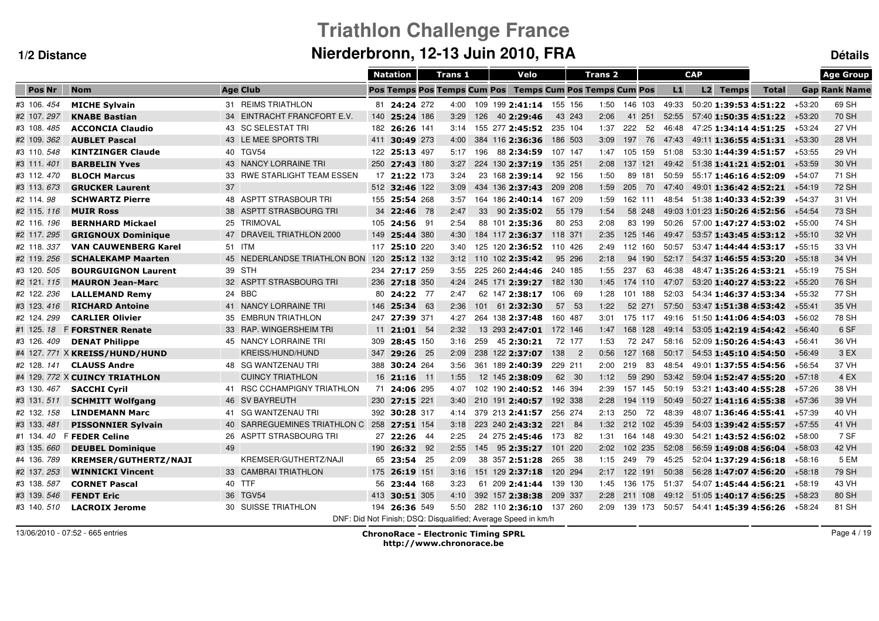# Triathlon Challenge France

## Nierderbronn, 12-13 Juin 2010, FRA

**1/2 Distance** | **Détails**

| | | | | Natation | | Trans 1 | | | Velo | | | Trans 2 | | | CAP | | | | | Age Group | |
|---|---|---|---|---|---|---|---|---|---|---|---|---|---|---|---|---|---|---|---|---|---|
| Pos Nr | Nom | Age | Club | Pos | Temps | Pos | Temps | Cum | Pos | Temps | Cum | Pos | Temps | Cum | Pos | L1 | L2 | Temps | Total | Gap | Rank Name |
| #3 106. *454* | **MICHE Sylvain** | 31 | REIMS TRIATHLON | 81 | **24:24** | 272 | 4:00 | 109 | 199 | **2:41:14** | 155 | 156 | 1:50 | 146 | 103 | 49:33 | 50:20 | **1:39:53** | **4:51:22** | +53:20 | 69 SH |
| #2 107. *297* | **KNABE Bastian** | 34 | EINTRACHT FRANCFORT E.V. | 140 | **25:24** | 186 | 3:29 | 126 | 40 | **2:29:46** | 43 | 243 | 2:06 | 41 | 251 | 52:55 | 57:40 | **1:50:35** | **4:51:22** | +53:20 | 70 SH |
| #3 108. *485* | **ACCONCIA Claudio** | 43 | SC SELESTAT TRI | 182 | **26:26** | 141 | 3:14 | 155 | 277 | **2:45:52** | 235 | 104 | 1:37 | 222 | 52 | 46:48 | 47:25 | **1:34:14** | **4:51:25** | +53:24 | 27 VH |
| #2 109. *362* | **AUBLET Pascal** | 43 | LE MEE SPORTS TRI | 411 | **30:49** | 273 | 4:00 | 384 | 116 | **2:36:36** | 186 | 503 | 3:09 | 197 | 76 | 47:43 | 49:11 | **1:36:55** | **4:51:31** | +53:30 | 28 VH |
| #3 110. *548* | **KINTZINGER Claude** | 40 | TGV54 | 122 | **25:13** | 497 | 5:17 | 196 | 88 | **2:34:59** | 107 | 147 | 1:47 | 105 | 159 | 51:08 | 53:30 | **1:44:39** | **4:51:57** | +53:55 | 29 VH |
| #3 111. *401* | **BARBELIN Yves** | 43 | NANCY LORRAINE TRI | 250 | **27:43** | 180 | 3:27 | 224 | 130 | **2:37:19** | 135 | 251 | 2:08 | 137 | 121 | 49:42 | 51:38 | **1:41:21** | **4:52:01** | +53:59 | 30 VH |
| #3 112. *470* | **BLOCH Marcus** | 33 | RWE STARLIGHT TEAM ESSEN | 17 | **21:22** | 173 | 3:24 | 23 | 168 | **2:39:14** | 92 | 156 | 1:50 | 89 | 181 | 50:59 | 55:17 | **1:46:16** | **4:52:09** | +54:07 | 71 SH |
| #3 113. *673* | **GRUCKER Laurent** | 37 | | 512 | **32:46** | 122 | 3:09 | 434 | 136 | **2:37:43** | 209 | 208 | 1:59 | 205 | 70 | 47:40 | 49:01 | **1:36:42** | **4:52:21** | +54:19 | 72 SH |
| #2 114. *98* | **SCHWARTZ Pierre** | 48 | ASPTT STRASBOUR TRI | 155 | **25:54** | 268 | 3:57 | 164 | 186 | **2:40:14** | 167 | 209 | 1:59 | 162 | 111 | 48:54 | 51:38 | **1:40:33** | **4:52:39** | +54:37 | 31 VH |
| #2 115. *116* | **MUIR Ross** | 38 | ASPTT STRASBOURG TRI | 34 | **22:46** | 78 | 2:47 | 33 | 90 | **2:35:02** | 55 | 179 | 1:54 | 58 | 248 | 49:03 | 1:01:23 | **1:50:26** | **4:52:56** | +54:54 | 73 SH |
| #2 116. *196* | **BERNHARD Mickael** | 25 | TRIMOVAL | 105 | **24:56** | 91 | 2:54 | 88 | 101 | **2:35:36** | 80 | 253 | 2:08 | 83 | 199 | 50:26 | 57:00 | **1:47:27** | **4:53:02** | +55:00 | 74 SH |
| #2 117. *295* | **GRIGNOUX Dominique** | 47 | DRAVEIL TRIATHLON 2000 | 149 | **25:44** | 380 | 4:30 | 184 | 117 | **2:36:37** | 118 | 371 | 2:35 | 125 | 146 | 49:47 | 53:57 | **1:43:45** | **4:53:12** | +55:10 | 32 VH |
| #2 118. *337* | **VAN CAUWENBERG Karel** | 51 | ITM | 117 | **25:10** | 220 | 3:40 | 125 | 120 | **2:36:52** | 110 | 426 | 2:49 | 112 | 160 | 50:57 | 53:47 | **1:44:44** | **4:53:17** | +55:15 | 33 VH |
| #2 119. *256* | **SCHALEKAMP Maarten** | 45 | NEDERLANDSE TRIATHLON BON | 120 | **25:12** | 132 | 3:12 | 110 | 102 | **2:35:42** | 95 | 296 | 2:18 | 94 | 190 | 52:17 | 54:37 | **1:46:55** | **4:53:20** | +55:18 | 34 VH |
| #3 120. *505* | **BOURGUIGNON Laurent** | 39 | STH | 234 | **27:17** | 259 | 3:55 | 225 | 260 | **2:44:46** | 240 | 185 | 1:55 | 237 | 63 | 46:38 | 48:47 | **1:35:26** | **4:53:21** | +55:19 | 75 SH |
| #2 121. *115* | **MAURON Jean-Marc** | 32 | ASPTT STRASBOURG TRI | 236 | **27:18** | 350 | 4:24 | 245 | 171 | **2:39:27** | 182 | 130 | 1:45 | 174 | 110 | 47:07 | 53:20 | **1:40:27** | **4:53:22** | +55:20 | 76 SH |
| #2 122. *236* | **LALLEMAND Remy** | 24 | BBC | 80 | **24:22** | 77 | 2:47 | 62 | 147 | **2:38:17** | 106 | 69 | 1:28 | 101 | 188 | 52:03 | 54:34 | **1:46:37** | **4:53:34** | +55:32 | 77 SH |
| #3 123. *416* | **RICHARD Antoine** | 41 | NANCY LORRAINE TRI | 146 | **25:34** | 63 | 2:36 | 101 | 61 | **2:32:30** | 57 | 53 | 1:22 | 52 | 271 | 57:50 | 53:47 | **1:51:38** | **4:53:42** | +55:41 | 35 VH |
| #2 124. *299* | **CARLIER Olivier** | 35 | EMBRUN TRIATHLON | 247 | **27:39** | 371 | 4:27 | 264 | 138 | **2:37:48** | 160 | 487 | 3:01 | 175 | 117 | 49:16 | 51:50 | **1:41:06** | **4:54:03** | +56:02 | 78 SH |
| #1 125. *18* F | **FORSTNER Renate** | 33 | RAP. WINGERSHEIM TRI | 11 | **21:01** | 54 | 2:32 | 13 | 293 | **2:47:01** | 172 | 146 | 1:47 | 168 | 128 | 49:14 | 53:05 | **1:42:19** | **4:54:42** | +56:40 | 6 SF |
| #3 126. *409* | **DENAT Philippe** | 45 | NANCY LORRAINE TRI | 309 | **28:45** | 150 | 3:16 | 259 | 45 | **2:30:21** | 72 | 177 | 1:53 | 72 | 247 | 58:16 | 52:09 | **1:50:26** | **4:54:43** | +56:41 | 36 VH |
| #4 127. *771* X | **KREISS/HUND/HUND** | | KREISS/HUND/HUND | 347 | **29:26** | 25 | 2:09 | 238 | 122 | **2:37:07** | 138 | 2 | 0:56 | 127 | 168 | 50:17 | 54:53 | **1:45:10** | **4:54:50** | +56:49 | 3 EX |
| #2 128. *141* | **CLAUSS Andre** | 48 | SG WANTZENAU TRI | 388 | **30:24** | 264 | 3:56 | 361 | 189 | **2:40:39** | 229 | 211 | 2:00 | 219 | 83 | 48:54 | 49:01 | **1:37:55** | **4:54:56** | +56:54 | 37 VH |
| #4 129. *772* X | **CUINCY TRIATHLON** | | CUINCY TRIATHLON | 16 | **21:16** | 11 | 1:55 | 12 | 145 | **2:38:09** | 62 | 30 | 1:12 | 59 | 290 | 53:42 | 59:04 | **1:52:47** | **4:55:20** | +57:18 | 4 EX |
| #3 130. *467* | **SACCHI Cyril** | 41 | RSC CCHAMPIGNY TRIATHLON | 71 | **24:06** | 295 | 4:07 | 102 | 190 | **2:40:52** | 146 | 394 | 2:39 | 157 | 145 | 50:19 | 53:21 | **1:43:40** | **4:55:28** | +57:26 | 38 VH |
| #3 131. *511* | **SCHMITT Wolfgang** | 46 | SV BAYREUTH | 230 | **27:15** | 221 | 3:40 | 210 | 191 | **2:40:57** | 192 | 338 | 2:28 | 194 | 119 | 50:49 | 50:27 | **1:41:16** | **4:55:38** | +57:36 | 39 VH |
| #2 132. *158* | **LINDEMANN Marc** | 41 | SG WANTZENAU TRI | 392 | **30:28** | 317 | 4:14 | 379 | 213 | **2:41:57** | 256 | 274 | 2:13 | 250 | 72 | 48:39 | 48:07 | **1:36:46** | **4:55:41** | +57:39 | 40 VH |
| #3 133. *481* | **PISSONNIER Sylvain** | 40 | SARREGUEMINES TRIATHLON C | 258 | **27:51** | 154 | 3:18 | 223 | 240 | **2:43:32** | 221 | 84 | 1:32 | 212 | 102 | 45:39 | 54:03 | **1:39:42** | **4:55:57** | +57:55 | 41 VH |
| #1 134. *40* F | **FEDER Celine** | 26 | ASPTT STRASBOURG TRI | 27 | **22:26** | 44 | 2:25 | 24 | 275 | **2:45:46** | 173 | 82 | 1:31 | 164 | 148 | 49:30 | 54:21 | **1:43:52** | **4:56:02** | +58:00 | 7 SF |
| #3 135. *660* | **DEUBEL Dominique** | 49 | | 190 | **26:32** | 92 | 2:55 | 145 | 95 | **2:35:27** | 101 | 220 | 2:02 | 102 | 235 | 52:08 | 56:59 | **1:49:08** | **4:56:04** | +58:03 | 42 VH |
| #4 136. *789* | **KREMSER/GUTHERTZ/NAJI** | | KREMSER/GUTHERTZ/NAJI | 65 | **23:54** | 25 | 2:09 | 38 | 357 | **2:51:28** | 265 | 38 | 1:15 | 249 | 79 | 45:25 | 52:04 | **1:37:29** | **4:56:18** | +58:16 | 5 EM |
| #2 137. *253* | **WINNICKI Vincent** | 33 | CAMBRAI TRIATHLON | 175 | **26:19** | 151 | 3:16 | 151 | 129 | **2:37:18** | 120 | 294 | 2:17 | 122 | 191 | 50:38 | 56:28 | **1:47:07** | **4:56:20** | +58:18 | 79 SH |
| #3 138. *587* | **CORNET Pascal** | 40 | TTF | 56 | **23:44** | 168 | 3:23 | 61 | 209 | **2:41:44** | 139 | 130 | 1:45 | 136 | 175 | 51:37 | 54:07 | **1:45:44** | **4:56:21** | +58:19 | 43 VH |
| #3 139. *546* | **FENDT Eric** | 36 | TGV54 | 413 | **30:51** | 305 | 4:10 | 392 | 157 | **2:38:38** | 209 | 337 | 2:28 | 211 | 108 | 49:12 | 51:05 | **1:40:17** | **4:56:25** | +58:23 | 80 SH |
| #3 140. *510* | **LACROIX Jerome** | 30 | SUISSE TRIATHLON | 194 | **26:36** | 549 | 5:50 | 282 | 110 | **2:36:10** | 137 | 260 | 2:09 | 139 | 173 | 50:57 | 54:41 | **1:45:39** | **4:56:26** | +58:24 | 81 SH |

DNF: Did Not Finish; DSQ: Disqualified; Average Speed in km/h

13/06/2010 - 07:52 - 665 entries

**ChronoRace - Electronic Timing SPRL**
**http://www.chronorace.be**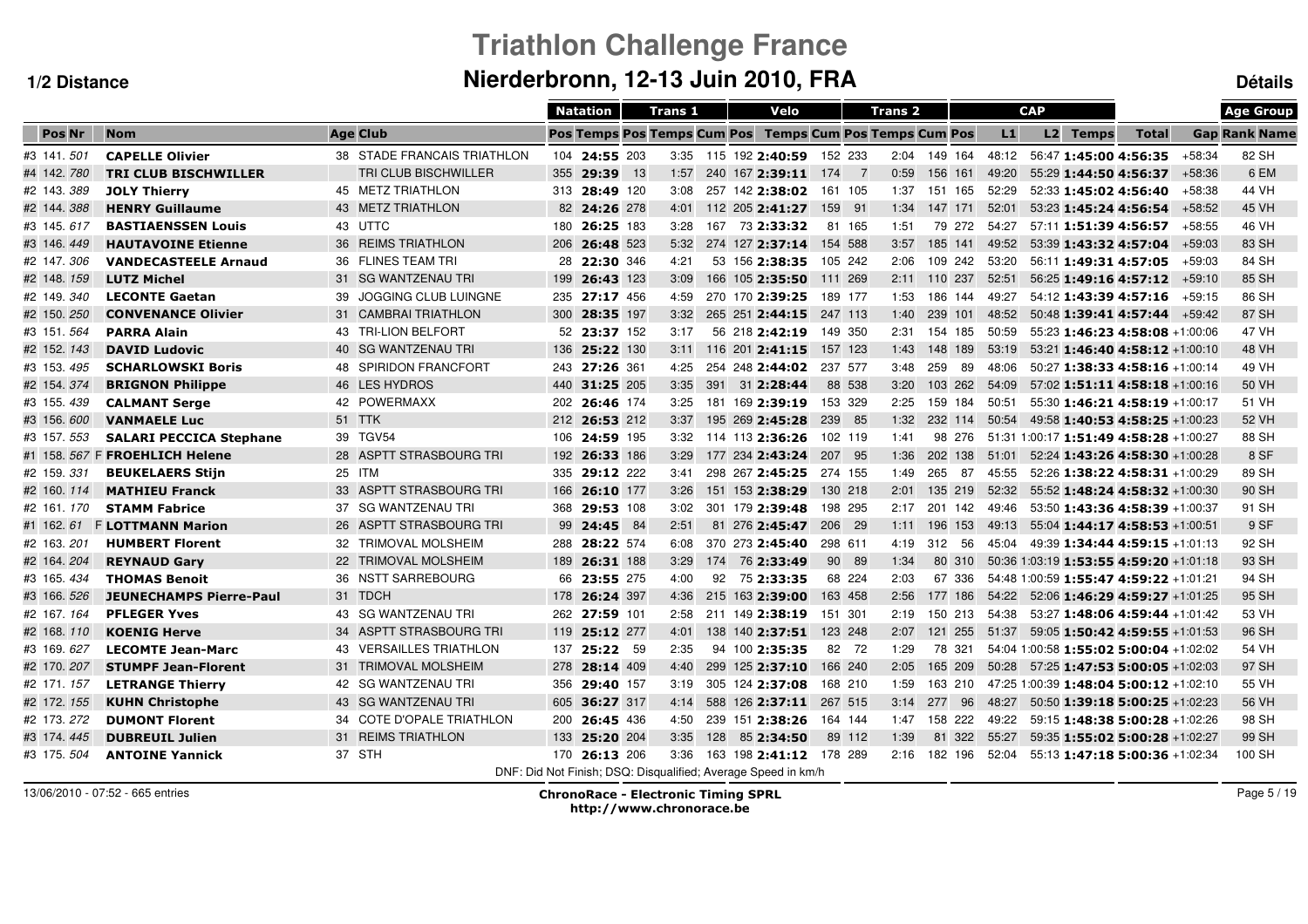# Triathlon Challenge France

## Nierderbronn, 12-13 Juin 2010, FRA

**1/2 Distance** — **Détails**

| | | | | | Natation | | Trans 1 | | | Velo | | | Trans 2 | | | CAP | | | | | Age Group | |
|---|---|---|---|---|---|---|---|---|---|---|---|---|---|---|---|---|---|---|---|---|---|---|
| Pos | Nr | Nom | Age | Club | Pos | Temps | Pos | Temps | Cum Pos | Pos | Temps | Cum Pos | Pos | Temps | Cum Pos | L1 | L2 | Temps | Total | Gap | Rank | Name |
| #3 141. | 501 | **CAPELLE Olivier** | 38 | STADE FRANCAIS TRIATHLON | 104 | **24:55** | 203 | 3:35 | 115 | 192 | **2:40:59** | 152 | 233 | 2:04 | 149 | 164 | 48:12 | 56:47 | **1:45:00** | **4:56:35** | +58:34 | 82 | SH |
| #4 142. | 780 | **TRI CLUB BISCHWILLER** | | TRI CLUB BISCHWILLER | 355 | **29:39** | 13 | 1:57 | 240 | 167 | **2:39:11** | 174 | 7 | 0:59 | 156 | 161 | 49:20 | 55:29 | **1:44:50** | **4:56:37** | +58:36 | 6 | EM |
| #2 143. | 389 | **JOLY Thierry** | 45 | METZ TRIATHLON | 313 | **28:49** | 120 | 3:08 | 257 | 142 | **2:38:02** | 161 | 105 | 1:37 | 151 | 165 | 52:29 | 52:33 | **1:45:02** | **4:56:40** | +58:38 | 44 | VH |
| #2 144. | 388 | **HENRY Guillaume** | 43 | METZ TRIATHLON | 82 | **24:26** | 278 | 4:01 | 112 | 205 | **2:41:27** | 159 | 91 | 1:34 | 147 | 171 | 52:01 | 53:23 | **1:45:24** | **4:56:54** | +58:52 | 45 | VH |
| #3 145. | 617 | **BASTIAENSSEN Louis** | 43 | UTTC | 180 | **26:25** | 183 | 3:28 | 167 | 73 | **2:33:32** | 81 | 165 | 1:51 | 79 | 272 | 54:27 | 57:11 | **1:51:39** | **4:56:57** | +58:55 | 46 | VH |
| #3 146. | 449 | **HAUTAVOINE Etienne** | 36 | REIMS TRIATHLON | 206 | **26:48** | 523 | 5:32 | 274 | 127 | **2:37:14** | 154 | 588 | 3:57 | 185 | 141 | 49:52 | 53:39 | **1:43:32** | **4:57:04** | +59:03 | 83 | SH |
| #2 147. | 306 | **VANDECASTEELE Arnaud** | 36 | FLINES TEAM TRI | 28 | **22:30** | 346 | 4:21 | 53 | 156 | **2:38:35** | 105 | 242 | 2:06 | 109 | 242 | 53:20 | 56:11 | **1:49:31** | **4:57:05** | +59:03 | 84 | SH |
| #2 148. | 159 | **LUTZ Michel** | 31 | SG WANTZENAU TRI | 199 | **26:43** | 123 | 3:09 | 166 | 105 | **2:35:50** | 111 | 269 | 2:11 | 110 | 237 | 52:51 | 56:25 | **1:49:16** | **4:57:12** | +59:10 | 85 | SH |
| #2 149. | 340 | **LECONTE Gaetan** | 39 | JOGGING CLUB LUINGNE | 235 | **27:17** | 456 | 4:59 | 270 | 170 | **2:39:25** | 189 | 177 | 1:53 | 186 | 144 | 49:27 | 54:12 | **1:43:39** | **4:57:16** | +59:15 | 86 | SH |
| #2 150. | 250 | **CONVENANCE Olivier** | 31 | CAMBRAI TRIATHLON | 300 | **28:35** | 197 | 3:32 | 265 | 251 | **2:44:15** | 247 | 113 | 1:40 | 239 | 101 | 48:52 | 50:48 | **1:39:41** | **4:57:44** | +59:42 | 87 | SH |
| #3 151. | 564 | **PARRA Alain** | 43 | TRI-LION BELFORT | 52 | **23:37** | 152 | 3:17 | 56 | 218 | **2:42:19** | 149 | 350 | 2:31 | 154 | 185 | 50:59 | 55:23 | **1:46:23** | **4:58:08** | +1:00:06 | 47 | VH |
| #2 152. | 143 | **DAVID Ludovic** | 40 | SG WANTZENAU TRI | 136 | **25:22** | 130 | 3:11 | 116 | 201 | **2:41:15** | 157 | 123 | 1:43 | 148 | 189 | 53:19 | 53:21 | **1:46:40** | **4:58:12** | +1:00:10 | 48 | VH |
| #3 153. | 495 | **SCHARLOWSKI Boris** | 48 | SPIRIDON FRANCFORT | 243 | **27:26** | 361 | 4:25 | 254 | 248 | **2:44:02** | 237 | 577 | 3:48 | 259 | 89 | 48:06 | 50:27 | **1:38:33** | **4:58:16** | +1:00:14 | 49 | VH |
| #2 154. | 374 | **BRIGNON Philippe** | 46 | LES HYDROS | 440 | **31:25** | 205 | 3:35 | 391 | 31 | **2:28:44** | 88 | 538 | 3:20 | 103 | 262 | 54:09 | 57:02 | **1:51:11** | **4:58:18** | +1:00:16 | 50 | VH |
| #3 155. | 439 | **CALMANT Serge** | 42 | POWERMAXX | 202 | **26:46** | 174 | 3:25 | 181 | 169 | **2:39:19** | 153 | 329 | 2:25 | 159 | 184 | 50:51 | 55:30 | **1:46:21** | **4:58:19** | +1:00:17 | 51 | VH |
| #3 156. | 600 | **VANMAELE Luc** | 51 | TTK | 212 | **26:53** | 212 | 3:37 | 195 | 269 | **2:45:28** | 239 | 85 | 1:32 | 232 | 114 | 50:54 | 49:58 | **1:40:53** | **4:58:25** | +1:00:23 | 52 | VH |
| #3 157. | 553 | **SALARI PECCICA Stephane** | 39 | TGV54 | 106 | **24:59** | 195 | 3:32 | 114 | 113 | **2:36:26** | 102 | 119 | 1:41 | 98 | 276 | 51:31 | 1:00:17 | **1:51:49** | **4:58:28** | +1:00:27 | 88 | SH |
| #1 158. | 567 F | **FROEHLICH Helene** | 28 | ASPTT STRASBOURG TRI | 192 | **26:33** | 186 | 3:29 | 177 | 234 | **2:43:24** | 207 | 95 | 1:36 | 202 | 138 | 51:01 | 52:24 | **1:43:26** | **4:58:30** | +1:00:28 | 8 | SF |
| #2 159. | 331 | **BEUKELAERS Stijn** | 25 | ITM | 335 | **29:12** | 222 | 3:41 | 298 | 267 | **2:45:25** | 274 | 155 | 1:49 | 265 | 87 | 45:55 | 52:26 | **1:38:22** | **4:58:31** | +1:00:29 | 89 | SH |
| #2 160. | 114 | **MATHIEU Franck** | 33 | ASPTT STRASBOURG TRI | 166 | **26:10** | 177 | 3:26 | 151 | 153 | **2:38:29** | 130 | 218 | 2:01 | 135 | 219 | 52:32 | 55:52 | **1:48:24** | **4:58:32** | +1:00:30 | 90 | SH |
| #2 161. | 170 | **STAMM Fabrice** | 37 | SG WANTZENAU TRI | 368 | **29:53** | 108 | 3:02 | 301 | 179 | **2:39:48** | 198 | 295 | 2:17 | 201 | 142 | 49:46 | 53:50 | **1:43:36** | **4:58:39** | +1:00:37 | 91 | SH |
| #1 162. | 61 F | **LOTTMANN Marion** | 26 | ASPTT STRASBOURG TRI | 99 | **24:45** | 84 | 2:51 | 81 | 276 | **2:45:47** | 206 | 29 | 1:11 | 196 | 153 | 49:13 | 55:04 | **1:44:17** | **4:58:53** | +1:00:51 | 9 | SF |
| #2 163. | 201 | **HUMBERT Florent** | 32 | TRIMOVAL MOLSHEIM | 288 | **28:22** | 574 | 6:08 | 370 | 273 | **2:45:40** | 298 | 611 | 4:19 | 312 | 56 | 45:04 | 49:39 | **1:34:44** | **4:59:15** | +1:01:13 | 92 | SH |
| #2 164. | 204 | **REYNAUD Gary** | 22 | TRIMOVAL MOLSHEIM | 189 | **26:31** | 188 | 3:29 | 174 | 76 | **2:33:49** | 90 | 89 | 1:34 | 80 | 310 | 50:36 | 1:03:19 | **1:53:55** | **4:59:20** | +1:01:18 | 93 | SH |
| #3 165. | 434 | **THOMAS Benoit** | 36 | NSTT SARREBOURG | 66 | **23:55** | 275 | 4:00 | 92 | 75 | **2:33:35** | 68 | 224 | 2:03 | 67 | 336 | 54:48 | 1:00:59 | **1:55:47** | **4:59:22** | +1:01:21 | 94 | SH |
| #3 166. | 526 | **JEUNECHAMPS Pierre-Paul** | 31 | TDCH | 178 | **26:24** | 397 | 4:36 | 215 | 163 | **2:39:00** | 163 | 458 | 2:56 | 177 | 186 | 54:22 | 52:06 | **1:46:29** | **4:59:27** | +1:01:25 | 95 | SH |
| #2 167. | 164 | **PFLEGER Yves** | 43 | SG WANTZENAU TRI | 262 | **27:59** | 101 | 2:58 | 211 | 149 | **2:38:19** | 151 | 301 | 2:19 | 150 | 213 | 54:38 | 53:27 | **1:48:06** | **4:59:44** | +1:01:42 | 53 | VH |
| #2 168. | 110 | **KOENIG Herve** | 34 | ASPTT STRASBOURG TRI | 119 | **25:12** | 277 | 4:01 | 138 | 140 | **2:37:51** | 123 | 248 | 2:07 | 121 | 255 | 51:37 | 59:05 | **1:50:42** | **4:59:55** | +1:01:53 | 96 | SH |
| #3 169. | 627 | **LECOMTE Jean-Marc** | 43 | VERSAILLES TRIATHLON | 137 | **25:22** | 59 | 2:35 | 94 | 100 | **2:35:35** | 82 | 72 | 1:29 | 78 | 321 | 54:04 | 1:00:58 | **1:55:02** | **5:00:04** | +1:02:02 | 54 | VH |
| #2 170. | 207 | **STUMPF Jean-Florent** | 31 | TRIMOVAL MOLSHEIM | 278 | **28:14** | 409 | 4:40 | 299 | 125 | **2:37:10** | 166 | 240 | 2:05 | 165 | 209 | 50:28 | 57:25 | **1:47:53** | **5:00:05** | +1:02:03 | 97 | SH |
| #2 171. | 157 | **LETRANGE Thierry** | 42 | SG WANTZENAU TRI | 356 | **29:40** | 157 | 3:19 | 305 | 124 | **2:37:08** | 168 | 210 | 1:59 | 163 | 210 | 47:25 | 1:00:39 | **1:48:04** | **5:00:12** | +1:02:10 | 55 | VH |
| #2 172. | 155 | **KUHN Christophe** | 43 | SG WANTZENAU TRI | 605 | **36:27** | 317 | 4:14 | 588 | 126 | **2:37:11** | 267 | 515 | 3:14 | 277 | 96 | 48:27 | 50:50 | **1:39:18** | **5:00:25** | +1:02:23 | 56 | VH |
| #2 173. | 272 | **DUMONT Florent** | 34 | COTE D'OPALE TRIATHLON | 200 | **26:45** | 436 | 4:50 | 239 | 151 | **2:38:26** | 164 | 144 | 1:47 | 158 | 222 | 49:22 | 59:15 | **1:48:38** | **5:00:28** | +1:02:26 | 98 | SH |
| #3 174. | 445 | **DUBREUIL Julien** | 31 | REIMS TRIATHLON | 133 | **25:20** | 204 | 3:35 | 128 | 85 | **2:34:50** | 89 | 112 | 1:39 | 81 | 322 | 55:27 | 59:35 | **1:55:02** | **5:00:28** | +1:02:27 | 99 | SH |
| #3 175. | 504 | **ANTOINE Yannick** | 37 | STH | 170 | **26:13** | 206 | 3:36 | 163 | 198 | **2:41:12** | 178 | 289 | 2:16 | 182 | 196 | 52:04 | 55:13 | **1:47:18** | **5:00:36** | +1:02:34 | 100 | SH |

DNF: Did Not Finish; DSQ: Disqualified; Average Speed in km/h

13/06/2010 - 07:52 - 665 entries

**ChronoRace - Electronic Timing SPRL**
**http://www.chronorace.be**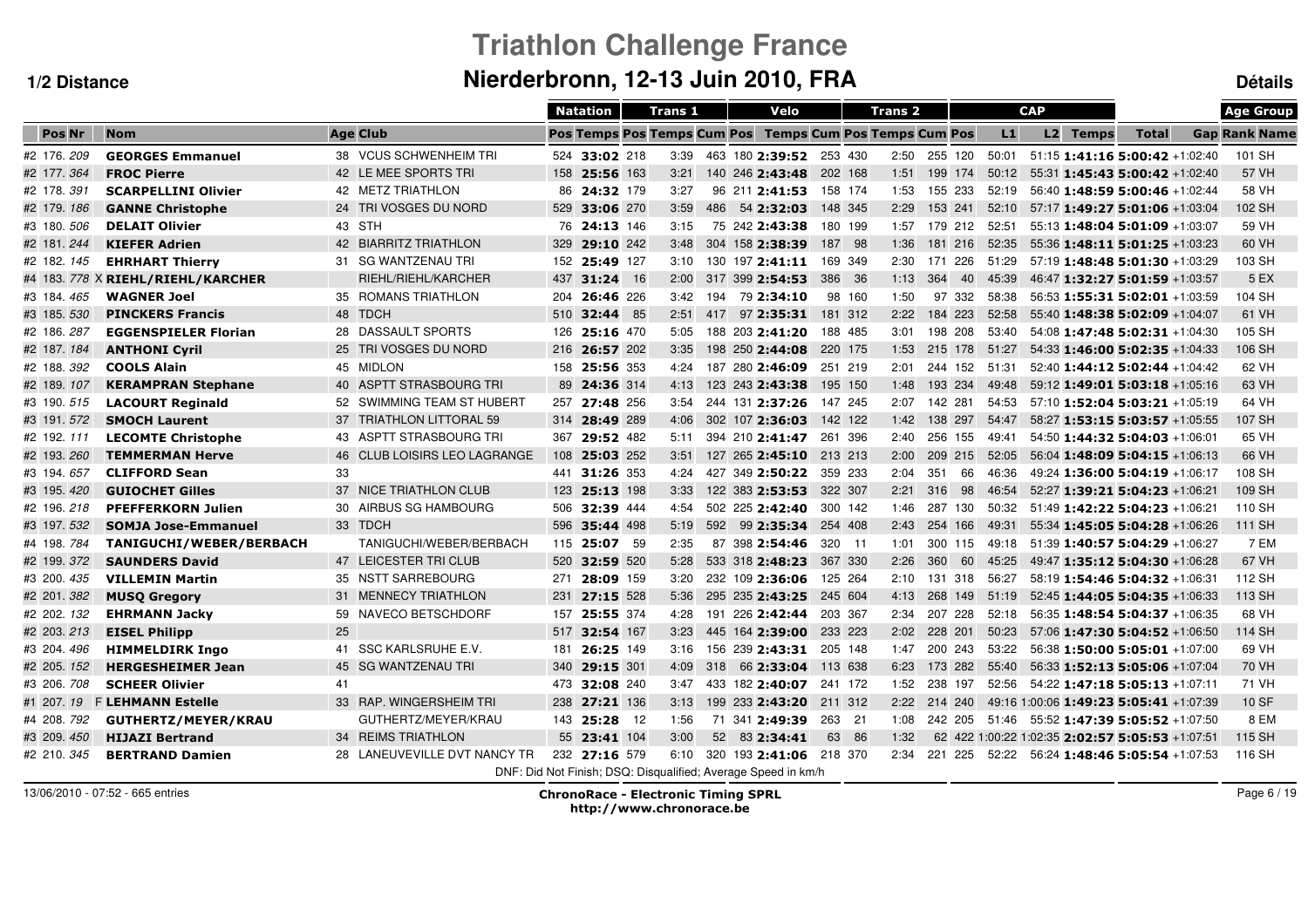# Triathlon Challenge France

## Nierderbronn, 12-13 Juin 2010, FRA

**1/2 Distance** — **Détails**

| | | | | | Natation | | Trans 1 | | | Velo | | | Trans 2 | | | CAP | | | | | Age Group | |
|---|---|---|---|---|---|---|---|---|---|---|---|---|---|---|---|---|---|---|---|---|---|---|
| Pos | Nr | Nom | Age | Club | Pos | Temps | Pos | Temps | Cum | Pos | Temps | Cum | Pos | Temps | Cum | Pos | L1 | L2 | Temps | Total | Gap | Rank Name |
| #2 176. | *209* | **GEORGES Emmanuel** | 38 | VCUS SCHWENHEIM TRI | 524 | **33:02** | 218 | 3:39 | 463 | 180 | **2:39:52** | 253 | 430 | 2:50 | 255 | 120 | 50:01 | 51:15 | **1:41:16** | **5:00:42** | +1:02:40 | 101 SH |
| #2 177. | *364* | **FROC Pierre** | 42 | LE MEE SPORTS TRI | 158 | **25:56** | 163 | 3:21 | 140 | 246 | **2:43:48** | 202 | 168 | 1:51 | 199 | 174 | 50:12 | 55:31 | **1:45:43** | **5:00:42** | +1:02:40 | 57 VH |
| #2 178. | *391* | **SCARPELLINI Olivier** | 42 | METZ TRIATHLON | 86 | **24:32** | 179 | 3:27 | 96 | 211 | **2:41:53** | 158 | 174 | 1:53 | 155 | 233 | 52:19 | 56:40 | **1:48:59** | **5:00:46** | +1:02:44 | 58 VH |
| #2 179. | *186* | **GANNE Christophe** | 24 | TRI VOSGES DU NORD | 529 | **33:06** | 270 | 3:59 | 486 | 54 | **2:32:03** | 148 | 345 | 2:29 | 153 | 241 | 52:10 | 57:17 | **1:49:27** | **5:01:06** | +1:03:04 | 102 SH |
| #3 180. | *506* | **DELAIT Olivier** | 43 | STH | 76 | **24:13** | 146 | 3:15 | 75 | 242 | **2:43:38** | 180 | 199 | 1:57 | 179 | 212 | 52:51 | 55:13 | **1:48:04** | **5:01:09** | +1:03:07 | 59 VH |
| #2 181. | *244* | **KIEFER Adrien** | 42 | BIARRITZ TRIATHLON | 329 | **29:10** | 242 | 3:48 | 304 | 158 | **2:38:39** | 187 | 98 | 1:36 | 181 | 216 | 52:35 | 55:36 | **1:48:11** | **5:01:25** | +1:03:23 | 60 VH |
| #2 182. | *145* | **EHRHART Thierry** | 31 | SG WANTZENAU TRI | 152 | **25:49** | 127 | 3:10 | 130 | 197 | **2:41:11** | 169 | 349 | 2:30 | 171 | 226 | 51:29 | 57:19 | **1:48:48** | **5:01:30** | +1:03:29 | 103 SH |
| #4 183. | *778* X | **RIEHL/RIEHL/KARCHER** | | RIEHL/RIEHL/KARCHER | 437 | **31:24** | 16 | 2:00 | 317 | 399 | **2:54:53** | 386 | 36 | 1:13 | 364 | 40 | 45:39 | 46:47 | **1:32:27** | **5:01:59** | +1:03:57 | 5 EX |
| #3 184. | *465* | **WAGNER Joel** | 35 | ROMANS TRIATHLON | 204 | **26:46** | 226 | 3:42 | 194 | 79 | **2:34:10** | 98 | 160 | 1:50 | 97 | 332 | 58:38 | 56:53 | **1:55:31** | **5:02:01** | +1:03:59 | 104 SH |
| #3 185. | *530* | **PINCKERS Francis** | 48 | TDCH | 510 | **32:44** | 85 | 2:51 | 417 | 97 | **2:35:31** | 181 | 312 | 2:22 | 184 | 223 | 52:58 | 55:40 | **1:48:38** | **5:02:09** | +1:04:07 | 61 VH |
| #2 186. | *287* | **EGGENSPIELER Florian** | 28 | DASSAULT SPORTS | 126 | **25:16** | 470 | 5:05 | 188 | 203 | **2:41:20** | 188 | 485 | 3:01 | 198 | 208 | 53:40 | 54:08 | **1:47:48** | **5:02:31** | +1:04:30 | 105 SH |
| #2 187. | *184* | **ANTHONI Cyril** | 25 | TRI VOSGES DU NORD | 216 | **26:57** | 202 | 3:35 | 198 | 250 | **2:44:08** | 220 | 175 | 1:53 | 215 | 178 | 51:27 | 54:33 | **1:46:00** | **5:02:35** | +1:04:33 | 106 SH |
| #2 188. | *392* | **COOLS Alain** | 45 | MIDLON | 158 | **25:56** | 353 | 4:24 | 187 | 280 | **2:46:09** | 251 | 219 | 2:01 | 244 | 152 | 51:31 | 52:40 | **1:44:12** | **5:02:44** | +1:04:42 | 62 VH |
| #2 189. | *107* | **KERAMPRAN Stephane** | 40 | ASPTT STRASBOURG TRI | 89 | **24:36** | 314 | 4:13 | 123 | 243 | **2:43:38** | 195 | 150 | 1:48 | 193 | 234 | 49:48 | 59:12 | **1:49:01** | **5:03:18** | +1:05:16 | 63 VH |
| #3 190. | *515* | **LACOURT Reginald** | 52 | SWIMMING TEAM ST HUBERT | 257 | **27:48** | 256 | 3:54 | 244 | 131 | **2:37:26** | 147 | 245 | 2:07 | 142 | 281 | 54:53 | 57:10 | **1:52:04** | **5:03:21** | +1:05:19 | 64 VH |
| #3 191. | *572* | **SMOCH Laurent** | 37 | TRIATHLON LITTORAL 59 | 314 | **28:49** | 289 | 4:06 | 302 | 107 | **2:36:03** | 142 | 122 | 1:42 | 138 | 297 | 54:47 | 58:27 | **1:53:15** | **5:03:57** | +1:05:55 | 107 SH |
| #2 192. | *111* | **LECOMTE Christophe** | 43 | ASPTT STRASBOURG TRI | 367 | **29:52** | 482 | 5:11 | 394 | 210 | **2:41:47** | 261 | 396 | 2:40 | 256 | 155 | 49:41 | 54:50 | **1:44:32** | **5:04:03** | +1:06:01 | 65 VH |
| #2 193. | *260* | **TEMMERMAN Herve** | 46 | CLUB LOISIRS LEO LAGRANGE | 108 | **25:03** | 252 | 3:51 | 127 | 265 | **2:45:10** | 213 | 213 | 2:00 | 209 | 215 | 52:05 | 56:04 | **1:48:09** | **5:04:15** | +1:06:13 | 66 VH |
| #3 194. | *657* | **CLIFFORD Sean** | 33 | | 441 | **31:26** | 353 | 4:24 | 427 | 349 | **2:50:22** | 359 | 233 | 2:04 | 351 | 66 | 46:36 | 49:24 | **1:36:00** | **5:04:19** | +1:06:17 | 108 SH |
| #3 195. | *420* | **GUIOCHET Gilles** | 37 | NICE TRIATHLON CLUB | 123 | **25:13** | 198 | 3:33 | 122 | 383 | **2:53:53** | 322 | 307 | 2:21 | 316 | 98 | 46:54 | 52:27 | **1:39:21** | **5:04:23** | +1:06:21 | 109 SH |
| #2 196. | *218* | **PFEFFERKORN Julien** | 30 | AIRBUS SG HAMBOURG | 506 | **32:39** | 444 | 4:54 | 502 | 225 | **2:42:40** | 300 | 142 | 1:46 | 287 | 130 | 50:32 | 51:49 | **1:42:22** | **5:04:23** | +1:06:21 | 110 SH |
| #3 197. | *532* | **SOMJA Jose-Emmanuel** | 33 | TDCH | 596 | **35:44** | 498 | 5:19 | 592 | 99 | **2:35:34** | 254 | 408 | 2:43 | 254 | 166 | 49:31 | 55:34 | **1:45:05** | **5:04:28** | +1:06:26 | 111 SH |
| #4 198. | *784* | **TANIGUCHI/WEBER/BERBACH** | | TANIGUCHI/WEBER/BERBACH | 115 | **25:07** | 59 | 2:35 | 87 | 398 | **2:54:46** | 320 | 11 | 1:01 | 300 | 115 | 49:18 | 51:39 | **1:40:57** | **5:04:29** | +1:06:27 | 7 EM |
| #2 199. | *372* | **SAUNDERS David** | 47 | LEICESTER TRI CLUB | 520 | **32:59** | 520 | 5:28 | 533 | 318 | **2:48:23** | 367 | 330 | 2:26 | 360 | 60 | 45:25 | 49:47 | **1:35:12** | **5:04:30** | +1:06:28 | 67 VH |
| #3 200. | *435* | **VILLEMIN Martin** | 35 | NSTT SARREBOURG | 271 | **28:09** | 159 | 3:20 | 232 | 109 | **2:36:06** | 125 | 264 | 2:10 | 131 | 318 | 56:27 | 58:19 | **1:54:46** | **5:04:32** | +1:06:31 | 112 SH |
| #2 201. | *382* | **MUSQ Gregory** | 31 | MENNECY TRIATHLON | 231 | **27:15** | 528 | 5:36 | 295 | 235 | **2:43:25** | 245 | 604 | 4:13 | 268 | 149 | 51:19 | 52:45 | **1:44:05** | **5:04:35** | +1:06:33 | 113 SH |
| #2 202. | *132* | **EHRMANN Jacky** | 59 | NAVECO BETSCHDORF | 157 | **25:55** | 374 | 4:28 | 191 | 226 | **2:42:44** | 203 | 367 | 2:34 | 207 | 228 | 52:18 | 56:35 | **1:48:54** | **5:04:37** | +1:06:35 | 68 VH |
| #2 203. | *213* | **EISEL Philipp** | 25 | | 517 | **32:54** | 167 | 3:23 | 445 | 164 | **2:39:00** | 233 | 223 | 2:02 | 228 | 201 | 50:23 | 57:06 | **1:47:30** | **5:04:52** | +1:06:50 | 114 SH |
| #3 204. | *496* | **HIMMELDIRK Ingo** | 41 | SSC KARLSRUHE E.V. | 181 | **26:25** | 149 | 3:16 | 156 | 239 | **2:43:31** | 205 | 148 | 1:47 | 200 | 243 | 53:22 | 56:38 | **1:50:00** | **5:05:01** | +1:07:00 | 69 VH |
| #2 205. | *152* | **HERGESHEIMER Jean** | 45 | SG WANTZENAU TRI | 340 | **29:15** | 301 | 4:09 | 318 | 66 | **2:33:04** | 113 | 638 | 6:23 | 173 | 282 | 55:40 | 56:33 | **1:52:13** | **5:05:06** | +1:07:04 | 70 VH |
| #3 206. | *708* | **SCHEER Olivier** | 41 | | 473 | **32:08** | 240 | 3:47 | 433 | 182 | **2:40:07** | 241 | 172 | 1:52 | 238 | 197 | 52:56 | 54:22 | **1:47:18** | **5:05:13** | +1:07:11 | 71 VH |
| #1 207. | *19* F | **LEHMANN Estelle** | 33 | RAP. WINGERSHEIM TRI | 238 | **27:21** | 136 | 3:13 | 199 | 233 | **2:43:20** | 211 | 312 | 2:22 | 214 | 240 | 49:16 | 1:00:06 | **1:49:23** | **5:05:41** | +1:07:39 | 10 SF |
| #4 208. | *792* | **GUTHERTZ/MEYER/KRAU** | | GUTHERTZ/MEYER/KRAU | 143 | **25:28** | 12 | 1:56 | 71 | 341 | **2:49:39** | 263 | 21 | 1:08 | 242 | 205 | 51:46 | 55:52 | **1:47:39** | **5:05:52** | +1:07:50 | 8 EM |
| #3 209. | *450* | **HIJAZI Bertrand** | 34 | REIMS TRIATHLON | 55 | **23:41** | 104 | 3:00 | 52 | 83 | **2:34:41** | 63 | 86 | 1:32 | 62 | 422 | 1:00:22 | 1:02:35 | **2:02:57** | **5:05:53** | +1:07:51 | 115 SH |
| #2 210. | *345* | **BERTRAND Damien** | 28 | LANEUVEVILLE DVT NANCY TR | 232 | **27:16** | 579 | 6:10 | 320 | 193 | **2:41:06** | 218 | 370 | 2:34 | 221 | 225 | 52:22 | 56:24 | **1:48:46** | **5:05:54** | +1:07:53 | 116 SH |

DNF: Did Not Finish; DSQ: Disqualified; Average Speed in km/h

13/06/2010 - 07:52 - 665 entries

**ChronoRace - Electronic Timing SPRL**
**http://www.chronorace.be**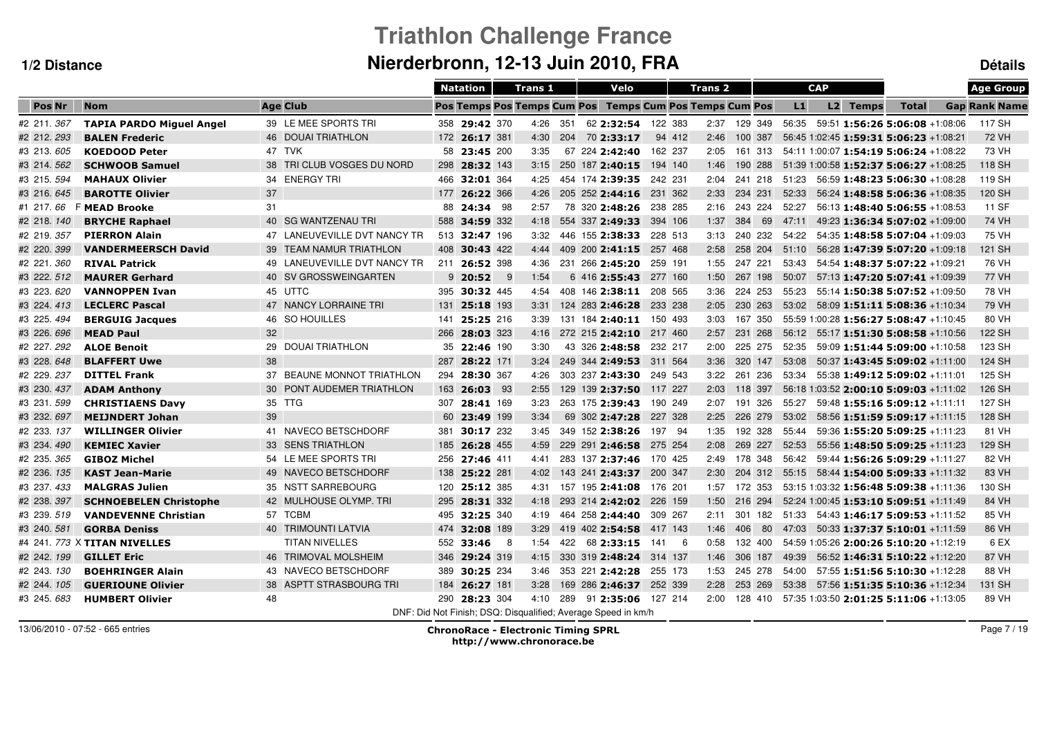# Triathlon Challenge France

## Nierderbronn, 12-13 Juin 2010, FRA

**1/2 Distance** — **Détails**

| | | | | | Natation | | Trans 1 | | Velo | | | Trans 2 | | | CAP | | | | | Age Group | |
|---|---|---|---|---|---|---|---|---|---|---|---|---|---|---|---|---|---|---|---|---|---|
| Pos | Nr | Nom | Age | Club | Pos | Temps | Pos | Temps | Cum | Pos | Temps | Cum | Pos | Temps | Cum | Pos | L1 | L2 | Temps | Total | Gap | Rank | Name |
| #2 211. | 367 | **TAPIA PARDO Miguel Angel** | 39 | LE MEE SPORTS TRI | 358 | **29:42** | 370 | 4:26 | 351 | 62 | **2:32:54** | 122 | 383 | 2:37 | 129 | 349 | 56:35 | 59:51 | **1:56:26** | **5:06:08** | +1:08:06 | 117 | SH |
| #2 212. | 293 | **BALEN Frederic** | 46 | DOUAI TRIATHLON | 172 | **26:17** | 381 | 4:30 | 204 | 70 | **2:33:17** | 94 | 412 | 2:46 | 100 | 387 | 56:45 | 1:02:45 | **1:59:31** | **5:06:23** | +1:08:21 | 72 | VH |
| #3 213. | 605 | **KOEDOOD Peter** | 47 | TVK | 58 | **23:45** | 200 | 3:35 | 67 | 224 | **2:42:40** | 162 | 237 | 2:05 | 161 | 313 | 54:11 | 1:00:07 | **1:54:19** | **5:06:24** | +1:08:22 | 73 | VH |
| #3 214. | 562 | **SCHWOOB Samuel** | 38 | TRI CLUB VOSGES DU NORD | 298 | **28:32** | 143 | 3:15 | 250 | 187 | **2:40:15** | 194 | 140 | 1:46 | 190 | 288 | 51:39 | 1:00:58 | **1:52:37** | **5:06:27** | +1:08:25 | 118 | SH |
| #3 215. | 594 | **MAHAUX Olivier** | 34 | ENERGY TRI | 466 | **32:01** | 364 | 4:25 | 454 | 174 | **2:39:35** | 242 | 231 | 2:04 | 241 | 218 | 51:23 | 56:59 | **1:48:23** | **5:06:30** | +1:08:28 | 119 | SH |
| #3 216. | 645 | **BAROTTE Olivier** | 37 | | 177 | **26:22** | 366 | 4:26 | 205 | 252 | **2:44:16** | 231 | 362 | 2:33 | 234 | 231 | 52:33 | 56:24 | **1:48:58** | **5:06:36** | +1:08:35 | 120 | SH |
| #1 217. | 66 F | **MEAD Brooke** | 31 | | 88 | **24:34** | 98 | 2:57 | 78 | 320 | **2:48:26** | 238 | 285 | 2:16 | 243 | 224 | 52:27 | 56:13 | **1:48:40** | **5:06:55** | +1:08:53 | 11 | SF |
| #2 218. | 140 | **BRYCHE Raphael** | 40 | SG WANTZENAU TRI | 588 | **34:59** | 332 | 4:18 | 554 | 337 | **2:49:33** | 394 | 106 | 1:37 | 384 | 69 | 47:11 | 49:23 | **1:36:34** | **5:07:02** | +1:09:00 | 74 | VH |
| #2 219. | 357 | **PIERRON Alain** | 47 | LANEUVEVILLE DVT NANCY TR | 513 | **32:47** | 196 | 3:32 | 446 | 155 | **2:38:33** | 228 | 513 | 3:13 | 240 | 232 | 54:22 | 54:35 | **1:48:58** | **5:07:04** | +1:09:03 | 75 | VH |
| #2 220. | 399 | **VANDERMEERSCH David** | 39 | TEAM NAMUR TRIATHLON | 408 | **30:43** | 422 | 4:44 | 409 | 200 | **2:41:15** | 257 | 468 | 2:58 | 258 | 204 | 51:10 | 56:28 | **1:47:39** | **5:07:20** | +1:09:18 | 121 | SH |
| #2 221. | 360 | **RIVAL Patrick** | 49 | LANEUVEVILLE DVT NANCY TR | 211 | **26:52** | 398 | 4:36 | 231 | 266 | **2:45:20** | 259 | 191 | 1:55 | 247 | 221 | 53:43 | 54:54 | **1:48:37** | **5:07:22** | +1:09:21 | 76 | VH |
| #3 222. | 512 | **MAURER Gerhard** | 40 | SV GROSSWEINGARTEN | 9 | **20:52** | 9 | 1:54 | 6 | 416 | **2:55:43** | 277 | 160 | 1:50 | 267 | 198 | 50:07 | 57:13 | **1:47:20** | **5:07:41** | +1:09:39 | 77 | VH |
| #3 223. | 620 | **VANNOPPEN Ivan** | 45 | UTTC | 395 | **30:32** | 445 | 4:54 | 408 | 146 | **2:38:11** | 208 | 565 | 3:36 | 224 | 253 | 55:23 | 55:14 | **1:50:38** | **5:07:52** | +1:09:50 | 78 | VH |
| #3 224. | 413 | **LECLERC Pascal** | 47 | NANCY LORRAINE TRI | 131 | **25:18** | 193 | 3:31 | 124 | 283 | **2:46:28** | 233 | 238 | 2:05 | 230 | 263 | 53:02 | 58:09 | **1:51:11** | **5:08:36** | +1:10:34 | 79 | VH |
| #3 225. | 494 | **BERGUIG Jacques** | 46 | SO HOUILLES | 141 | **25:25** | 216 | 3:39 | 131 | 184 | **2:40:11** | 150 | 493 | 3:03 | 167 | 350 | 55:59 | 1:00:28 | **1:56:27** | **5:08:47** | +1:10:45 | 80 | VH |
| #3 226. | 696 | **MEAD Paul** | 32 | | 266 | **28:03** | 323 | 4:16 | 272 | 215 | **2:42:10** | 217 | 460 | 2:57 | 231 | 268 | 56:12 | 55:17 | **1:51:30** | **5:08:58** | +1:10:56 | 122 | SH |
| #2 227. | 292 | **ALOE Benoit** | 29 | DOUAI TRIATHLON | 35 | **22:46** | 190 | 3:30 | 43 | 326 | **2:48:58** | 232 | 217 | 2:00 | 225 | 275 | 52:35 | 59:09 | **1:51:44** | **5:09:00** | +1:10:58 | 123 | SH |
| #3 228. | 648 | **BLAFFERT Uwe** | 38 | | 287 | **28:22** | 171 | 3:24 | 249 | 344 | **2:49:53** | 311 | 564 | 3:36 | 320 | 147 | 53:08 | 50:37 | **1:43:45** | **5:09:02** | +1:11:00 | 124 | SH |
| #2 229. | 237 | **DITTEL Frank** | 37 | BEAUNE MONNOT TRIATHLON | 294 | **28:30** | 367 | 4:26 | 303 | 237 | **2:43:30** | 249 | 543 | 3:22 | 261 | 236 | 53:34 | 55:38 | **1:49:12** | **5:09:02** | +1:11:01 | 125 | SH |
| #3 230. | 437 | **ADAM Anthony** | 30 | PONT AUDEMER TRIATHLON | 163 | **26:03** | 93 | 2:55 | 129 | 139 | **2:37:50** | 117 | 227 | 2:03 | 118 | 397 | 56:18 | 1:03:52 | **2:00:10** | **5:09:03** | +1:11:02 | 126 | SH |
| #3 231. | 599 | **CHRISTIAENS Davy** | 35 | TTG | 307 | **28:41** | 169 | 3:23 | 263 | 175 | **2:39:43** | 190 | 249 | 2:07 | 191 | 326 | 55:27 | 59:48 | **1:55:16** | **5:09:12** | +1:11:11 | 127 | SH |
| #3 232. | 697 | **MEIJNDERT Johan** | 39 | | 60 | **23:49** | 199 | 3:34 | 69 | 302 | **2:47:28** | 227 | 328 | 2:25 | 226 | 279 | 53:02 | 58:56 | **1:51:59** | **5:09:17** | +1:11:15 | 128 | SH |
| #2 233. | 137 | **WILLINGER Olivier** | 41 | NAVECO BETSCHDORF | 381 | **30:17** | 232 | 3:45 | 349 | 152 | **2:38:26** | 197 | 94 | 1:35 | 192 | 328 | 55:44 | 59:36 | **1:55:20** | **5:09:25** | +1:11:23 | 81 | VH |
| #3 234. | 490 | **KEMIEC Xavier** | 33 | SENS TRIATHLON | 185 | **26:28** | 455 | 4:59 | 229 | 291 | **2:46:58** | 275 | 254 | 2:08 | 269 | 227 | 52:53 | 55:56 | **1:48:50** | **5:09:25** | +1:11:23 | 129 | SH |
| #2 235. | 365 | **GIBOZ Michel** | 54 | LE MEE SPORTS TRI | 256 | **27:46** | 411 | 4:41 | 283 | 137 | **2:37:46** | 170 | 425 | 2:49 | 178 | 348 | 56:42 | 59:44 | **1:56:26** | **5:09:29** | +1:11:27 | 82 | VH |
| #2 236. | 135 | **KAST Jean-Marie** | 49 | NAVECO BETSCHDORF | 138 | **25:22** | 281 | 4:02 | 143 | 241 | **2:43:37** | 200 | 347 | 2:30 | 204 | 312 | 55:15 | 58:44 | **1:54:00** | **5:09:33** | +1:11:32 | 83 | VH |
| #3 237. | 433 | **MALGRAS Julien** | 35 | NSTT SARREBOURG | 120 | **25:12** | 385 | 4:31 | 157 | 195 | **2:41:08** | 176 | 201 | 1:57 | 172 | 353 | 53:15 | 1:03:32 | **1:56:48** | **5:09:38** | +1:11:36 | 130 | SH |
| #2 238. | 397 | **SCHNOEBELEN Christophe** | 42 | MULHOUSE OLYMP. TRI | 295 | **28:31** | 332 | 4:18 | 293 | 214 | **2:42:02** | 226 | 159 | 1:50 | 216 | 294 | 52:24 | 1:00:45 | **1:53:10** | **5:09:51** | +1:11:49 | 84 | VH |
| #3 239. | 519 | **VANDEVENNE Christian** | 57 | TCBM | 495 | **32:25** | 340 | 4:19 | 464 | 258 | **2:44:40** | 309 | 267 | 2:11 | 301 | 182 | 51:33 | 54:43 | **1:46:17** | **5:09:53** | +1:11:52 | 85 | VH |
| #3 240. | 581 | **GORBA Deniss** | 40 | TRIMOUNTI LATVIA | 474 | **32:08** | 189 | 3:29 | 419 | 402 | **2:54:58** | 417 | 143 | 1:46 | 406 | 80 | 47:03 | 50:33 | **1:37:37** | **5:10:01** | +1:11:59 | 86 | VH |
| #4 241. | 773 X | **TITAN NIVELLES** | | TITAN NIVELLES | 552 | **33:46** | 8 | 1:54 | 422 | 68 | **2:33:15** | 141 | 6 | 0:58 | 132 | 400 | 54:59 | 1:05:26 | **2:00:26** | **5:10:20** | +1:12:19 | 6 | EX |
| #2 242. | 199 | **GILLET Eric** | 46 | TRIMOVAL MOLSHEIM | 346 | **29:24** | 319 | 4:15 | 330 | 319 | **2:48:24** | 314 | 137 | 1:46 | 306 | 187 | 49:39 | 56:52 | **1:46:31** | **5:10:22** | +1:12:20 | 87 | VH |
| #2 243. | 130 | **BOEHRINGER Alain** | 43 | NAVECO BETSCHDORF | 389 | **30:25** | 234 | 3:46 | 353 | 221 | **2:42:28** | 255 | 173 | 1:53 | 245 | 278 | 54:00 | 57:55 | **1:51:56** | **5:10:30** | +1:12:28 | 88 | VH |
| #2 244. | 105 | **GUERIOUNE Olivier** | 38 | ASPTT STRASBOURG TRI | 184 | **26:27** | 181 | 3:28 | 169 | 286 | **2:46:37** | 252 | 339 | 2:28 | 253 | 269 | 53:38 | 57:56 | **1:51:35** | **5:10:36** | +1:12:34 | 131 | SH |
| #3 245. | 683 | **HUMBERT Olivier** | 48 | | 290 | **28:23** | 304 | 4:10 | 289 | 91 | **2:35:06** | 127 | 214 | 2:00 | 128 | 410 | 57:35 | 1:03:50 | **2:01:25** | **5:11:06** | +1:13:05 | 89 | VH |

DNF: Did Not Finish; DSQ: Disqualified; Average Speed in km/h

13/06/2010 - 07:52 - 665 entries

**ChronoRace - Electronic Timing SPRL**
**http://www.chronorace.be**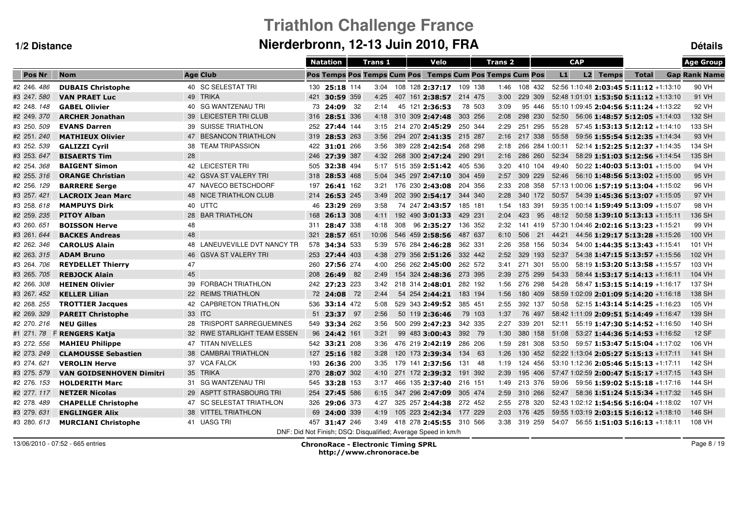# Triathlon Challenge France

## Nierderbronn, 12-13 Juin 2010, FRA

**1/2 Distance** | **Détails**

| | | | | | Natation | | Trans 1 | | | Velo | | | Trans 2 | | | CAP | | | | | Age Group | |
|---|---|---|---|---|---|---|---|---|---|---|---|---|---|---|---|---|---|---|---|---|---|---|
| Pos | Nr | Nom | Age | Club | Pos | Temps | Pos | Temps | Cum | Pos | Temps | Cum | Pos | Temps | Cum | Pos | L1 | L2 | Temps | Total | Gap | Rank | Name |
| #2 246. | 486 | **DUBAIS Christophe** | 40 | SC SELESTAT TRI | 130 | **25:18** | 114 | 3:04 | 108 | 128 | **2:37:17** | 109 | 138 | 1:46 | 108 | 432 | 52:56 | 1:10:48 | **2:03:45** | **5:11:12** | +1:13:10 | 90 | VH |
| #3 247. | 580 | **VAN PRAET Luc** | 49 | TRIKA | 421 | **30:59** | 359 | 4:25 | 407 | 161 | **2:38:57** | 214 | 475 | 3:00 | 229 | 309 | 52:48 | 1:01:01 | **1:53:50** | **5:11:12** | +1:13:10 | 91 | VH |
| #2 248. | 148 | **GABEL Olivier** | 40 | SG WANTZENAU TRI | 73 | **24:09** | 32 | 2:14 | 45 | 121 | **2:36:53** | 78 | 503 | 3:09 | 95 | 446 | 55:10 | 1:09:45 | **2:04:56** | **5:11:24** | +1:13:22 | 92 | VH |
| #2 249. | 370 | **ARCHER Jonathan** | 39 | LEICESTER TRI CLUB | 316 | **28:51** | 336 | 4:18 | 310 | 309 | **2:47:48** | 303 | 256 | 2:08 | 298 | 230 | 52:50 | 56:06 | **1:48:57** | **5:12:05** | +1:14:03 | 132 | SH |
| #3 250. | 509 | **EVANS Darren** | 39 | SUISSE TRIATHLON | 252 | **27:44** | 144 | 3:15 | 214 | 270 | **2:45:29** | 250 | 344 | 2:29 | 251 | 295 | 55:28 | 57:45 | **1:53:13** | **5:12:12** | +1:14:10 | 133 | SH |
| #2 251. | 240 | **MATHIEUX Olivier** | 47 | BESANCON TRIATHLON | 319 | **28:53** | 263 | 3:56 | 294 | 207 | **2:41:35** | 215 | 287 | 2:16 | 217 | 338 | 55:58 | 59:56 | **1:55:54** | **5:12:35** | +1:14:34 | 93 | VH |
| #3 252. | 539 | **GALIZZI Cyril** | 38 | TEAM TRIPASSION | 422 | **31:01** | 266 | 3:56 | 389 | 228 | **2:42:54** | 268 | 298 | 2:18 | 266 | 284 | 1:00:11 | 52:14 | **1:52:25** | **5:12:37** | +1:14:35 | 134 | SH |
| #3 253. | 647 | **BISAERTS Tim** | 28 | | 246 | **27:39** | 387 | 4:32 | 268 | 300 | **2:47:24** | 290 | 291 | 2:16 | 286 | 260 | 52:34 | 58:29 | **1:51:03** | **5:12:56** | +1:14:54 | 135 | SH |
| #2 254. | 368 | **BAIGENT Simon** | 42 | LEICESTER TRI | 505 | **32:38** | 494 | 5:17 | 515 | 359 | **2:51:42** | 405 | 536 | 3:20 | 410 | 104 | 49:40 | 50:22 | **1:40:03** | **5:13:01** | +1:15:00 | 94 | VH |
| #2 255. | 316 | **ORANGE Christian** | 42 | GSVA ST VALERY TRI | 318 | **28:53** | 468 | 5:04 | 345 | 297 | **2:47:10** | 304 | 459 | 2:57 | 309 | 229 | 52:46 | 56:10 | **1:48:56** | **5:13:02** | +1:15:00 | 95 | VH |
| #2 256. | 129 | **BARRERE Serge** | 47 | NAVECO BETSCHDORF | 197 | **26:41** | 162 | 3:21 | 176 | 230 | **2:43:08** | 204 | 356 | 2:33 | 208 | 358 | 57:13 | 1:00:06 | **1:57:19** | **5:13:04** | +1:15:02 | 96 | VH |
| #3 257. | 421 | **LACROIX Jean Marc** | 48 | NICE TRIATHLON CLUB | 214 | **26:53** | 245 | 3:49 | 202 | 390 | **2:54:17** | 344 | 340 | 2:28 | 340 | 172 | 50:57 | 54:39 | **1:45:36** | **5:13:07** | +1:15:05 | 97 | VH |
| #3 258. | 618 | **MAMPUYS Dirk** | 40 | UTTC | 46 | **23:29** | 269 | 3:58 | 74 | 247 | **2:43:57** | 185 | 181 | 1:54 | 183 | 391 | 59:35 | 1:00:14 | **1:59:49** | **5:13:09** | +1:15:07 | 98 | VH |
| #2 259. | 235 | **PITOY Alban** | 28 | BAR TRIATHLON | 168 | **26:13** | 308 | 4:11 | 192 | 490 | **3:01:33** | 429 | 231 | 2:04 | 423 | 95 | 48:12 | 50:58 | **1:39:10** | **5:13:13** | +1:15:11 | 136 | SH |
| #3 260. | 651 | **BOISSON Herve** | 48 | | 311 | **28:47** | 338 | 4:18 | 308 | 96 | **2:35:27** | 136 | 352 | 2:32 | 141 | 419 | 57:30 | 1:04:46 | **2:02:16** | **5:13:23** | +1:15:21 | 99 | VH |
| #3 261. | 644 | **BACKES Andreas** | 48 | | 321 | **28:57** | 651 | 10:06 | 546 | 459 | **2:58:56** | 487 | 637 | 6:10 | 506 | 21 | 44:21 | 44:56 | **1:29:17** | **5:13:28** | +1:15:26 | 100 | VH |
| #2 262. | 346 | **CAROLUS Alain** | 48 | LANEUVEVILLE DVT NANCY TR | 578 | **34:34** | 533 | 5:39 | 576 | 284 | **2:46:28** | 362 | 331 | 2:26 | 358 | 156 | 50:34 | 54:00 | **1:44:35** | **5:13:43** | +1:15:41 | 101 | VH |
| #2 263. | 315 | **ADAM Bruno** | 46 | GSVA ST VALERY TRI | 253 | **27:44** | 403 | 4:38 | 279 | 356 | **2:51:26** | 332 | 442 | 2:52 | 329 | 193 | 52:37 | 54:38 | **1:47:15** | **5:13:57** | +1:15:56 | 102 | VH |
| #3 264. | 706 | **REYDELLET Thierry** | 47 | | 260 | **27:56** | 274 | 4:00 | 256 | 262 | **2:45:00** | 262 | 572 | 3:41 | 271 | 301 | 55:00 | 58:19 | **1:53:20** | **5:13:58** | +1:15:57 | 103 | VH |
| #3 265. | 705 | **REBJOCK Alain** | 45 | | 208 | **26:49** | 82 | 2:49 | 154 | 324 | **2:48:36** | 273 | 395 | 2:39 | 275 | 299 | 54:33 | 58:44 | **1:53:17** | **5:14:13** | +1:16:11 | 104 | VH |
| #2 266. | 308 | **HEINEN Olivier** | 39 | FORBACH TRIATHLON | 242 | **27:23** | 223 | 3:42 | 218 | 314 | **2:48:01** | 282 | 192 | 1:56 | 276 | 298 | 54:28 | 58:47 | **1:53:15** | **5:14:19** | +1:16:17 | 137 | SH |
| #3 267. | 452 | **KELLER Lilian** | 22 | REIMS TRIATHLON | 72 | **24:08** | 72 | 2:44 | 54 | 254 | **2:44:21** | 183 | 194 | 1:56 | 180 | 409 | 58:59 | 1:02:09 | **2:01:09** | **5:14:20** | +1:16:18 | 138 | SH |
| #2 268. | 255 | **TROTTIER Jacques** | 42 | CAPBRETON TRIATHLON | 536 | **33:14** | 472 | 5:08 | 529 | 343 | **2:49:52** | 385 | 451 | 2:55 | 392 | 137 | 50:58 | 52:15 | **1:43:14** | **5:14:25** | +1:16:23 | 105 | VH |
| #2 269. | 329 | **PAREIT Christophe** | 33 | ITC | 51 | **23:37** | 97 | 2:56 | 50 | 119 | **2:36:46** | 79 | 103 | 1:37 | 76 | 497 | 58:42 | 1:11:09 | **2:09:51** | **5:14:49** | +1:16:47 | 139 | SH |
| #2 270. | 216 | **NEU Gilles** | 28 | TRISPORT SARREGUEMINES | 549 | **33:34** | 262 | 3:56 | 500 | 299 | **2:47:23** | 342 | 335 | 2:27 | 339 | 201 | 52:11 | 55:19 | **1:47:30** | **5:14:52** | +1:16:50 | 140 | SH |
| #1 271. | 78 F | **RENGERS Katja** | 32 | RWE STARLIGHT TEAM ESSEN | 96 | **24:42** | 161 | 3:21 | 99 | 483 | **3:00:43** | 392 | 79 | 1:30 | 380 | 158 | 51:08 | 53:27 | **1:44:36** | **5:14:53** | +1:16:52 | 12 | SF |
| #3 272. | 556 | **MAHIEU Philippe** | 47 | TITAN NIVELLES | 542 | **33:21** | 208 | 3:36 | 476 | 219 | **2:42:19** | 286 | 206 | 1:59 | 281 | 308 | 53:50 | 59:57 | **1:53:47** | **5:15:04** | +1:17:02 | 106 | VH |
| #2 273. | 249 | **CLAMOUSSE Sebastien** | 38 | CAMBRAI TRIATHLON | 127 | **25:16** | 182 | 3:28 | 120 | 173 | **2:39:34** | 134 | 63 | 1:26 | 130 | 452 | 52:22 | 1:13:04 | **2:05:27** | **5:15:13** | +1:17:11 | 141 | SH |
| #3 274. | 621 | **VEROLIN Herve** | 37 | VCA FALCK | 193 | **26:36** | 200 | 3:35 | 179 | 141 | **2:37:56** | 131 | 48 | 1:19 | 124 | 456 | 53:10 | 1:12:36 | **2:05:46** | **5:15:13** | +1:17:11 | 142 | SH |
| #3 275. | 579 | **VAN GOIDSENHOVEN Dimitri** | 35 | TRIKA | 270 | **28:07** | 302 | 4:10 | 271 | 172 | **2:39:32** | 191 | 392 | 2:39 | 195 | 406 | 57:47 | 1:02:59 | **2:00:47** | **5:15:17** | +1:17:15 | 143 | SH |
| #2 276. | 153 | **HOLDERITH Marc** | 31 | SG WANTZENAU TRI | 545 | **33:28** | 153 | 3:17 | 466 | 135 | **2:37:40** | 216 | 151 | 1:49 | 213 | 376 | 59:06 | 59:56 | **1:59:02** | **5:15:18** | +1:17:16 | 144 | SH |
| #2 277. | 117 | **NETZER Nicolas** | 29 | ASPTT STRASBOURG TRI | 254 | **27:45** | 586 | 6:15 | 347 | 296 | **2:47:09** | 305 | 474 | 2:59 | 310 | 266 | 52:47 | 58:36 | **1:51:24** | **5:15:34** | +1:17:32 | 145 | SH |
| #2 278. | 489 | **CHAPELLE Christophe** | 47 | SC SELESTAT TRIATHLON | 326 | **29:06** | 373 | 4:27 | 325 | 257 | **2:44:38** | 272 | 452 | 2:55 | 278 | 320 | 52:43 | 1:02:12 | **1:54:56** | **5:16:04** | +1:18:02 | 107 | VH |
| #3 279. | 631 | **ENGLINGER Alix** | 38 | VITTEL TRIATHLON | 69 | **24:00** | 339 | 4:19 | 105 | 223 | **2:42:34** | 177 | 229 | 2:03 | 176 | 425 | 59:55 | 1:03:19 | **2:03:15** | **5:16:12** | +1:18:10 | 146 | SH |
| #3 280. | 613 | **MURCIANI Christophe** | 41 | UASG TRI | 457 | **31:47** | 246 | 3:49 | 418 | 278 | **2:45:55** | 310 | 566 | 3:38 | 319 | 259 | 54:07 | 56:55 | **1:51:03** | **5:16:13** | +1:18:11 | 108 | VH |

DNF: Did Not Finish; DSQ: Disqualified; Average Speed in km/h

13/06/2010 - 07:52 - 665 entries

**ChronoRace - Electronic Timing SPRL**
**http://www.chronorace.be**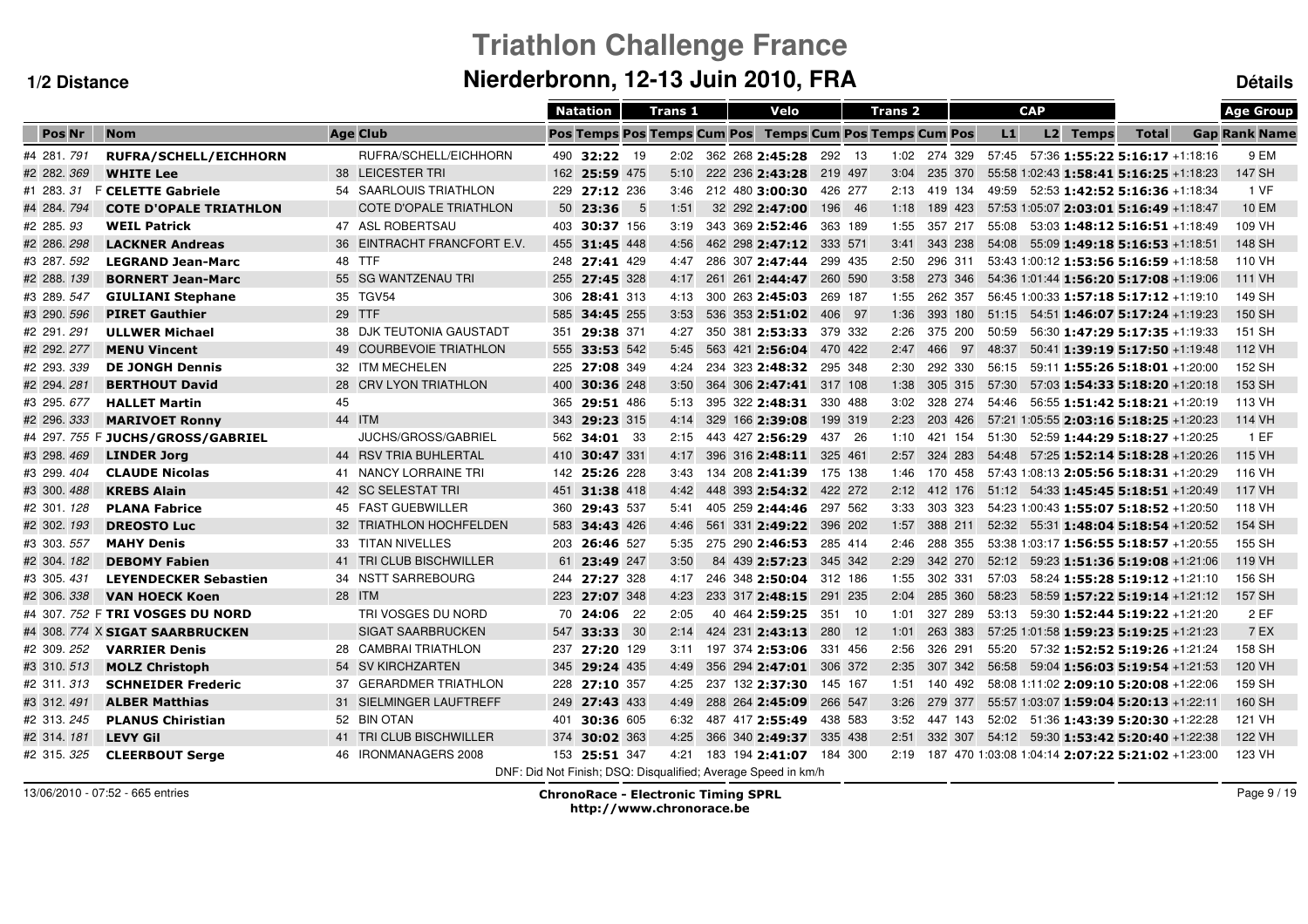# Triathlon Challenge France

## Nierderbronn, 12-13 Juin 2010, FRA

**1/2 Distance** **Détails**

| Pos | Nr | Nom | Age | Club | Natation Pos | Natation Temps | Trans 1 Pos | Trans 1 Temps | Velo Cum Pos | Velo Pos | Velo Temps | Velo Cum Pos | Trans 2 Pos | Trans 2 Temps | Trans 2 Cum | CAP Pos | CAP L1 | CAP L2 | CAP Temps | Total | Gap | Age Group Rank | Age Group Name |
|---|---|---|---|---|---|---|---|---|---|---|---|---|---|---|---|---|---|---|---|---|---|---|---|
| #4 281. | 791 | **RUFRA/SCHELL/EICHHORN** | | RUFRA/SCHELL/EICHHORN | 490 | **32:22** | 19 | 2:02 | 362 | 268 | **2:45:28** | 292 | 13 | 1:02 | 274 | 329 | 57:45 | 57:36 | **1:55:22** | **5:16:17** | +1:18:16 | 9 | EM |
| #2 282. | 369 | **WHITE Lee** | 38 | LEICESTER TRI | 162 | **25:59** | 475 | 5:10 | 222 | 236 | **2:43:28** | 219 | 497 | 3:04 | 235 | 370 | 55:58 | 1:02:43 | **1:58:41** | **5:16:25** | +1:18:23 | 147 | SH |
| #1 283. | 31 | F **CELETTE Gabriele** | 54 | SAARLOUIS TRIATHLON | 229 | **27:12** | 236 | 3:46 | 212 | 480 | **3:00:30** | 426 | 277 | 2:13 | 419 | 134 | 49:59 | 52:53 | **1:42:52** | **5:16:36** | +1:18:34 | 1 | VF |
| #4 284. | 794 | **COTE D'OPALE TRIATHLON** | | COTE D'OPALE TRIATHLON | 50 | **23:36** | 5 | 1:51 | 32 | 292 | **2:47:00** | 196 | 46 | 1:18 | 189 | 423 | 57:53 | 1:05:07 | **2:03:01** | **5:16:49** | +1:18:47 | 10 | EM |
| #2 285. | 93 | **WEIL Patrick** | 47 | ASL ROBERTSAU | 403 | **30:37** | 156 | 3:19 | 343 | 369 | **2:52:46** | 363 | 189 | 1:55 | 357 | 217 | 55:08 | 53:03 | **1:48:12** | **5:16:51** | +1:18:49 | 109 | VH |
| #2 286. | 298 | **LACKNER Andreas** | 36 | EINTRACHT FRANCFORT E.V. | 455 | **31:45** | 448 | 4:56 | 462 | 298 | **2:47:12** | 333 | 571 | 3:41 | 343 | 238 | 54:08 | 55:09 | **1:49:18** | **5:16:53** | +1:18:51 | 148 | SH |
| #3 287. | 592 | **LEGRAND Jean-Marc** | 48 | TTF | 248 | **27:41** | 429 | 4:47 | 286 | 307 | **2:47:44** | 299 | 435 | 2:50 | 296 | 311 | 53:43 | 1:00:12 | **1:53:56** | **5:16:59** | +1:18:58 | 110 | VH |
| #2 288. | 139 | **BORNERT Jean-Marc** | 55 | SG WANTZENAU TRI | 255 | **27:45** | 328 | 4:17 | 261 | 261 | **2:44:47** | 260 | 590 | 3:58 | 273 | 346 | 54:36 | 1:01:44 | **1:56:20** | **5:17:08** | +1:19:06 | 111 | VH |
| #3 289. | 547 | **GIULIANI Stephane** | 35 | TGV54 | 306 | **28:41** | 313 | 4:13 | 300 | 263 | **2:45:03** | 269 | 187 | 1:55 | 262 | 357 | 56:45 | 1:00:33 | **1:57:18** | **5:17:12** | +1:19:10 | 149 | SH |
| #3 290. | 596 | **PIRET Gauthier** | 29 | TTF | 585 | **34:45** | 255 | 3:53 | 536 | 353 | **2:51:02** | 406 | 97 | 1:36 | 393 | 180 | 51:15 | 54:51 | **1:46:07** | **5:17:24** | +1:19:23 | 150 | SH |
| #2 291. | 291 | **ULLWER Michael** | 38 | DJK TEUTONIA GAUSTADT | 351 | **29:38** | 371 | 4:27 | 350 | 381 | **2:53:33** | 379 | 332 | 2:26 | 375 | 200 | 50:59 | 56:30 | **1:47:29** | **5:17:35** | +1:19:33 | 151 | SH |
| #2 292. | 277 | **MENU Vincent** | 49 | COURBEVOIE TRIATHLON | 555 | **33:53** | 542 | 5:45 | 563 | 421 | **2:56:04** | 470 | 422 | 2:47 | 466 | 97 | 48:37 | 50:41 | **1:39:19** | **5:17:50** | +1:19:48 | 112 | VH |
| #2 293. | 339 | **DE JONGH Dennis** | 32 | ITM MECHELEN | 225 | **27:08** | 349 | 4:24 | 234 | 323 | **2:48:32** | 295 | 348 | 2:30 | 292 | 330 | 56:15 | 59:11 | **1:55:26** | **5:18:01** | +1:20:00 | 152 | SH |
| #2 294. | 281 | **BERTHOUT David** | 28 | CRV LYON TRIATHLON | 400 | **30:36** | 248 | 3:50 | 364 | 306 | **2:47:41** | 317 | 108 | 1:38 | 305 | 315 | 57:30 | 57:03 | **1:54:33** | **5:18:20** | +1:20:18 | 153 | SH |
| #3 295. | 677 | **HALLET Martin** | 45 | | 365 | **29:51** | 486 | 5:13 | 395 | 322 | **2:48:31** | 330 | 488 | 3:02 | 328 | 274 | 54:46 | 56:55 | **1:51:42** | **5:18:21** | +1:20:19 | 113 | VH |
| #2 296. | 333 | **MARIVOET Ronny** | 44 | ITM | 343 | **29:23** | 315 | 4:14 | 329 | 166 | **2:39:08** | 199 | 319 | 2:23 | 203 | 426 | 57:21 | 1:05:55 | **2:03:16** | **5:18:25** | +1:20:23 | 114 | VH |
| #4 297. | 755 | F **JUCHS/GROSS/GABRIEL** | | JUCHS/GROSS/GABRIEL | 562 | **34:01** | 33 | 2:15 | 443 | 427 | **2:56:29** | 437 | 26 | 1:10 | 421 | 154 | 51:30 | 52:59 | **1:44:29** | **5:18:27** | +1:20:25 | 1 | EF |
| #3 298. | 469 | **LINDER Jorg** | 44 | RSV TRIA BUHLERTAL | 410 | **30:47** | 331 | 4:17 | 396 | 316 | **2:48:11** | 325 | 461 | 2:57 | 324 | 283 | 54:48 | 57:25 | **1:52:14** | **5:18:28** | +1:20:26 | 115 | VH |
| #3 299. | 404 | **CLAUDE Nicolas** | 41 | NANCY LORRAINE TRI | 142 | **25:26** | 228 | 3:43 | 134 | 208 | **2:41:39** | 175 | 138 | 1:46 | 170 | 458 | 57:43 | 1:08:13 | **2:05:56** | **5:18:31** | +1:20:29 | 116 | VH |
| #3 300. | 488 | **KREBS Alain** | 42 | SC SELESTAT TRI | 451 | **31:38** | 418 | 4:42 | 448 | 393 | **2:54:32** | 422 | 272 | 2:12 | 412 | 176 | 51:12 | 54:33 | **1:45:45** | **5:18:51** | +1:20:49 | 117 | VH |
| #2 301. | 128 | **PLANA Fabrice** | 45 | FAST GUEBWILLER | 360 | **29:43** | 537 | 5:41 | 405 | 259 | **2:44:46** | 297 | 562 | 3:33 | 303 | 323 | 54:23 | 1:00:43 | **1:55:07** | **5:18:52** | +1:20:50 | 118 | VH |
| #2 302. | 193 | **DREOSTO Luc** | 32 | TRIATHLON HOCHFELDEN | 583 | **34:43** | 426 | 4:46 | 561 | 331 | **2:49:22** | 396 | 202 | 1:57 | 388 | 211 | 52:32 | 55:31 | **1:48:04** | **5:18:54** | +1:20:52 | 154 | SH |
| #3 303. | 557 | **MAHY Denis** | 33 | TITAN NIVELLES | 203 | **26:46** | 527 | 5:35 | 275 | 290 | **2:46:53** | 285 | 414 | 2:46 | 288 | 355 | 53:38 | 1:03:17 | **1:56:55** | **5:18:57** | +1:20:55 | 155 | SH |
| #2 304. | 182 | **DEBOMY Fabien** | 41 | TRI CLUB BISCHWILLER | 61 | **23:49** | 247 | 3:50 | 84 | 439 | **2:57:23** | 345 | 342 | 2:29 | 342 | 270 | 52:12 | 59:23 | **1:51:36** | **5:19:08** | +1:21:06 | 119 | VH |
| #3 305. | 431 | **LEYENDECKER Sebastien** | 34 | NSTT SARREBOURG | 244 | **27:27** | 328 | 4:17 | 246 | 348 | **2:50:04** | 312 | 186 | 1:55 | 302 | 331 | 57:03 | 58:24 | **1:55:28** | **5:19:12** | +1:21:10 | 156 | SH |
| #2 306. | 338 | **VAN HOECK Koen** | 28 | ITM | 223 | **27:07** | 348 | 4:23 | 233 | 317 | **2:48:15** | 291 | 235 | 2:04 | 285 | 360 | 58:23 | 58:59 | **1:57:22** | **5:19:14** | +1:21:12 | 157 | SH |
| #4 307. | 752 | F **TRI VOSGES DU NORD** | | TRI VOSGES DU NORD | 70 | **24:06** | 22 | 2:05 | 40 | 464 | **2:59:25** | 351 | 10 | 1:01 | 327 | 289 | 53:13 | 59:30 | **1:52:44** | **5:19:22** | +1:21:20 | 2 | EF |
| #4 308. | 774 | X **SIGAT SAARBRUCKEN** | | SIGAT SAARBRUCKEN | 547 | **33:33** | 30 | 2:14 | 424 | 231 | **2:43:13** | 280 | 12 | 1:01 | 263 | 383 | 57:25 | 1:01:58 | **1:59:23** | **5:19:25** | +1:21:23 | 7 | EX |
| #2 309. | 252 | **VARRIER Denis** | 28 | CAMBRAI TRIATHLON | 237 | **27:20** | 129 | 3:11 | 197 | 374 | **2:53:06** | 331 | 456 | 2:56 | 326 | 291 | 55:20 | 57:32 | **1:52:52** | **5:19:26** | +1:21:24 | 158 | SH |
| #3 310. | 513 | **MOLZ Christoph** | 54 | SV KIRCHZARTEN | 345 | **29:24** | 435 | 4:49 | 356 | 294 | **2:47:01** | 306 | 372 | 2:35 | 307 | 342 | 56:58 | 59:04 | **1:56:03** | **5:19:54** | +1:21:53 | 120 | VH |
| #2 311. | 313 | **SCHNEIDER Frederic** | 37 | GERARDMER TRIATHLON | 228 | **27:10** | 357 | 4:25 | 237 | 132 | **2:37:30** | 145 | 167 | 1:51 | 140 | 492 | 58:08 | 1:11:02 | **2:09:10** | **5:20:08** | +1:22:06 | 159 | SH |
| #3 312. | 491 | **ALBER Matthias** | 31 | SIELMINGER LAUFTREFF | 249 | **27:43** | 433 | 4:49 | 288 | 264 | **2:45:09** | 266 | 547 | 3:26 | 279 | 377 | 55:57 | 1:03:07 | **1:59:04** | **5:20:13** | +1:22:11 | 160 | SH |
| #2 313. | 245 | **PLANUS Chiristian** | 52 | BIN OTAN | 401 | **30:36** | 605 | 6:32 | 487 | 417 | **2:55:49** | 438 | 583 | 3:52 | 447 | 143 | 52:02 | 51:36 | **1:43:39** | **5:20:30** | +1:22:28 | 121 | VH |
| #2 314. | 181 | **LEVY Gil** | 41 | TRI CLUB BISCHWILLER | 374 | **30:02** | 363 | 4:25 | 366 | 340 | **2:49:37** | 335 | 438 | 2:51 | 332 | 307 | 54:12 | 59:30 | **1:53:42** | **5:20:40** | +1:22:38 | 122 | VH |
| #2 315. | 325 | **CLEERBOUT Serge** | 46 | IRONMANAGERS 2008 | 153 | **25:51** | 347 | 4:21 | 183 | 194 | **2:41:07** | 184 | 300 | 2:19 | 187 | 470 | 1:03:08 | 1:04:14 | **2:07:22** | **5:21:02** | +1:23:00 | 123 | VH |

DNF: Did Not Finish; DSQ: Disqualified; Average Speed in km/h

13/06/2010 - 07:52 - 665 entries

**ChronoRace - Electronic Timing SPRL**
**http://www.chronorace.be**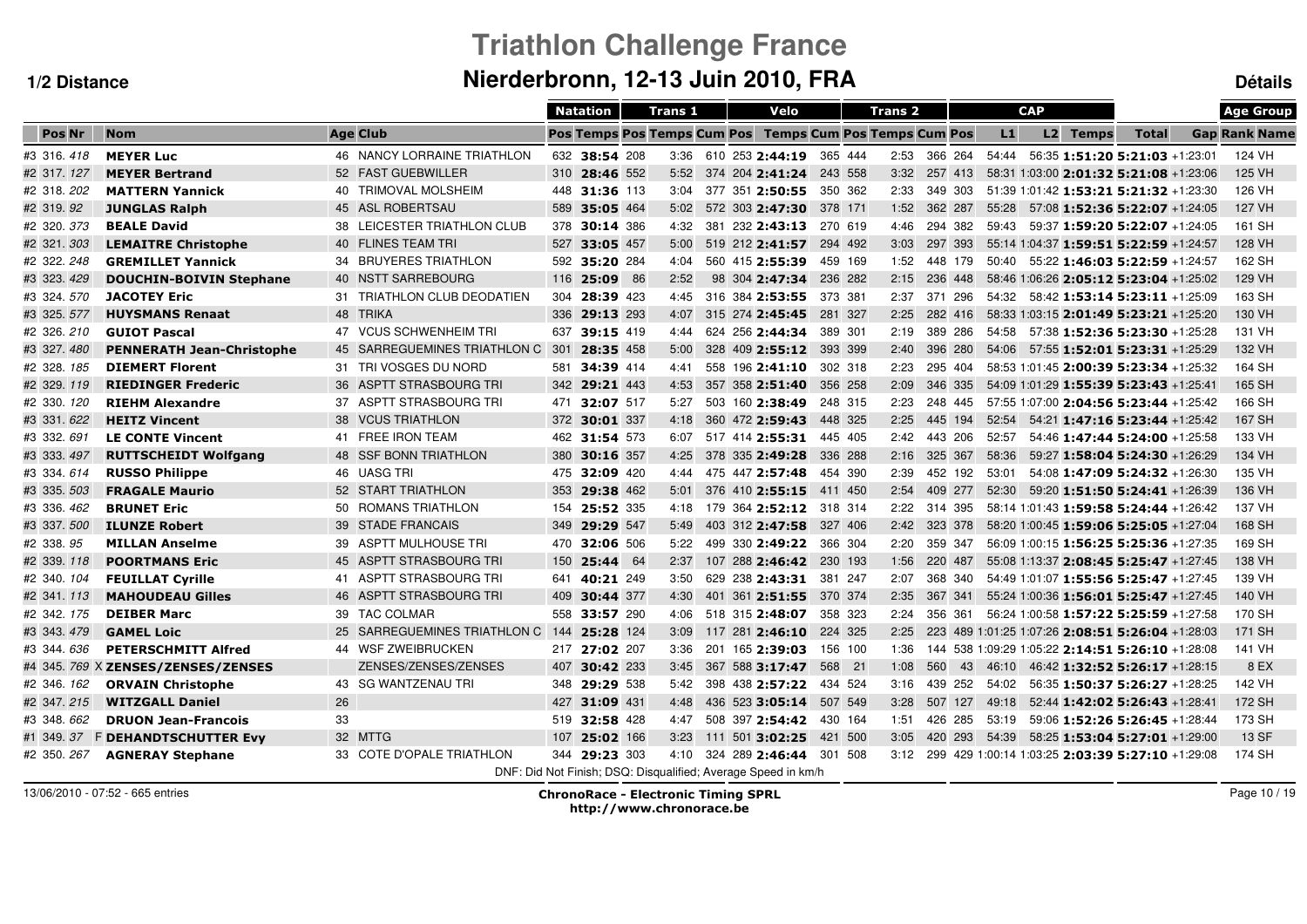# Triathlon Challenge France

## Nierderbronn, 12-13 Juin 2010, FRA

**1/2 Distance** — **Détails**

| | | | | | Natation | | Trans 1 | | Velo | | | | Trans 2 | | | CAP | | | | | Age Group | |
|---|---|---|---|---|---|---|---|---|---|---|---|---|---|---|---|---|---|---|---|---|---|---|
| Pos | Nr | Nom | Age | Club | Pos | Temps | Pos | Temps | Cum | Pos | Temps | Cum | Pos | Temps | Cum | Pos | L1 | L2 | Temps | Total | Gap | Rank | Name |
| #3 316. | 418 | **MEYER Luc** | 46 | NANCY LORRAINE TRIATHLON | 632 | **38:54** | 208 | 3:36 | 610 | 253 | **2:44:19** | 365 | 444 | 2:53 | 366 | 264 | 54:44 | 56:35 | **1:51:20** | **5:21:03** | +1:23:01 | 124 | VH |
| #2 317. | 127 | **MEYER Bertrand** | 52 | FAST GUEBWILLER | 310 | **28:46** | 552 | 5:52 | 374 | 204 | **2:41:24** | 243 | 558 | 3:32 | 257 | 413 | 58:31 | 1:03:00 | **2:01:32** | **5:21:08** | +1:23:06 | 125 | VH |
| #2 318. | 202 | **MATTERN Yannick** | 40 | TRIMOVAL MOLSHEIM | 448 | **31:36** | 113 | 3:04 | 377 | 351 | **2:50:55** | 350 | 362 | 2:33 | 349 | 303 | 51:39 | 1:01:42 | **1:53:21** | **5:21:32** | +1:23:30 | 126 | VH |
| #2 319. | 92 | **JUNGLAS Ralph** | 45 | ASL ROBERTSAU | 589 | **35:05** | 464 | 5:02 | 572 | 303 | **2:47:30** | 378 | 171 | 1:52 | 362 | 287 | 55:28 | 57:08 | **1:52:36** | **5:22:07** | +1:24:05 | 127 | VH |
| #2 320. | 373 | **BEALE David** | 38 | LEICESTER TRIATHLON CLUB | 378 | **30:14** | 386 | 4:32 | 381 | 232 | **2:43:13** | 270 | 619 | 4:46 | 294 | 382 | 59:43 | 59:37 | **1:59:20** | **5:22:07** | +1:24:05 | 161 | SH |
| #2 321. | 303 | **LEMAITRE Christophe** | 40 | FLINES TEAM TRI | 527 | **33:05** | 457 | 5:00 | 519 | 212 | **2:41:57** | 294 | 492 | 3:03 | 297 | 393 | 55:14 | 1:04:37 | **1:59:51** | **5:22:59** | +1:24:57 | 128 | VH |
| #2 322. | 248 | **GREMILLET Yannick** | 34 | BRUYERES TRIATHLON | 592 | **35:20** | 284 | 4:04 | 560 | 415 | **2:55:39** | 459 | 169 | 1:52 | 448 | 179 | 50:40 | 55:22 | **1:46:03** | **5:22:59** | +1:24:57 | 162 | SH |
| #3 323. | 429 | **DOUCHIN-BOIVIN Stephane** | 40 | NSTT SARREBOURG | 116 | **25:09** | 86 | 2:52 | 98 | 304 | **2:47:34** | 236 | 282 | 2:15 | 236 | 448 | 58:46 | 1:06:26 | **2:05:12** | **5:23:04** | +1:25:02 | 129 | VH |
| #3 324. | 570 | **JACOTEY Eric** | 31 | TRIATHLON CLUB DEODATIEN | 304 | **28:39** | 423 | 4:45 | 316 | 384 | **2:53:55** | 373 | 381 | 2:37 | 371 | 296 | 54:32 | 58:42 | **1:53:14** | **5:23:11** | +1:25:09 | 163 | SH |
| #3 325. | 577 | **HUYSMANS Renaat** | 48 | TRIKA | 336 | **29:13** | 293 | 4:07 | 315 | 274 | **2:45:45** | 281 | 327 | 2:25 | 282 | 416 | 58:33 | 1:03:15 | **2:01:49** | **5:23:21** | +1:25:20 | 130 | VH |
| #2 326. | 210 | **GUIOT Pascal** | 47 | VCUS SCHWENHEIM TRI | 637 | **39:15** | 419 | 4:44 | 624 | 256 | **2:44:34** | 389 | 301 | 2:19 | 389 | 286 | 54:58 | 57:38 | **1:52:36** | **5:23:30** | +1:25:28 | 131 | VH |
| #3 327. | 480 | **PENNERATH Jean-Christophe** | 45 | SARREGUEMINES TRIATHLON C | 301 | **28:35** | 458 | 5:00 | 328 | 409 | **2:55:12** | 393 | 399 | 2:40 | 396 | 280 | 54:06 | 57:55 | **1:52:01** | **5:23:31** | +1:25:29 | 132 | VH |
| #2 328. | 185 | **DIEMERT Florent** | 31 | TRI VOSGES DU NORD | 581 | **34:39** | 414 | 4:41 | 558 | 196 | **2:41:10** | 302 | 318 | 2:23 | 295 | 404 | 58:53 | 1:01:45 | **2:00:39** | **5:23:34** | +1:25:32 | 164 | SH |
| #2 329. | 119 | **RIEDINGER Frederic** | 36 | ASPTT STRASBOURG TRI | 342 | **29:21** | 443 | 4:53 | 357 | 358 | **2:51:40** | 356 | 258 | 2:09 | 346 | 335 | 54:09 | 1:01:29 | **1:55:39** | **5:23:43** | +1:25:41 | 165 | SH |
| #2 330. | 120 | **RIEHM Alexandre** | 37 | ASPTT STRASBOURG TRI | 471 | **32:07** | 517 | 5:27 | 503 | 160 | **2:38:49** | 248 | 315 | 2:23 | 248 | 445 | 57:55 | 1:07:00 | **2:04:56** | **5:23:44** | +1:25:42 | 166 | SH |
| #3 331. | 622 | **HEITZ Vincent** | 38 | VCUS TRIATHLON | 372 | **30:01** | 337 | 4:18 | 360 | 472 | **2:59:43** | 448 | 325 | 2:25 | 445 | 194 | 52:54 | 54:21 | **1:47:16** | **5:23:44** | +1:25:42 | 167 | SH |
| #3 332. | 691 | **LE CONTE Vincent** | 41 | FREE IRON TEAM | 462 | **31:54** | 573 | 6:07 | 517 | 414 | **2:55:31** | 445 | 405 | 2:42 | 443 | 206 | 52:57 | 54:46 | **1:47:44** | **5:24:00** | +1:25:58 | 133 | VH |
| #3 333. | 497 | **RUTTSCHEIDT Wolfgang** | 48 | SSF BONN TRIATHLON | 380 | **30:16** | 357 | 4:25 | 378 | 335 | **2:49:28** | 336 | 288 | 2:16 | 325 | 367 | 58:36 | 59:27 | **1:58:04** | **5:24:30** | +1:26:29 | 134 | VH |
| #3 334. | 614 | **RUSSO Philippe** | 46 | UASG TRI | 475 | **32:09** | 420 | 4:44 | 475 | 447 | **2:57:48** | 454 | 390 | 2:39 | 452 | 192 | 53:01 | 54:08 | **1:47:09** | **5:24:32** | +1:26:30 | 135 | VH |
| #3 335. | 503 | **FRAGALE Maurio** | 52 | START TRIATHLON | 353 | **29:38** | 462 | 5:01 | 376 | 410 | **2:55:15** | 411 | 450 | 2:54 | 409 | 277 | 52:30 | 59:20 | **1:51:50** | **5:24:41** | +1:26:39 | 136 | VH |
| #3 336. | 462 | **BRUNET Eric** | 50 | ROMANS TRIATHLON | 154 | **25:52** | 335 | 4:18 | 179 | 364 | **2:52:12** | 318 | 314 | 2:22 | 314 | 395 | 58:14 | 1:01:43 | **1:59:58** | **5:24:44** | +1:26:42 | 137 | VH |
| #3 337. | 500 | **ILUNZE Robert** | 39 | STADE FRANCAIS | 349 | **29:29** | 547 | 5:49 | 403 | 312 | **2:47:58** | 327 | 406 | 2:42 | 323 | 378 | 58:20 | 1:00:45 | **1:59:06** | **5:25:05** | +1:27:04 | 168 | SH |
| #2 338. | 95 | **MILLAN Anselme** | 39 | ASPTT MULHOUSE TRI | 470 | **32:06** | 506 | 5:22 | 499 | 330 | **2:49:22** | 366 | 304 | 2:20 | 359 | 347 | 56:09 | 1:00:15 | **1:56:25** | **5:25:36** | +1:27:35 | 169 | SH |
| #2 339. | 118 | **POORTMANS Eric** | 45 | ASPTT STRASBOURG TRI | 150 | **25:44** | 64 | 2:37 | 107 | 288 | **2:46:42** | 230 | 193 | 1:56 | 220 | 487 | 55:08 | 1:13:37 | **2:08:45** | **5:25:47** | +1:27:45 | 138 | VH |
| #2 340. | 104 | **FEUILLAT Cyrille** | 41 | ASPTT STRASBOURG TRI | 641 | **40:21** | 249 | 3:50 | 629 | 238 | **2:43:31** | 381 | 247 | 2:07 | 368 | 340 | 54:49 | 1:01:07 | **1:55:56** | **5:25:47** | +1:27:45 | 139 | VH |
| #2 341. | 113 | **MAHOUDEAU Gilles** | 46 | ASPTT STRASBOURG TRI | 409 | **30:44** | 377 | 4:30 | 401 | 361 | **2:51:55** | 370 | 374 | 2:35 | 367 | 341 | 55:24 | 1:00:36 | **1:56:01** | **5:25:47** | +1:27:45 | 140 | VH |
| #2 342. | 175 | **DEIBER Marc** | 39 | TAC COLMAR | 558 | **33:57** | 290 | 4:06 | 518 | 315 | **2:48:07** | 358 | 323 | 2:24 | 356 | 361 | 56:24 | 1:00:58 | **1:57:22** | **5:25:59** | +1:27:58 | 170 | SH |
| #3 343. | 479 | **GAMEL Loic** | 25 | SARREGUEMINES TRIATHLON C | 144 | **25:28** | 124 | 3:09 | 117 | 281 | **2:46:10** | 224 | 325 | 2:25 | 223 | 489 | 1:01:25 | 1:07:26 | **2:08:51** | **5:26:04** | +1:28:03 | 171 | SH |
| #3 344. | 636 | **PETERSCHMITT Alfred** | 44 | WSF ZWEIBRUCKEN | 217 | **27:02** | 207 | 3:36 | 201 | 165 | **2:39:03** | 156 | 100 | 1:36 | 144 | 538 | 1:09:29 | 1:05:22 | **2:14:51** | **5:26:10** | +1:28:08 | 141 | VH |
| #4 345. | 769 X | **ZENSES/ZENSES/ZENSES** | | ZENSES/ZENSES/ZENSES | 407 | **30:42** | 233 | 3:45 | 367 | 588 | **3:17:47** | 568 | 21 | 1:08 | 560 | 43 | 46:10 | 46:42 | **1:32:52** | **5:26:17** | +1:28:15 | 8 | EX |
| #2 346. | 162 | **ORVAIN Christophe** | 43 | SG WANTZENAU TRI | 348 | **29:29** | 538 | 5:42 | 398 | 438 | **2:57:22** | 434 | 524 | 3:16 | 439 | 252 | 54:02 | 56:35 | **1:50:37** | **5:26:27** | +1:28:25 | 142 | VH |
| #2 347. | 215 | **WITZGALL Daniel** | 26 | | 427 | **31:09** | 431 | 4:48 | 436 | 523 | **3:05:14** | 507 | 549 | 3:28 | 507 | 127 | 49:18 | 52:44 | **1:42:02** | **5:26:43** | +1:28:41 | 172 | SH |
| #3 348. | 662 | **DRUON Jean-Francois** | 33 | | 519 | **32:58** | 428 | 4:47 | 508 | 397 | **2:54:42** | 430 | 164 | 1:51 | 426 | 285 | 53:19 | 59:06 | **1:52:26** | **5:26:45** | +1:28:44 | 173 | SH |
| #1 349. | 37 F | **DEHANDTSCHUTTER Evy** | 32 | MTTG | 107 | **25:02** | 166 | 3:23 | 111 | 501 | **3:02:25** | 421 | 500 | 3:05 | 420 | 293 | 54:39 | 58:25 | **1:53:04** | **5:27:01** | +1:29:00 | 13 | SF |
| #2 350. | 267 | **AGNERAY Stephane** | 33 | COTE D'OPALE TRIATHLON | 344 | **29:23** | 303 | 4:10 | 324 | 289 | **2:46:44** | 301 | 508 | 3:12 | 299 | 429 | 1:00:14 | 1:03:25 | **2:03:39** | **5:27:10** | +1:29:08 | 174 | SH |

DNF: Did Not Finish; DSQ: Disqualified; Average Speed in km/h

13/06/2010 - 07:52 - 665 entries

**ChronoRace - Electronic Timing SPRL**
**http://www.chronorace.be**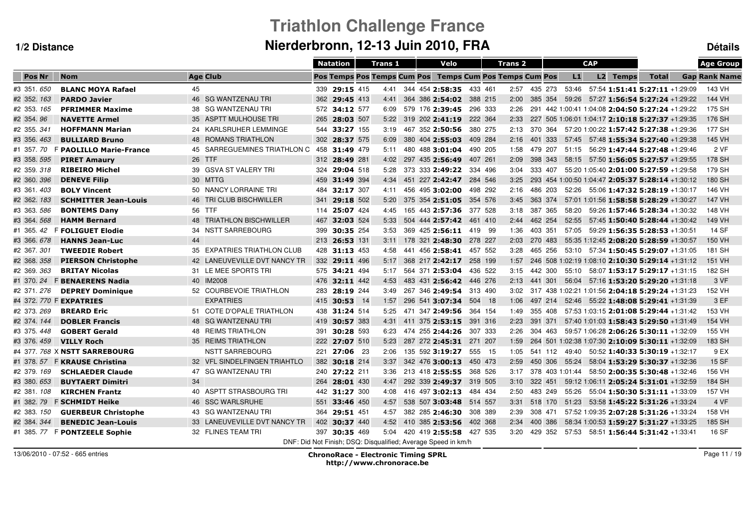# Triathlon Challenge France

## Nierderbronn, 12-13 Juin 2010, FRA

**1/2 Distance** — **Détails**

| | | | | Natation | | | Trans 1 | | | Velo | | | Trans 2 | | | CAP | | | | | Age Group | |
|---|---|---|---|---|---|---|---|---|---|---|---|---|---|---|---|---|---|---|---|---|---|---|
| Pos Nr | Nom | Age | Club | Pos | Temps | Pos | Temps | Cum | Pos | Temps | Cum | Pos | Temps | Cum | Pos | L1 | L2 | Temps | Total | Gap | Rank | Name |
| #3 351. 650 | **BLANC MOYA Rafael** | 45 | | 339 | **29:15** | 415 | 4:41 | 344 | 454 | **2:58:35** | 433 | 461 | 2:57 | 435 | 273 | 53:46 | 57:54 | **1:51:41** | **5:27:11** | +1:29:09 | 143 | VH |
| #2 352. 163 | **PARDO Javier** | 46 | SG WANTZENAU TRI | 362 | **29:45** | 413 | 4:41 | 364 | 386 | **2:54:02** | 388 | 215 | 2:00 | 385 | 354 | 59:26 | 57:27 | **1:56:54** | **5:27:24** | +1:29:22 | 144 | VH |
| #2 353. 165 | **PFRIMMER Maxime** | 38 | SG WANTZENAU TRI | 572 | **34:12** | 577 | 6:09 | 579 | 176 | **2:39:45** | 296 | 333 | 2:26 | 291 | 442 | 1:00:41 | 1:04:08 | **2:04:50** | **5:27:24** | +1:29:22 | 175 | SH |
| #2 354. 96 | **NAVETTE Armel** | 35 | ASPTT MULHOUSE TRI | 265 | **28:03** | 507 | 5:22 | 319 | 202 | **2:41:19** | 222 | 364 | 2:33 | 227 | 505 | 1:06:01 | 1:04:17 | **2:10:18** | **5:27:37** | +1:29:35 | 176 | SH |
| #2 355. 341 | **HOFFMANN Marian** | 24 | KARLSRUHER LEMMINGE | 544 | **33:27** | 155 | 3:19 | 467 | 352 | **2:50:56** | 380 | 275 | 2:13 | 370 | 364 | 57:20 | 1:00:22 | **1:57:42** | **5:27:38** | +1:29:36 | 177 | SH |
| #3 356. 463 | **BULLIARD Bruno** | 48 | ROMANS TRIATHLON | 302 | **28:37** | 575 | 6:09 | 380 | 404 | **2:55:03** | 409 | 284 | 2:16 | 401 | 333 | 57:45 | 57:48 | **1:55:34** | **5:27:40** | +1:29:38 | 145 | VH |
| #1 357. 70 F | **PAOLILLO Marie-France** | 45 | SARREGUEMINES TRIATHLON C | 458 | **31:49** | 479 | 5:11 | 480 | 488 | **3:01:04** | 490 | 205 | 1:58 | 479 | 207 | 51:15 | 56:29 | **1:47:44** | **5:27:48** | +1:29:46 | 2 | VF |
| #3 358. 595 | **PIRET Amaury** | 26 | TTF | 312 | **28:49** | 281 | 4:02 | 297 | 435 | **2:56:49** | 407 | 261 | 2:09 | 398 | 343 | 58:15 | 57:50 | **1:56:05** | **5:27:57** | +1:29:55 | 178 | SH |
| #2 359. 318 | **RIBEIRO Michel** | 39 | GSVA ST VALERY TRI | 324 | **29:04** | 518 | 5:28 | 373 | 333 | **2:49:22** | 334 | 496 | 3:04 | 333 | 407 | 55:20 | 1:05:40 | **2:01:00** | **5:27:59** | +1:29:58 | 179 | SH |
| #2 360. 396 | **DENEVE Filip** | 30 | MTTG | 459 | **31:49** | 394 | 4:34 | 451 | 227 | **2:42:47** | 284 | 546 | 3:25 | 293 | 454 | 1:00:50 | 1:04:47 | **2:05:37** | **5:28:14** | +1:30:12 | 180 | SH |
| #3 361. 403 | **BOLY Vincent** | 50 | NANCY LORRAINE TRI | 484 | **32:17** | 307 | 4:11 | 456 | 495 | **3:02:00** | 498 | 292 | 2:16 | 486 | 203 | 52:26 | 55:06 | **1:47:32** | **5:28:19** | +1:30:17 | 146 | VH |
| #2 362. 183 | **SCHMITTER Jean-Louis** | 46 | TRI CLUB BISCHWILLER | 341 | **29:18** | 502 | 5:20 | 375 | 354 | **2:51:05** | 354 | 576 | 3:45 | 363 | 374 | 57:01 | 1:01:56 | **1:58:58** | **5:28:29** | +1:30:27 | 147 | VH |
| #3 363. 586 | **BONTEMS Dany** | 56 | TTF | 114 | **25:07** | 424 | 4:45 | 165 | 443 | **2:57:36** | 377 | 528 | 3:18 | 387 | 365 | 58:20 | 59:26 | **1:57:46** | **5:28:34** | +1:30:32 | 148 | VH |
| #3 364. 568 | **HAMM Bernard** | 48 | TRIATHLON BISCHWILLER | 467 | **32:03** | 524 | 5:33 | 504 | 444 | **2:57:42** | 461 | 410 | 2:44 | 462 | 254 | 52:55 | 57:45 | **1:50:40** | **5:28:44** | +1:30:42 | 149 | VH |
| #1 365. 42 F | **FOLIGUET Elodie** | 34 | NSTT SARREBOURG | 399 | **30:35** | 254 | 3:53 | 369 | 425 | **2:56:11** | 419 | 99 | 1:36 | 403 | 351 | 57:05 | 59:29 | **1:56:35** | **5:28:53** | +1:30:51 | 14 | SF |
| #3 366. 678 | **HANNS Jean-Luc** | 44 | | 213 | **26:53** | 131 | 3:11 | 178 | 321 | **2:48:30** | 278 | 227 | 2:03 | 270 | 483 | 55:35 | 1:12:45 | **2:08:20** | **5:28:59** | +1:30:57 | 150 | VH |
| #2 367. 301 | **TWEEDIE Robert** | 35 | EXPATRIES TRIATHLON CLUB | 428 | **31:13** | 453 | 4:58 | 441 | 456 | **2:58:41** | 457 | 552 | 3:28 | 465 | 256 | 53:10 | 57:34 | **1:50:45** | **5:29:07** | +1:31:05 | 181 | SH |
| #2 368. 358 | **PIERSON Christophe** | 42 | LANEUVEVILLE DVT NANCY TR | 332 | **29:11** | 496 | 5:17 | 368 | 217 | **2:42:17** | 258 | 199 | 1:57 | 246 | 508 | 1:02:19 | 1:08:10 | **2:10:30** | **5:29:14** | +1:31:12 | 151 | VH |
| #2 369. 363 | **BRITAY Nicolas** | 31 | LE MEE SPORTS TRI | 575 | **34:21** | 494 | 5:17 | 564 | 371 | **2:53:04** | 436 | 522 | 3:15 | 442 | 300 | 55:10 | 58:07 | **1:53:17** | **5:29:17** | +1:31:15 | 182 | SH |
| #1 370. 24 F | **BENAERENS Nadia** | 40 | IM2008 | 476 | **32:11** | 442 | 4:53 | 483 | 431 | **2:56:42** | 446 | 276 | 2:13 | 441 | 301 | 56:04 | 57:16 | **1:53:20** | **5:29:20** | +1:31:18 | 3 | VF |
| #2 371. 276 | **DEPREY Dominique** | 52 | COURBEVOIE TRIATHLON | 283 | **28:19** | 244 | 3:49 | 267 | 346 | **2:49:54** | 313 | 490 | 3:02 | 317 | 438 | 1:02:21 | 1:01:56 | **2:04:18** | **5:29:24** | +1:31:23 | 152 | VH |
| #4 372. 770 F | **EXPATRIES** | | EXPATRIES | 415 | **30:53** | 14 | 1:57 | 296 | 541 | **3:07:34** | 504 | 18 | 1:06 | 497 | 214 | 52:46 | 55:22 | **1:48:08** | **5:29:41** | +1:31:39 | 3 | EF |
| #2 373. 269 | **BREARD Eric** | 51 | COTE D'OPALE TRIATHLON | 438 | **31:24** | 514 | 5:25 | 471 | 347 | **2:49:56** | 364 | 154 | 1:49 | 355 | 408 | 57:53 | 1:03:15 | **2:01:08** | **5:29:44** | +1:31:42 | 153 | VH |
| #2 374. 144 | **DOBLER Francis** | 48 | SG WANTZENAU TRI | 419 | **30:57** | 383 | 4:31 | 411 | 375 | **2:53:15** | 391 | 316 | 2:23 | 391 | 371 | 57:40 | 1:01:03 | **1:58:43** | **5:29:50** | +1:31:49 | 154 | VH |
| #3 375. 448 | **GOBERT Gerald** | 48 | REIMS TRIATHLON | 391 | **30:28** | 593 | 6:23 | 474 | 255 | **2:44:26** | 307 | 333 | 2:26 | 304 | 463 | 59:57 | 1:06:28 | **2:06:26** | **5:30:11** | +1:32:09 | 155 | VH |
| #3 376. 459 | **VILLY Roch** | 35 | REIMS TRIATHLON | 222 | **27:07** | 510 | 5:23 | 287 | 272 | **2:45:31** | 271 | 207 | 1:59 | 264 | 501 | 1:02:38 | 1:07:30 | **2:10:09** | **5:30:11** | +1:32:09 | 183 | SH |
| #4 377. 768 X | **NSTT SARREBOURG** | | NSTT SARREBOURG | 221 | **27:06** | 23 | 2:06 | 135 | 592 | **3:19:27** | 555 | 15 | 1:05 | 541 | 112 | 49:40 | 50:52 | **1:40:33** | **5:30:19** | +1:32:17 | 9 | EX |
| #1 378. 57 F | **KRAUSE Christina** | 32 | VFL SINDELFINGEN TRIAHTLO | 382 | **30:18** | 214 | 3:37 | 342 | 476 | **3:00:13** | 450 | 473 | 2:59 | 450 | 306 | 55:24 | 58:04 | **1:53:29** | **5:30:37** | +1:32:36 | 15 | SF |
| #2 379. 169 | **SCHLAEDER Claude** | 47 | SG WANTZENAU TRI | 240 | **27:22** | 211 | 3:36 | 213 | 418 | **2:55:55** | 368 | 526 | 3:17 | 378 | 403 | 1:01:44 | 58:50 | **2:00:35** | **5:30:48** | +1:32:46 | 156 | VH |
| #3 380. 653 | **BUYTAERT Dimitri** | 34 | | 264 | **28:01** | 430 | 4:47 | 292 | 339 | **2:49:37** | 319 | 505 | 3:10 | 322 | 451 | 59:12 | 1:06:11 | **2:05:24** | **5:31:01** | +1:32:59 | 184 | SH |
| #2 381. 108 | **KIRCHEN Frantz** | 40 | ASPTT STRASBOURG TRI | 442 | **31:27** | 300 | 4:08 | 416 | 497 | **3:02:13** | 484 | 434 | 2:50 | 483 | 249 | 55:26 | 55:04 | **1:50:30** | **5:31:11** | +1:33:09 | 157 | VH |
| #1 382. 79 F | **SCHMIDT Heike** | 46 | SSC WARLSRUHE | 551 | **33:46** | 450 | 4:57 | 538 | 507 | **3:03:48** | 514 | 557 | 3:31 | 518 | 170 | 51:23 | 53:58 | **1:45:22** | **5:31:26** | +1:33:24 | 4 | VF |
| #2 383. 150 | **GUERBEUR Christophe** | 43 | SG WANTZENAU TRI | 364 | **29:51** | 451 | 4:57 | 382 | 285 | **2:46:30** | 308 | 389 | 2:39 | 308 | 471 | 57:52 | 1:09:35 | **2:07:28** | **5:31:26** | +1:33:24 | 158 | VH |
| #2 384. 344 | **BENEDIC Jean-Louis** | 33 | LANEUVEVILLE DVT NANCY TR | 402 | **30:37** | 440 | 4:52 | 410 | 385 | **2:53:56** | 402 | 368 | 2:34 | 400 | 386 | 58:34 | 1:00:53 | **1:59:27** | **5:31:27** | +1:33:25 | 185 | SH |
| #1 385. 77 F | **PONTZEELE Sophie** | 32 | FLINES TEAM TRI | 397 | **30:35** | 469 | 5:04 | 420 | 419 | **2:55:58** | 427 | 535 | 3:20 | 429 | 352 | 57:53 | 58:51 | **1:56:44** | **5:31:42** | +1:33:41 | 16 | SF |

DNF: Did Not Finish; DSQ: Disqualified; Average Speed in km/h

13/06/2010 - 07:52 - 665 entries

**ChronoRace - Electronic Timing SPRL**
**http://www.chronorace.be**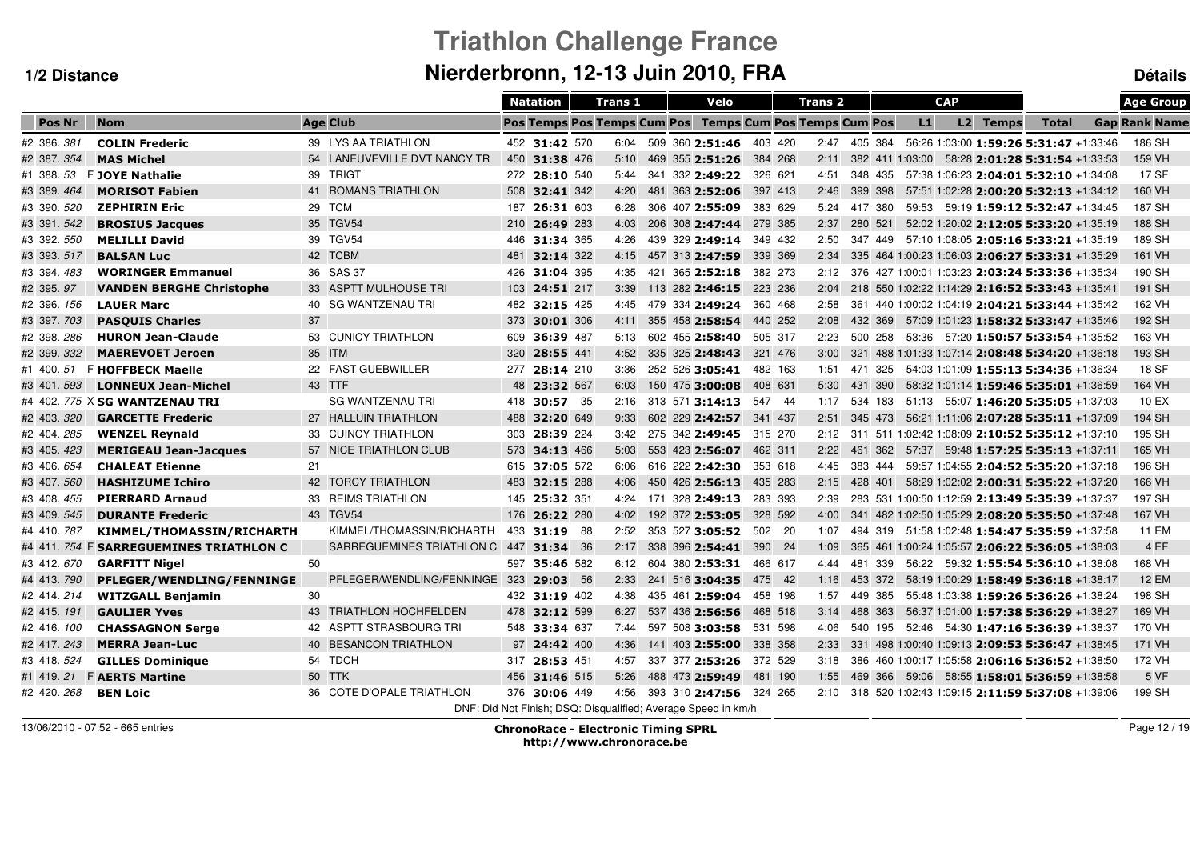# Triathlon Challenge France

## Nierderbronn, 12-13 Juin 2010, FRA

**1/2 Distance** — **Détails**

| | | | | | Natation | | Trans 1 | | | Velo | | | Trans 2 | | | CAP | | | | | Age Group | |
|---|---|---|---|---|---|---|---|---|---|---|---|---|---|---|---|---|---|---|---|---|---|---|
| Pos | Nr | Nom | Age | Club | Pos | Temps | Pos | Temps | Cum | Pos | Temps | Cum | Pos | Temps | Cum | Pos | L1 | L2 | Temps | Total | Gap | Rank Name |
| #2 | 386. 381 | **COLIN Frederic** | 39 | LYS AA TRIATHLON | 452 | **31:42** | 570 | 6:04 | 509 | 360 | **2:51:46** | 403 | 420 | 2:47 | 405 | 384 | 56:26 | 1:03:00 | **1:59:26** | **5:31:47** | +1:33:46 | 186 SH |
| #2 | 387. 354 | **MAS Michel** | 54 | LANEUVEVILLE DVT NANCY TR | 450 | **31:38** | 476 | 5:10 | 469 | 355 | **2:51:26** | 384 | 268 | 2:11 | 382 | 411 | 1:03:00 | 58:28 | **2:01:28** | **5:31:54** | +1:33:53 | 159 VH |
| #1 | 388. 53 F | **JOYE Nathalie** | 39 | TRIGT | 272 | **28:10** | 540 | 5:44 | 341 | 332 | **2:49:22** | 326 | 621 | 4:51 | 348 | 435 | 57:38 | 1:06:23 | **2:04:01** | **5:32:10** | +1:34:08 | 17 SF |
| #3 | 389. 464 | **MORISOT Fabien** | 41 | ROMANS TRIATHLON | 508 | **32:41** | 342 | 4:20 | 481 | 363 | **2:52:06** | 397 | 413 | 2:46 | 399 | 398 | 57:51 | 1:02:28 | **2:00:20** | **5:32:13** | +1:34:12 | 160 VH |
| #3 | 390. 520 | **ZEPHIRIN Eric** | 29 | TCM | 187 | **26:31** | 603 | 6:28 | 306 | 407 | **2:55:09** | 383 | 629 | 5:24 | 417 | 380 | 59:53 | 59:19 | **1:59:12** | **5:32:47** | +1:34:45 | 187 SH |
| #3 | 391. 542 | **BROSIUS Jacques** | 35 | TGV54 | 210 | **26:49** | 283 | 4:03 | 206 | 308 | **2:47:44** | 279 | 385 | 2:37 | 280 | 521 | 52:02 | 1:20:02 | **2:12:05** | **5:33:20** | +1:35:19 | 188 SH |
| #3 | 392. 550 | **MELILLI David** | 39 | TGV54 | 446 | **31:34** | 365 | 4:26 | 439 | 329 | **2:49:14** | 349 | 432 | 2:50 | 347 | 449 | 57:10 | 1:08:05 | **2:05:16** | **5:33:21** | +1:35:19 | 189 SH |
| #3 | 393. 517 | **BALSAN Luc** | 42 | TCBM | 481 | **32:14** | 322 | 4:15 | 457 | 313 | **2:47:59** | 339 | 369 | 2:34 | 335 | 464 | 1:00:23 | 1:06:03 | **2:06:27** | **5:33:31** | +1:35:29 | 161 VH |
| #3 | 394. 483 | **WORINGER Emmanuel** | 36 | SAS 37 | 426 | **31:04** | 395 | 4:35 | 421 | 365 | **2:52:18** | 382 | 273 | 2:12 | 376 | 427 | 1:00:01 | 1:03:23 | **2:03:24** | **5:33:36** | +1:35:34 | 190 SH |
| #2 | 395. 97 | **VANDEN BERGHE Christophe** | 33 | ASPTT MULHOUSE TRI | 103 | **24:51** | 217 | 3:39 | 113 | 282 | **2:46:15** | 223 | 236 | 2:04 | 218 | 550 | 1:02:22 | 1:14:29 | **2:16:52** | **5:33:43** | +1:35:41 | 191 SH |
| #2 | 396. 156 | **LAUER Marc** | 40 | SG WANTZENAU TRI | 482 | **32:15** | 425 | 4:45 | 479 | 334 | **2:49:24** | 360 | 468 | 2:58 | 361 | 440 | 1:00:02 | 1:04:19 | **2:04:21** | **5:33:44** | +1:35:42 | 162 VH |
| #3 | 397. 703 | **PASQUIS Charles** | 37 | | 373 | **30:01** | 306 | 4:11 | 355 | 458 | **2:58:54** | 440 | 252 | 2:08 | 432 | 369 | 57:09 | 1:01:23 | **1:58:32** | **5:33:47** | +1:35:46 | 192 SH |
| #2 | 398. 286 | **HURON Jean-Claude** | 53 | CUNICY TRIATHLON | 609 | **36:39** | 487 | 5:13 | 602 | 455 | **2:58:40** | 505 | 317 | 2:23 | 500 | 258 | 53:36 | 57:20 | **1:50:57** | **5:33:54** | +1:35:52 | 163 VH |
| #2 | 399. 332 | **MAEREVOET Jeroen** | 35 | ITM | 320 | **28:55** | 441 | 4:52 | 335 | 325 | **2:48:43** | 321 | 476 | 3:00 | 321 | 488 | 1:01:33 | 1:07:14 | **2:08:48** | **5:34:20** | +1:36:18 | 193 SH |
| #1 | 400. 51 F | **HOFFBECK Maelle** | 22 | FAST GUEBWILLER | 277 | **28:14** | 210 | 3:36 | 252 | 526 | **3:05:41** | 482 | 163 | 1:51 | 471 | 325 | 54:03 | 1:01:09 | **1:55:13** | **5:34:36** | +1:36:34 | 18 SF |
| #3 | 401. 593 | **LONNEUX Jean-Michel** | 43 | TTF | 48 | **23:32** | 567 | 6:03 | 150 | 475 | **3:00:08** | 408 | 631 | 5:30 | 431 | 390 | 58:32 | 1:01:14 | **1:59:46** | **5:35:01** | +1:36:59 | 164 VH |
| #4 | 402. 775 X | **SG WANTZENAU TRI** | | SG WANTZENAU TRI | 418 | **30:57** | 35 | 2:16 | 313 | 571 | **3:14:13** | 547 | 44 | 1:17 | 534 | 183 | 51:13 | 55:07 | **1:46:20** | **5:35:05** | +1:37:03 | 10 EX |
| #2 | 403. 320 | **GARCETTE Frederic** | 27 | HALLUIN TRIATHLON | 488 | **32:20** | 649 | 9:33 | 602 | 229 | **2:42:57** | 341 | 437 | 2:51 | 345 | 473 | 56:21 | 1:11:06 | **2:07:28** | **5:35:11** | +1:37:09 | 194 SH |
| #2 | 404. 285 | **WENZEL Reynald** | 33 | CUINCY TRIATHLON | 303 | **28:39** | 224 | 3:42 | 275 | 342 | **2:49:45** | 315 | 270 | 2:12 | 311 | 511 | 1:02:42 | 1:08:09 | **2:10:52** | **5:35:12** | +1:37:10 | 195 SH |
| #3 | 405. 423 | **MERIGEAU Jean-Jacques** | 57 | NICE TRIATHLON CLUB | 573 | **34:13** | 466 | 5:03 | 553 | 423 | **2:56:07** | 462 | 311 | 2:22 | 461 | 362 | 57:37 | 59:48 | **1:57:25** | **5:35:13** | +1:37:11 | 165 VH |
| #3 | 406. 654 | **CHALEAT Etienne** | 21 | | 615 | **37:05** | 572 | 6:06 | 616 | 222 | **2:42:30** | 353 | 618 | 4:45 | 383 | 444 | 59:57 | 1:04:55 | **2:04:52** | **5:35:20** | +1:37:18 | 196 SH |
| #3 | 407. 560 | **HASHIZUME Ichiro** | 42 | TORCY TRIATHLON | 483 | **32:15** | 288 | 4:06 | 450 | 426 | **2:56:13** | 435 | 283 | 2:15 | 428 | 401 | 58:29 | 1:02:02 | **2:00:31** | **5:35:22** | +1:37:20 | 166 VH |
| #3 | 408. 455 | **PIERRARD Arnaud** | 33 | REIMS TRIATHLON | 145 | **25:32** | 351 | 4:24 | 171 | 328 | **2:49:13** | 283 | 393 | 2:39 | 283 | 531 | 1:00:50 | 1:12:59 | **2:13:49** | **5:35:39** | +1:37:37 | 197 SH |
| #3 | 409. 545 | **DURANTE Frederic** | 43 | TGV54 | 176 | **26:22** | 280 | 4:02 | 192 | 372 | **2:53:05** | 328 | 592 | 4:00 | 341 | 482 | 1:02:50 | 1:05:29 | **2:08:20** | **5:35:50** | +1:37:48 | 167 VH |
| #4 | 410. 787 | **KIMMEL/THOMASSIN/RICHARTH** | | KIMMEL/THOMASSIN/RICHARTH | 433 | **31:19** | 88 | 2:52 | 353 | 527 | **3:05:52** | 502 | 20 | 1:07 | 494 | 319 | 51:58 | 1:02:48 | **1:54:47** | **5:35:59** | +1:37:58 | 11 EM |
| #4 | 411. 754 F | **SARREGUEMINES TRIATHLON C** | | SARREGUEMINES TRIATHLON C | 447 | **31:34** | 36 | 2:17 | 338 | 396 | **2:54:41** | 390 | 24 | 1:09 | 365 | 461 | 1:00:24 | 1:05:57 | **2:06:22** | **5:36:05** | +1:38:03 | 4 EF |
| #3 | 412. 670 | **GARFITT Nigel** | 50 | | 597 | **35:46** | 582 | 6:12 | 604 | 380 | **2:53:31** | 466 | 617 | 4:44 | 481 | 339 | 56:22 | 59:32 | **1:55:54** | **5:36:10** | +1:38:08 | 168 VH |
| #4 | 413. 790 | **PFLEGER/WENDLING/FENNINGE** | | PFLEGER/WENDLING/FENNINGE | 323 | **29:03** | 56 | 2:33 | 241 | 516 | **3:04:35** | 475 | 42 | 1:16 | 453 | 372 | 58:19 | 1:00:29 | **1:58:49** | **5:36:18** | +1:38:17 | 12 EM |
| #2 | 414. 214 | **WITZGALL Benjamin** | 30 | | 432 | **31:19** | 402 | 4:38 | 435 | 461 | **2:59:04** | 458 | 198 | 1:57 | 449 | 385 | 55:48 | 1:03:38 | **1:59:26** | **5:36:26** | +1:38:24 | 198 SH |
| #2 | 415. 191 | **GAULIER Yves** | 43 | TRIATHLON HOCHFELDEN | 478 | **32:12** | 599 | 6:27 | 537 | 436 | **2:56:56** | 468 | 518 | 3:14 | 468 | 363 | 56:37 | 1:01:00 | **1:57:38** | **5:36:29** | +1:38:27 | 169 VH |
| #2 | 416. 100 | **CHASSAGNON Serge** | 42 | ASPTT STRASBOURG TRI | 548 | **33:34** | 637 | 7:44 | 597 | 508 | **3:03:58** | 531 | 598 | 4:06 | 540 | 195 | 52:46 | 54:30 | **1:47:16** | **5:36:39** | +1:38:37 | 170 VH |
| #2 | 417. 243 | **MERRA Jean-Luc** | 40 | BESANCON TRIATHLON | 97 | **24:42** | 400 | 4:36 | 141 | 403 | **2:55:00** | 338 | 358 | 2:33 | 331 | 498 | 1:00:40 | 1:09:13 | **2:09:53** | **5:36:47** | +1:38:45 | 171 VH |
| #3 | 418. 524 | **GILLES Dominique** | 54 | TDCH | 317 | **28:53** | 451 | 4:57 | 337 | 377 | **2:53:26** | 372 | 529 | 3:18 | 386 | 460 | 1:00:17 | 1:05:58 | **2:06:16** | **5:36:52** | +1:38:50 | 172 VH |
| #1 | 419. 21 F | **AERTS Martine** | 50 | TTK | 456 | **31:46** | 515 | 5:26 | 488 | 473 | **2:59:49** | 481 | 190 | 1:55 | 469 | 366 | 59:06 | 58:55 | **1:58:01** | **5:36:59** | +1:38:58 | 5 VF |
| #2 | 420. 268 | **BEN Loic** | 36 | COTE D'OPALE TRIATHLON | 376 | **30:06** | 449 | 4:56 | 393 | 310 | **2:47:56** | 324 | 265 | 2:10 | 318 | 520 | 1:02:43 | 1:09:15 | **2:11:59** | **5:37:08** | +1:39:06 | 199 SH |

DNF: Did Not Finish; DSQ: Disqualified; Average Speed in km/h

13/06/2010 - 07:52 - 665 entries

**ChronoRace - Electronic Timing SPRL**
**http://www.chronorace.be**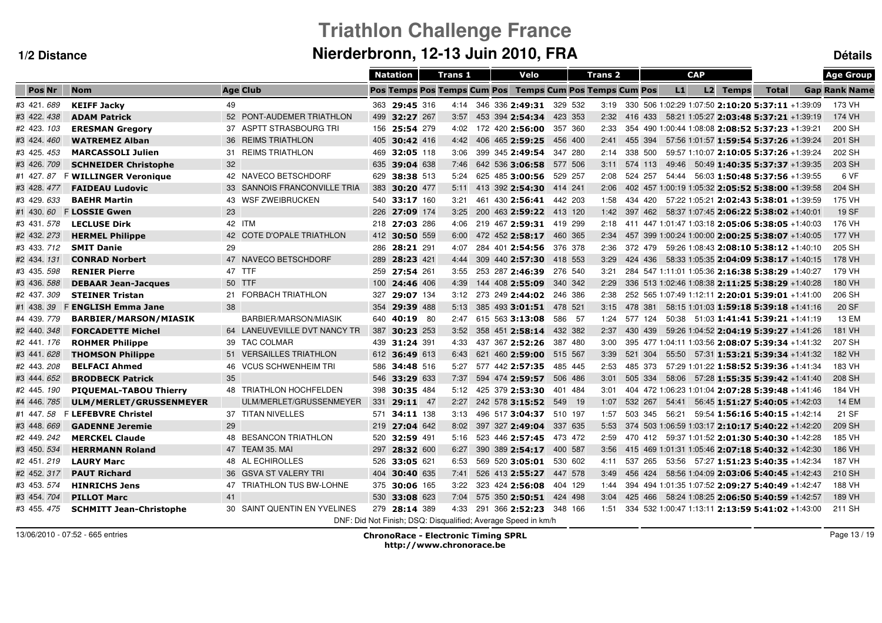# Triathlon Challenge France

## Nierderbronn, 12-13 Juin 2010, FRA

**1/2 Distance** — **Détails**

| | | | | | Natation | | Trans 1 | | | Velo | | | Trans 2 | | | CAP | | | | | Age Group | |
|---|---|---|---|---|---|---|---|---|---|---|---|---|---|---|---|---|---|---|---|---|---|---|
| Pos | Nr | Nom | Age | Club | Pos | Temps | Pos | Temps | Cum | Pos | Temps | Cum | Pos | Temps | Cum | Pos | L1 | L2 | Temps | Total | Gap | Rank | Name |
| #3 421. | 689 | **KEIFF Jacky** | 49 | | 363 | **29:45** | 316 | 4:14 | 346 | 336 | **2:49:31** | 329 | 532 | 3:19 | 330 | 506 | 1:02:29 | 1:07:50 | **2:10:20** | **5:37:11** | +1:39:09 | 173 | VH |
| #3 422. | 438 | **ADAM Patrick** | 52 | PONT-AUDEMER TRIATHLON | 499 | **32:27** | 267 | 3:57 | 453 | 394 | **2:54:34** | 423 | 353 | 2:32 | 416 | 433 | 58:21 | 1:05:27 | **2:03:48** | **5:37:21** | +1:39:19 | 174 | VH |
| #2 423. | 103 | **ERESMAN Gregory** | 37 | ASPTT STRASBOURG TRI | 156 | **25:54** | 279 | 4:02 | 172 | 420 | **2:56:00** | 357 | 360 | 2:33 | 354 | 490 | 1:00:44 | 1:08:08 | **2:08:52** | **5:37:23** | +1:39:21 | 200 | SH |
| #3 424. | 460 | **WATREMEZ Alban** | 36 | REIMS TRIATHLON | 405 | **30:42** | 416 | 4:42 | 406 | 465 | **2:59:25** | 456 | 400 | 2:41 | 455 | 394 | 57:56 | 1:01:57 | **1:59:54** | **5:37:26** | +1:39:24 | 201 | SH |
| #3 425. | 453 | **MARCASSOLI Julien** | 31 | REIMS TRIATHLON | 469 | **32:05** | 118 | 3:06 | 399 | 345 | **2:49:54** | 347 | 280 | 2:14 | 338 | 500 | 59:57 | 1:10:07 | **2:10:05** | **5:37:26** | +1:39:24 | 202 | SH |
| #3 426. | 709 | **SCHNEIDER Christophe** | 32 | | 635 | **39:04** | 638 | 7:46 | 642 | 536 | **3:06:58** | 577 | 506 | 3:11 | 574 | 113 | 49:46 | 50:49 | **1:40:35** | **5:37:37** | +1:39:35 | 203 | SH |
| #1 427. | 87 | F **WILLINGER Veronique** | 42 | NAVECO BETSCHDORF | 629 | **38:38** | 513 | 5:24 | 625 | 485 | **3:00:56** | 529 | 257 | 2:08 | 524 | 257 | 54:44 | 56:03 | **1:50:48** | **5:37:56** | +1:39:55 | 6 | VF |
| #3 428. | 477 | **FAIDEAU Ludovic** | 33 | SANNOIS FRANCONVILLE TRIA | 383 | **30:20** | 477 | 5:11 | 413 | 392 | **2:54:30** | 414 | 241 | 2:06 | 402 | 457 | 1:00:19 | 1:05:32 | **2:05:52** | **5:38:00** | +1:39:58 | 204 | SH |
| #3 429. | 633 | **BAEHR Martin** | 43 | WSF ZWEIBRUCKEN | 540 | **33:17** | 160 | 3:21 | 461 | 430 | **2:56:41** | 442 | 203 | 1:58 | 434 | 420 | 57:22 | 1:05:21 | **2:02:43** | **5:38:01** | +1:39:59 | 175 | VH |
| #1 430. | 60 | F **LOSSIE Gwen** | 23 | | 226 | **27:09** | 174 | 3:25 | 200 | 463 | **2:59:22** | 413 | 120 | 1:42 | 397 | 462 | 58:37 | 1:07:45 | **2:06:22** | **5:38:02** | +1:40:01 | 19 | SF |
| #3 431. | 578 | **LECLUSE Dirk** | 42 | ITM | 218 | **27:03** | 286 | 4:06 | 219 | 467 | **2:59:31** | 419 | 299 | 2:18 | 411 | 447 | 1:01:47 | 1:03:18 | **2:05:06** | **5:38:05** | +1:40:03 | 176 | VH |
| #2 432. | 273 | **HERMEL Philippe** | 42 | COTE D'OPALE TRIATHLON | 412 | **30:50** | 559 | 6:00 | 472 | 452 | **2:58:17** | 460 | 365 | 2:34 | 457 | 399 | 1:00:24 | 1:00:00 | **2:00:25** | **5:38:07** | +1:40:05 | 177 | VH |
| #3 433. | 712 | **SMIT Danie** | 29 | | 286 | **28:21** | 291 | 4:07 | 284 | 401 | **2:54:56** | 376 | 378 | 2:36 | 372 | 479 | 59:26 | 1:08:43 | **2:08:10** | **5:38:12** | +1:40:10 | 205 | SH |
| #2 434. | 131 | **CONRAD Norbert** | 47 | NAVECO BETSCHDORF | 289 | **28:23** | 421 | 4:44 | 309 | 440 | **2:57:30** | 418 | 553 | 3:29 | 424 | 436 | 58:33 | 1:05:35 | **2:04:09** | **5:38:17** | +1:40:15 | 178 | VH |
| #3 435. | 598 | **RENIER Pierre** | 47 | TTF | 259 | **27:54** | 261 | 3:55 | 253 | 287 | **2:46:39** | 276 | 540 | 3:21 | 284 | 547 | 1:11:01 | 1:05:36 | **2:16:38** | **5:38:29** | +1:40:27 | 179 | VH |
| #3 436. | 588 | **DEBAAR Jean-Jacques** | 50 | TTF | 100 | **24:46** | 406 | 4:39 | 144 | 408 | **2:55:09** | 340 | 342 | 2:29 | 336 | 513 | 1:02:46 | 1:08:38 | **2:11:25** | **5:38:29** | +1:40:28 | 180 | VH |
| #2 437. | 309 | **STEINER Tristan** | 21 | FORBACH TRIATHLON | 327 | **29:07** | 134 | 3:12 | 273 | 249 | **2:44:02** | 246 | 386 | 2:38 | 252 | 565 | 1:07:49 | 1:12:11 | **2:20:01** | **5:39:01** | +1:41:00 | 206 | SH |
| #1 438. | 39 | F **ENGLISH Emma Jane** | 38 | | 354 | **29:39** | 488 | 5:13 | 385 | 493 | **3:01:51** | 478 | 521 | 3:15 | 478 | 381 | 58:15 | 1:01:03 | **1:59:18** | **5:39:18** | +1:41:16 | 20 | SF |
| #4 439. | 779 | **BARBIER/MARSON/MIASIK** | | BARBIER/MARSON/MIASIK | 640 | **40:19** | 80 | 2:47 | 615 | 563 | **3:13:08** | 586 | 57 | 1:24 | 577 | 124 | 50:38 | 51:03 | **1:41:41** | **5:39:21** | +1:41:19 | 13 | EM |
| #2 440. | 348 | **FORCADETTE Michel** | 64 | LANEUVEVILLE DVT NANCY TR | 387 | **30:23** | 253 | 3:52 | 358 | 451 | **2:58:14** | 432 | 382 | 2:37 | 430 | 439 | 59:26 | 1:04:52 | **2:04:19** | **5:39:27** | +1:41:26 | 181 | VH |
| #2 441. | 176 | **ROHMER Philippe** | 39 | TAC COLMAR | 439 | **31:24** | 391 | 4:33 | 437 | 367 | **2:52:26** | 387 | 480 | 3:00 | 395 | 477 | 1:04:11 | 1:03:56 | **2:08:07** | **5:39:34** | +1:41:32 | 207 | SH |
| #3 441. | 628 | **THOMSON Philippe** | 51 | VERSAILLES TRIATHLON | 612 | **36:49** | 613 | 6:43 | 621 | 460 | **2:59:00** | 515 | 567 | 3:39 | 521 | 304 | 55:50 | 57:31 | **1:53:21** | **5:39:34** | +1:41:32 | 182 | VH |
| #2 443. | 208 | **BELFACI Ahmed** | 46 | VCUS SCHWENHEIM TRI | 586 | **34:48** | 516 | 5:27 | 577 | 442 | **2:57:35** | 485 | 445 | 2:53 | 485 | 373 | 57:29 | 1:01:22 | **1:58:52** | **5:39:36** | +1:41:34 | 183 | VH |
| #3 444. | 652 | **BRODBECK Patrick** | 35 | | 546 | **33:29** | 633 | 7:37 | 594 | 474 | **2:59:57** | 506 | 486 | 3:01 | 505 | 334 | 58:06 | 57:28 | **1:55:35** | **5:39:42** | +1:41:40 | 208 | SH |
| #2 445. | 190 | **PIQUEMAL-TABOU Thierry** | 48 | TRIATHLON HOCHFELDEN | 398 | **30:35** | 484 | 5:12 | 425 | 379 | **2:53:30** | 401 | 484 | 3:01 | 404 | 472 | 1:06:23 | 1:01:04 | **2:07:28** | **5:39:48** | +1:41:46 | 184 | VH |
| #4 446. | 785 | **ULM/MERLET/GRUSSENMEYER** | | ULM/MERLET/GRUSSENMEYER | 331 | **29:11** | 47 | 2:27 | 242 | 578 | **3:15:52** | 549 | 19 | 1:07 | 532 | 267 | 54:41 | 56:45 | **1:51:27** | **5:40:05** | +1:42:03 | 14 | EM |
| #1 447. | 58 | F **LEFEBVRE Christel** | 37 | TITAN NIVELLES | 571 | **34:11** | 138 | 3:13 | 496 | 517 | **3:04:37** | 510 | 197 | 1:57 | 503 | 345 | 56:21 | 59:54 | **1:56:16** | **5:40:15** | +1:42:14 | 21 | SF |
| #3 448. | 669 | **GADENNE Jeremie** | 29 | | 219 | **27:04** | 642 | 8:02 | 397 | 327 | **2:49:04** | 337 | 635 | 5:53 | 374 | 503 | 1:06:59 | 1:03:17 | **2:10:17** | **5:40:22** | +1:42:20 | 209 | SH |
| #2 449. | 242 | **MERCKEL Claude** | 48 | BESANCON TRIATHLON | 520 | **32:59** | 491 | 5:16 | 523 | 446 | **2:57:45** | 473 | 472 | 2:59 | 470 | 412 | 59:37 | 1:01:52 | **2:01:30** | **5:40:30** | +1:42:28 | 185 | VH |
| #3 450. | 534 | **HERRMANN Roland** | 47 | TEAM 35. MAI | 297 | **28:32** | 600 | 6:27 | 390 | 389 | **2:54:17** | 400 | 587 | 3:56 | 415 | 469 | 1:01:31 | 1:05:46 | **2:07:18** | **5:40:32** | +1:42:30 | 186 | VH |
| #2 451. | 219 | **LAURY Marc** | 48 | AL ECHIROLLES | 526 | **33:05** | 621 | 6:53 | 569 | 520 | **3:05:01** | 530 | 602 | 4:11 | 537 | 265 | 53:56 | 57:27 | **1:51:23** | **5:40:35** | +1:42:34 | 187 | VH |
| #2 452. | 317 | **PAUT Richard** | 36 | GSVA ST VALERY TRI | 404 | **30:40** | 635 | 7:41 | 526 | 413 | **2:55:27** | 447 | 578 | 3:49 | 456 | 424 | 58:56 | 1:04:09 | **2:03:06** | **5:40:45** | +1:42:43 | 210 | SH |
| #3 453. | 574 | **HINRICHS Jens** | 47 | TRIATHLON TUS BW-LOHNE | 375 | **30:06** | 165 | 3:22 | 323 | 424 | **2:56:08** | 404 | 129 | 1:44 | 394 | 494 | 1:01:35 | 1:07:52 | **2:09:27** | **5:40:49** | +1:42:47 | 188 | VH |
| #3 454. | 704 | **PILLOT Marc** | 41 | | 530 | **33:08** | 623 | 7:04 | 575 | 350 | **2:50:51** | 424 | 498 | 3:04 | 425 | 466 | 58:24 | 1:08:25 | **2:06:50** | **5:40:59** | +1:42:57 | 189 | VH |
| #3 455. | 475 | **SCHMITT Jean-Christophe** | 30 | SAINT QUENTIN EN YVELINES | 279 | **28:14** | 389 | 4:33 | 291 | 366 | **2:52:23** | 348 | 166 | 1:51 | 334 | 532 | 1:00:47 | 1:13:11 | **2:13:59** | **5:41:02** | +1:43:00 | 211 | SH |

DNF: Did Not Finish; DSQ: Disqualified; Average Speed in km/h

13/06/2010 - 07:52 - 665 entries

**ChronoRace - Electronic Timing SPRL**
**http://www.chronorace.be**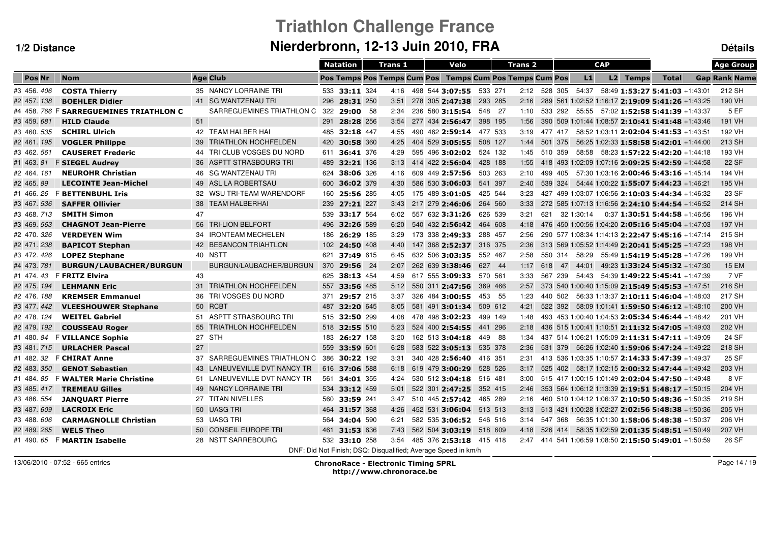# Triathlon Challenge France

## Nierderbronn, 12-13 Juin 2010, FRA

**1/2 Distance** | **Détails**

| | | | | | Natation | | Trans 1 | | | Velo | | | Trans 2 | | | CAP | | | | | Age Group | |
|---|---|---|---|---|---|---|---|---|---|---|---|---|---|---|---|---|---|---|---|---|---|---|
| Pos | Nr | Nom | Age | Club | Pos | Temps | Pos | Temps | Cum | Pos | Temps | Cum | Pos | Temps | Cum | Pos | L1 | L2 | Temps | Total | Gap | Rank | Name |
| #3 456. | 406 | **COSTA Thierry** | 35 | NANCY LORRAINE TRI | 533 | **33:11** | 324 | 4:16 | 498 | 544 | **3:07:55** | 533 | 271 | 2:12 | 528 | 305 | 54:37 | 58:49 | **1:53:27** | **5:41:03** | +1:43:01 | 212 | SH |
| #2 457. | 138 | **BOEHLER Didier** | 41 | SG WANTZENAU TRI | 296 | **28:31** | 250 | 3:51 | 278 | 305 | **2:47:38** | 293 | 285 | 2:16 | 289 | 561 | 1:02:52 | 1:16:17 | **2:19:09** | **5:41:26** | +1:43:25 | 190 | VH |
| #4 458. | 766 | F **SARREGUEMINES TRIATHLON C** | | SARREGUEMINES TRIATHLON C | 322 | **29:00** | 58 | 2:34 | 236 | 580 | **3:15:54** | 548 | 27 | 1:10 | 533 | 292 | 55:55 | 57:02 | **1:52:58** | **5:41:39** | +1:43:37 | 5 | EF |
| #3 459. | 681 | **HILD Claude** | 51 | | 291 | **28:28** | 256 | 3:54 | 277 | 434 | **2:56:47** | 398 | 195 | 1:56 | 390 | 509 | 1:01:44 | 1:08:57 | **2:10:41** | **5:41:48** | +1:43:46 | 191 | VH |
| #3 460. | 535 | **SCHIRL Ulrich** | 42 | TEAM HALBER HAI | 485 | **32:18** | 447 | 4:55 | 490 | 462 | **2:59:14** | 477 | 533 | 3:19 | 477 | 417 | 58:52 | 1:03:11 | **2:02:04** | **5:41:53** | +1:43:51 | 192 | VH |
| #2 461. | 195 | **VOGLER Philippe** | 39 | TRIATHLON HOCHFELDEN | 420 | **30:58** | 360 | 4:25 | 404 | 529 | **3:05:55** | 508 | 127 | 1:44 | 501 | 375 | 56:25 | 1:02:33 | **1:58:58** | **5:42:01** | +1:44:00 | 213 | SH |
| #3 462. | 561 | **CAUSERET Frederic** | 44 | TRI CLUB VOSGES DU NORD | 611 | **36:41** | 376 | 4:29 | 595 | 496 | **3:02:02** | 524 | 132 | 1:45 | 510 | 359 | 58:58 | 58:23 | **1:57:22** | **5:42:20** | +1:44:18 | 193 | VH |
| #1 463. | 81 | F **SIEGEL Audrey** | 36 | ASPTT STRASBOURG TRI | 489 | **32:21** | 136 | 3:13 | 414 | 422 | **2:56:04** | 428 | 188 | 1:55 | 418 | 493 | 1:02:09 | 1:07:16 | **2:09:25** | **5:42:59** | +1:44:58 | 22 | SF |
| #2 464. | 161 | **NEUROHR Christian** | 46 | SG WANTZENAU TRI | 624 | **38:06** | 326 | 4:16 | 609 | 449 | **2:57:56** | 503 | 263 | 2:10 | 499 | 405 | 57:30 | 1:03:16 | **2:00:46** | **5:43:16** | +1:45:14 | 194 | VH |
| #2 465. | 89 | **LECOINTE Jean-Michel** | 49 | ASL LA ROBERTSAU | 600 | **36:02** | 379 | 4:30 | 586 | 530 | **3:06:03** | 541 | 397 | 2:40 | 539 | 324 | 54:44 | 1:00:22 | **1:55:07** | **5:44:23** | +1:46:21 | 195 | VH |
| #1 466. | 26 | F **BETTENBUHL Iris** | 32 | WSU TRI-TEAM WARENDORF | 160 | **25:56** | 285 | 4:05 | 175 | 489 | **3:01:05** | 425 | 544 | 3:23 | 427 | 499 | 1:03:07 | 1:06:56 | **2:10:03** | **5:44:34** | +1:46:32 | 23 | SF |
| #3 467. | 536 | **SAFFER Ollivier** | 38 | TEAM HALBERHAI | 239 | **27:21** | 227 | 3:43 | 217 | 279 | **2:46:06** | 264 | 560 | 3:33 | 272 | 585 | 1:07:13 | 1:16:56 | **2:24:10** | **5:44:54** | +1:46:52 | 214 | SH |
| #3 468. | 713 | **SMITH Simon** | 47 | | 539 | **33:17** | 564 | 6:02 | 557 | 632 | **3:31:26** | 626 | 539 | 3:21 | 621 | 32 | 1:30:14 | 0:37 | **1:30:51** | **5:44:58** | +1:46:56 | 196 | VH |
| #3 469. | 563 | **CHAGNOT Jean-Pierre** | 56 | TRI-LION BELFORT | 496 | **32:26** | 589 | 6:20 | 540 | 432 | **2:56:42** | 464 | 608 | 4:18 | 476 | 450 | 1:00:56 | 1:04:20 | **2:05:16** | **5:45:04** | +1:47:03 | 197 | VH |
| #2 470. | 326 | **VERDEYEN Wim** | 34 | IRONTEAM MECHELEN | 186 | **26:29** | 185 | 3:29 | 173 | 338 | **2:49:33** | 288 | 457 | 2:56 | 290 | 577 | 1:08:34 | 1:14:13 | **2:22:47** | **5:45:16** | +1:47:14 | 215 | SH |
| #2 471. | 238 | **BAPICOT Stephan** | 42 | BESANCON TRIAHTLON | 102 | **24:50** | 408 | 4:40 | 147 | 368 | **2:52:37** | 316 | 375 | 2:36 | 313 | 569 | 1:05:52 | 1:14:49 | **2:20:41** | **5:45:25** | +1:47:23 | 198 | VH |
| #3 472. | 426 | **LOPEZ Stephane** | 40 | NSTT | 621 | **37:49** | 615 | 6:45 | 632 | 506 | **3:03:35** | 552 | 467 | 2:58 | 550 | 314 | 58:29 | 55:49 | **1:54:19** | **5:45:28** | +1:47:26 | 199 | VH |
| #4 473. | 781 | **BURGUN/LAUBACHER/BURGUN** | | BURGUN/LAUBACHER/BURGUN | 370 | **29:56** | 24 | 2:07 | 262 | 639 | **3:38:46** | 627 | 44 | 1:17 | 618 | 47 | 44:01 | 49:23 | **1:33:24** | **5:45:32** | +1:47:30 | 15 | EM |
| #1 474. | 43 | F **FRITZ Elvira** | 43 | | 625 | **38:13** | 454 | 4:59 | 617 | 555 | **3:09:33** | 570 | 561 | 3:33 | 567 | 239 | 54:43 | 54:39 | **1:49:22** | **5:45:41** | +1:47:39 | 7 | VF |
| #2 475. | 194 | **LEHMANN Eric** | 31 | TRIATHLON HOCHFELDEN | 557 | **33:56** | 485 | 5:12 | 550 | 311 | **2:47:56** | 369 | 466 | 2:57 | 373 | 540 | 1:00:40 | 1:15:09 | **2:15:49** | **5:45:53** | +1:47:51 | 216 | SH |
| #2 476. | 188 | **KREMSER Emmanuel** | 36 | TRI VOSGES DU NORD | 371 | **29:57** | 215 | 3:37 | 326 | 484 | **3:00:55** | 453 | 55 | 1:23 | 440 | 502 | 56:33 | 1:13:37 | **2:10:11** | **5:46:04** | +1:48:03 | 217 | SH |
| #3 477. | 442 | **VLEESHOUWER Stephane** | 50 | RCBT | 487 | **32:20** | 645 | 8:05 | 581 | 491 | **3:01:34** | 509 | 612 | 4:21 | 522 | 392 | 58:09 | 1:01:41 | **1:59:50** | **5:46:12** | +1:48:10 | 200 | VH |
| #2 478. | 124 | **WEITEL Gabriel** | 51 | ASPTT STRASBOURG TRI | 515 | **32:50** | 299 | 4:08 | 478 | 498 | **3:02:23** | 499 | 149 | 1:48 | 493 | 453 | 1:00:40 | 1:04:53 | **2:05:34** | **5:46:44** | +1:48:42 | 201 | VH |
| #2 479. | 192 | **COUSSEAU Roger** | 55 | TRIATHLON HOCHFELDEN | 518 | **32:55** | 510 | 5:23 | 524 | 400 | **2:54:55** | 441 | 296 | 2:18 | 436 | 515 | 1:00:41 | 1:10:51 | **2:11:32** | **5:47:05** | +1:49:03 | 202 | VH |
| #1 480. | 84 | F **VILLANCE Sophie** | 27 | STH | 183 | **26:27** | 158 | 3:20 | 162 | 513 | **3:04:18** | 449 | 88 | 1:34 | 437 | 514 | 1:06:21 | 1:05:09 | **2:11:31** | **5:47:11** | +1:49:09 | 24 | SF |
| #3 481. | 715 | **URLACHER Pascal** | 27 | | 559 | **33:59** | 601 | 6:28 | 583 | 522 | **3:05:13** | 535 | 378 | 2:36 | 531 | 379 | 56:26 | 1:02:40 | **1:59:06** | **5:47:24** | +1:49:22 | 218 | SH |
| #1 482. | 32 | F **CHIRAT Anne** | 37 | SARREGUEMINES TRIATHLON C | 386 | **30:22** | 192 | 3:31 | 340 | 428 | **2:56:40** | 416 | 351 | 2:31 | 413 | 536 | 1:03:35 | 1:10:57 | **2:14:33** | **5:47:39** | +1:49:37 | 25 | SF |
| #2 483. | 350 | **GENOT Sebastien** | 43 | LANEUVEVILLE DVT NANCY TR | 616 | **37:06** | 588 | 6:18 | 619 | 479 | **3:00:29** | 528 | 526 | 3:17 | 525 | 402 | 58:17 | 1:02:15 | **2:00:32** | **5:47:44** | +1:49:42 | 203 | VH |
| #1 484. | 85 | F **WALTER Marie Christine** | 51 | LANEUVEVILLE DVT NANCY TR | 561 | **34:01** | 355 | 4:24 | 530 | 512 | **3:04:18** | 516 | 481 | 3:00 | 515 | 417 | 1:00:15 | 1:01:49 | **2:02:04** | **5:47:50** | +1:49:48 | 8 | VF |
| #3 485. | 417 | **TREMEAU Gilles** | 49 | NANCY LORRAINE TRI | 534 | **33:12** | 459 | 5:01 | 522 | 301 | **2:47:25** | 352 | 415 | 2:46 | 353 | 564 | 1:06:12 | 1:13:39 | **2:19:51** | **5:48:17** | +1:50:15 | 204 | VH |
| #3 486. | 554 | **JANQUART Pierre** | 27 | TITAN NIVELLES | 560 | **33:59** | 241 | 3:47 | 510 | 445 | **2:57:42** | 465 | 289 | 2:16 | 460 | 510 | 1:04:12 | 1:06:37 | **2:10:50** | **5:48:36** | +1:50:35 | 219 | SH |
| #3 487. | 609 | **LACROIX Eric** | 50 | UASG TRI | 464 | **31:57** | 368 | 4:26 | 452 | 531 | **3:06:04** | 513 | 513 | 3:13 | 513 | 421 | 1:00:28 | 1:02:27 | **2:02:56** | **5:48:38** | +1:50:36 | 205 | VH |
| #3 488. | 606 | **CARMAGNOLLE Christian** | 53 | UASG TRI | 564 | **34:04** | 590 | 6:21 | 582 | 535 | **3:06:52** | 546 | 516 | 3:14 | 547 | 368 | 56:35 | 1:01:30 | **1:58:06** | **5:48:38** | +1:50:37 | 206 | VH |
| #2 489. | 265 | **WELS Theo** | 50 | CONSEIL EUROPE TRI | 461 | **31:53** | 636 | 7:43 | 562 | 504 | **3:03:19** | 518 | 609 | 4:18 | 526 | 414 | 58:35 | 1:02:59 | **2:01:35** | **5:48:51** | +1:50:49 | 207 | VH |
| #1 490. | 65 | F **MARTIN Isabelle** | 28 | NSTT SARREBOURG | 532 | **33:10** | 258 | 3:54 | 485 | 376 | **2:53:18** | 415 | 418 | 2:47 | 414 | 541 | 1:06:59 | 1:08:50 | **2:15:50** | **5:49:01** | +1:50:59 | 26 | SF |

DNF: Did Not Finish; DSQ: Disqualified; Average Speed in km/h

13/06/2010 - 07:52 - 665 entries

**ChronoRace - Electronic Timing SPRL**
**http://www.chronorace.be**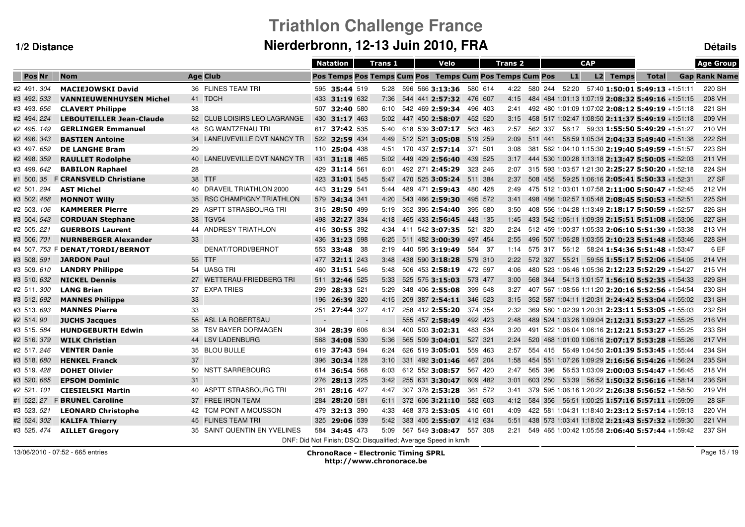# Triathlon Challenge France

## Nierderbronn, 12-13 Juin 2010, FRA

**1/2 Distance** **Détails**

| | | | | | | Natation | | Trans 1 | | | Velo | | | Trans 2 | | | CAP | | | | | | Age Group | |
|---|---|---|---|---|---|---|---|---|---|---|---|---|---|---|---|---|---|---|---|---|---|---|---|---|
| Pos | Nr | | Nom | Age | Club | Pos | Temps | Pos | Temps | Cum | Pos | Temps | Cum | Pos | Temps | Cum | Pos | L1 | L2 | Temps | Total | Gap | Rank | Name |
| #2 491. | 304 | | **MACIEJOWSKI David** | 36 | FLINES TEAM TRI | 595 | **35:44** | 519 | 5:28 | 596 | 566 | **3:13:36** | 580 | 614 | 4:22 | 580 | 244 | 52:20 | 57:40 | **1:50:01** | **5:49:13** | +1:51:11 | 220 | SH |
| #3 492. | 533 | | **VANNIEUWENHUYSEN Michel** | 41 | TDCH | 433 | **31:19** | 632 | 7:36 | 544 | 441 | **2:57:32** | 476 | 607 | 4:15 | 484 | 484 | 1:01:13 | 1:07:19 | **2:08:32** | **5:49:16** | +1:51:15 | 208 | VH |
| #3 493. | 656 | | **CLAVERT Philippe** | 38 | | 507 | **32:40** | 580 | 6:10 | 542 | 469 | **2:59:34** | 496 | 403 | 2:41 | 492 | 480 | 1:01:09 | 1:07:02 | **2:08:12** | **5:49:19** | +1:51:18 | 221 | SH |
| #2 494. | 224 | | **LEBOUTEILLER Jean-Claude** | 62 | CLUB LOISIRS LEO LAGRANGE | 430 | **31:17** | 463 | 5:02 | 447 | 450 | **2:58:07** | 452 | 520 | 3:15 | 458 | 517 | 1:02:47 | 1:08:50 | **2:11:37** | **5:49:19** | +1:51:18 | 209 | VH |
| #2 495. | 149 | | **GERLINGER Emmanuel** | 48 | SG WANTZENAU TRI | 617 | **37:42** | 535 | 5:40 | 618 | 539 | **3:07:17** | 563 | 463 | 2:57 | 562 | 337 | 56:17 | 59:33 | **1:55:50** | **5:49:29** | +1:51:27 | 210 | VH |
| #2 496. | 343 | | **BASTIEN Antoine** | 34 | LANEUVEVILLE DVT NANCY TR | 522 | **32:59** | 434 | 4:49 | 512 | 521 | **3:05:08** | 519 | 259 | 2:09 | 511 | 441 | 58:59 | 1:05:34 | **2:04:33** | **5:49:40** | +1:51:38 | 222 | SH |
| #3 497. | 659 | | **DE LANGHE Bram** | 29 | | 110 | **25:04** | 438 | 4:51 | 170 | 437 | **2:57:14** | 371 | 501 | 3:08 | 381 | 562 | 1:04:10 | 1:15:30 | **2:19:40** | **5:49:59** | +1:51:57 | 223 | SH |
| #2 498. | 359 | | **RAULLET Rodolphe** | 40 | LANEUVEVILLE DVT NANCY TR | 431 | **31:18** | 465 | 5:02 | 449 | 429 | **2:56:40** | 439 | 525 | 3:17 | 444 | 530 | 1:00:28 | 1:13:18 | **2:13:47** | **5:50:05** | +1:52:03 | 211 | VH |
| #3 499. | 642 | | **BABILON Raphael** | 28 | | 429 | **31:14** | 561 | 6:01 | 492 | 271 | **2:45:29** | 323 | 246 | 2:07 | 315 | 593 | 1:03:57 | 1:21:30 | **2:25:27** | **5:50:20** | +1:52:18 | 224 | SH |
| #1 500. | 35 | F | **CRANSVELD Christiane** | 38 | TTF | 423 | **31:01** | 545 | 5:47 | 470 | 525 | **3:05:24** | 511 | 384 | 2:37 | 508 | 455 | 59:25 | 1:06:16 | **2:05:41** | **5:50:33** | +1:52:31 | 27 | SF |
| #2 501. | 294 | | **AST Michel** | 40 | DRAVEIL TRIATHLON 2000 | 443 | **31:29** | 541 | 5:44 | 489 | 471 | **2:59:43** | 480 | 428 | 2:49 | 475 | 512 | 1:03:01 | 1:07:58 | **2:11:00** | **5:50:47** | +1:52:45 | 212 | VH |
| #3 502. | 468 | | **MONNOT Willy** | 35 | RSC CHAMPIGNY TRIATHLON | 579 | **34:34** | 341 | 4:20 | 543 | 466 | **2:59:30** | 495 | 572 | 3:41 | 498 | 486 | 1:02:57 | 1:05:48 | **2:08:45** | **5:50:53** | +1:52:51 | 225 | SH |
| #2 503. | 106 | | **KAMMERER Pierre** | 29 | ASPTT STRASBOURG TRI | 315 | **28:50** | 499 | 5:19 | 352 | 395 | **2:54:40** | 395 | 580 | 3:50 | 408 | 556 | 1:04:28 | 1:13:49 | **2:18:17** | **5:50:59** | +1:52:57 | 226 | SH |
| #3 504. | 543 | | **CORDUAN Stephane** | 38 | TGV54 | 498 | **32:27** | 334 | 4:18 | 465 | 433 | **2:56:45** | 443 | 135 | 1:45 | 433 | 542 | 1:06:11 | 1:09:39 | **2:15:51** | **5:51:08** | +1:53:06 | 227 | SH |
| #2 505. | 221 | | **GUERBOIS Laurent** | 44 | ANDRESY TRIATHLON | 416 | **30:55** | 392 | 4:34 | 411 | 542 | **3:07:35** | 521 | 320 | 2:24 | 512 | 459 | 1:00:37 | 1:05:33 | **2:06:10** | **5:51:39** | +1:53:38 | 213 | VH |
| #3 506. | 701 | | **NURNBERGER Alexander** | 33 | | 436 | **31:23** | 598 | 6:25 | 511 | 482 | **3:00:39** | 497 | 454 | 2:55 | 496 | 507 | 1:06:28 | 1:03:55 | **2:10:23** | **5:51:48** | +1:53:46 | 228 | SH |
| #4 507. | 753 | F | **DENAT/TORDI/BERNOT** | | DENAT/TORDI/BERNOT | 553 | **33:48** | 38 | 2:19 | 440 | 595 | **3:19:49** | 584 | 37 | 1:14 | 575 | 317 | 56:12 | 58:24 | **1:54:36** | **5:51:48** | +1:53:47 | 6 | EF |
| #3 508. | 591 | | **JARDON Paul** | 55 | TTF | 477 | **32:11** | 243 | 3:48 | 438 | 590 | **3:18:28** | 579 | 310 | 2:22 | 572 | 327 | 55:21 | 59:55 | **1:55:17** | **5:52:06** | +1:54:05 | 214 | VH |
| #3 509. | 610 | | **LANDRY Philippe** | 54 | UASG TRI | 460 | **31:51** | 546 | 5:48 | 506 | 453 | **2:58:19** | 472 | 597 | 4:06 | 480 | 523 | 1:06:46 | 1:05:36 | **2:12:23** | **5:52:29** | +1:54:27 | 215 | VH |
| #3 510. | 632 | | **NICKEL Dennis** | 27 | WETTERAU-FRIEDBERG TRI | 511 | **32:46** | 525 | 5:33 | 525 | 575 | **3:15:03** | 573 | 477 | 3:00 | 568 | 344 | 54:13 | 1:01:57 | **1:56:10** | **5:52:35** | +1:54:33 | 229 | SH |
| #2 511. | 300 | | **LANG Brian** | 37 | EXPA TRIES | 299 | **28:33** | 521 | 5:29 | 348 | 406 | **2:55:08** | 399 | 548 | 3:27 | 407 | 567 | 1:08:56 | 1:11:20 | **2:20:16** | **5:52:56** | +1:54:54 | 230 | SH |
| #3 512. | 692 | | **MANNES Philippe** | 33 | | 196 | **26:39** | 320 | 4:15 | 209 | 387 | **2:54:11** | 346 | 523 | 3:15 | 352 | 587 | 1:04:11 | 1:20:31 | **2:24:42** | **5:53:04** | +1:55:02 | 231 | SH |
| #3 513. | 693 | | **MANNES Pierre** | 33 | | 251 | **27:44** | 327 | 4:17 | 258 | 412 | **2:55:20** | 374 | 354 | 2:32 | 369 | 580 | 1:02:39 | 1:20:31 | **2:23:11** | **5:53:05** | +1:55:03 | 232 | SH |
| #2 514. | 90 | | **JUCHS Jacques** | 55 | ASL LA ROBERTSAU | - | | - | | 555 | 457 | **2:58:49** | 492 | 423 | 2:48 | 489 | 524 | 1:03:26 | 1:09:04 | **2:12:31** | **5:53:27** | +1:55:25 | 216 | VH |
| #3 515. | 584 | | **HUNDGEBURTH Edwin** | 38 | TSV BAYER DORMAGEN | 304 | **28:39** | 606 | 6:34 | 400 | 503 | **3:02:31** | 483 | 534 | 3:20 | 491 | 522 | 1:06:04 | 1:06:16 | **2:12:21** | **5:53:27** | +1:55:25 | 233 | SH |
| #2 516. | 379 | | **WILK Christian** | 44 | LSV LADENBURG | 568 | **34:08** | 530 | 5:36 | 565 | 509 | **3:04:01** | 527 | 321 | 2:24 | 520 | 468 | 1:01:00 | 1:06:16 | **2:07:17** | **5:53:28** | +1:55:26 | 217 | VH |
| #2 517. | 246 | | **VENTER Danie** | 35 | BLOU BULLE | 619 | **37:43** | 594 | 6:24 | 626 | 519 | **3:05:01** | 559 | 463 | 2:57 | 554 | 415 | 56:49 | 1:04:50 | **2:01:39** | **5:53:45** | +1:55:44 | 234 | SH |
| #3 518. | 680 | | **HENKEL Franck** | 37 | | 396 | **30:34** | 128 | 3:10 | 331 | 492 | **3:01:46** | 467 | 204 | 1:58 | 454 | 551 | 1:07:26 | 1:09:29 | **2:16:56** | **5:54:26** | +1:56:24 | 235 | SH |
| #3 519. | 428 | | **DOHET Olivier** | 50 | NSTT SARREBOURG | 614 | **36:54** | 568 | 6:03 | 612 | 552 | **3:08:57** | 567 | 420 | 2:47 | 565 | 396 | 56:53 | 1:03:09 | **2:00:03** | **5:54:47** | +1:56:45 | 218 | VH |
| #3 520. | 665 | | **EPSOM Dominic** | 31 | | 276 | **28:13** | 225 | 3:42 | 255 | 631 | **3:30:47** | 609 | 482 | 3:01 | 603 | 250 | 53:39 | 56:52 | **1:50:32** | **5:56:16** | +1:58:14 | 236 | SH |
| #2 521. | 101 | | **CIESIELSKI Martin** | 40 | ASPTT STRASBOURG TRI | 281 | **28:16** | 427 | 4:47 | 307 | 378 | **2:53:28** | 361 | 572 | 3:41 | 379 | 595 | 1:06:16 | 1:20:22 | **2:26:38** | **5:56:52** | +1:58:50 | 219 | VH |
| #1 522. | 27 | F | **BRUNEL Caroline** | 37 | FREE IRON TEAM | 284 | **28:20** | 581 | 6:11 | 372 | 606 | **3:21:10** | 582 | 603 | 4:12 | 584 | 356 | 56:51 | 1:00:25 | **1:57:16** | **5:57:11** | +1:59:09 | 28 | SF |
| #3 523. | 521 | | **LEONARD Christophe** | 42 | TCM PONT A MOUSSON | 479 | **32:13** | 390 | 4:33 | 468 | 373 | **2:53:05** | 410 | 601 | 4:09 | 422 | 581 | 1:04:31 | 1:18:40 | **2:23:12** | **5:57:14** | +1:59:13 | 220 | VH |
| #2 524. | 302 | | **KALIFA Thierry** | 45 | FLINES TEAM TRI | 325 | **29:06** | 539 | 5:42 | 383 | 405 | **2:55:07** | 412 | 634 | 5:51 | 438 | 573 | 1:03:41 | 1:18:02 | **2:21:43** | **5:57:32** | +1:59:30 | 221 | VH |
| #3 525. | 474 | | **AILLET Gregory** | 35 | SAINT QUENTIN EN YVELINES | 584 | **34:45** | 473 | 5:09 | 567 | 549 | **3:08:47** | 557 | 308 | 2:21 | 549 | 465 | 1:00:42 | 1:05:58 | **2:06:40** | **5:57:44** | +1:59:42 | 237 | SH |

DNF: Did Not Finish; DSQ: Disqualified; Average Speed in km/h

13/06/2010 - 07:52 - 665 entries

**ChronoRace - Electronic Timing SPRL**
**http://www.chronorace.be**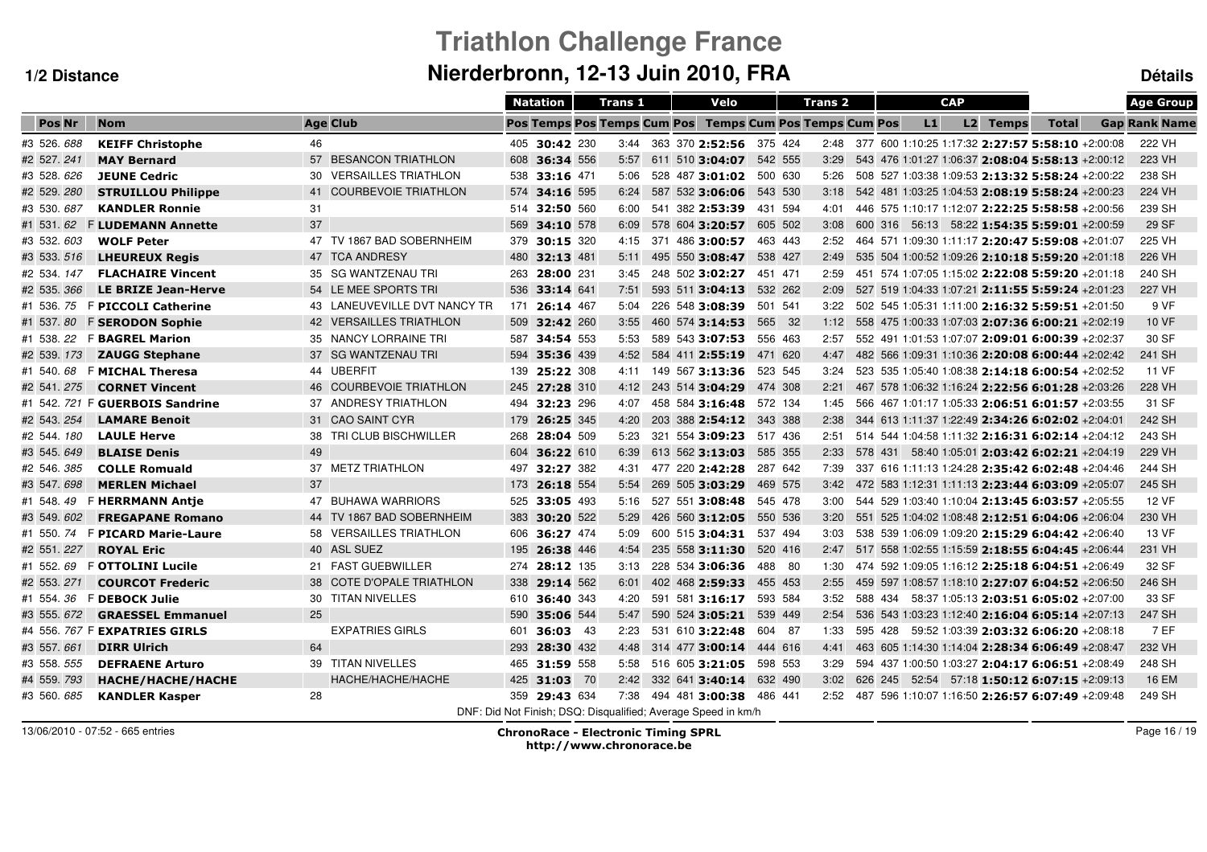# Triathlon Challenge France

## Nierderbronn, 12-13 Juin 2010, FRA

**1/2 Distance** — **Détails**

| | | | | | Natation | | Trans 1 | | Velo | | | Trans 2 | | | CAP | | | | | Age Group | |
|---|---|---|---|---|---|---|---|---|---|---|---|---|---|---|---|---|---|---|---|---|---|
| Pos | Nr | Nom | Age | Club | Pos | Temps | Pos | Temps | Cum Pos | Pos | Temps | Cum Pos | Pos | Temps | Cum Pos | L1 | L2 | Temps | Total | Gap | Rank Name |
| #3 526. | 688 | **KEIFF Christophe** | 46 | | 405 | **30:42** | 230 | 3:44 | 363 | 370 | **2:52:56** | 375 | 424 | 2:48 | 377 | 600 1:10:25 | 1:17:32 | **2:27:57** | **5:58:10** | +2:00:08 | 222 VH |
| #2 527. | 241 | **MAY Bernard** | 57 | BESANCON TRIATHLON | 608 | **36:34** | 556 | 5:57 | 611 | 510 | **3:04:07** | 542 | 555 | 3:29 | 543 | 476 1:01:27 | 1:06:37 | **2:08:04** | **5:58:13** | +2:00:12 | 223 VH |
| #3 528. | 626 | **JEUNE Cedric** | 30 | VERSAILLES TRIATHLON | 538 | **33:16** | 471 | 5:06 | 528 | 487 | **3:01:02** | 500 | 630 | 5:26 | 508 | 527 1:03:38 | 1:09:53 | **2:13:32** | **5:58:24** | +2:00:22 | 238 SH |
| #2 529. | 280 | **STRUILLOU Philippe** | 41 | COURBEVOIE TRIATHLON | 574 | **34:16** | 595 | 6:24 | 587 | 532 | **3:06:06** | 543 | 530 | 3:18 | 542 | 481 1:03:25 | 1:04:53 | **2:08:19** | **5:58:24** | +2:00:23 | 224 VH |
| #3 530. | 687 | **KANDLER Ronnie** | 31 | | 514 | **32:50** | 560 | 6:00 | 541 | 382 | **2:53:39** | 431 | 594 | 4:01 | 446 | 575 1:10:17 | 1:12:07 | **2:22:25** | **5:58:58** | +2:00:56 | 239 SH |
| #1 531. | 62 | F **LUDEMANN Annette** | 37 | | 569 | **34:10** | 578 | 6:09 | 578 | 604 | **3:20:57** | 605 | 502 | 3:08 | 600 | 316 56:13 | 58:22 | **1:54:35** | **5:59:01** | +2:00:59 | 29 SF |
| #3 532. | 603 | **WOLF Peter** | 47 | TV 1867 BAD SOBERNHEIM | 379 | **30:15** | 320 | 4:15 | 371 | 486 | **3:00:57** | 463 | 443 | 2:52 | 464 | 571 1:09:30 | 1:11:17 | **2:20:47** | **5:59:08** | +2:01:07 | 225 VH |
| #3 533. | 516 | **LHEUREUX Regis** | 47 | TCA ANDRESY | 480 | **32:13** | 481 | 5:11 | 495 | 550 | **3:08:47** | 538 | 427 | 2:49 | 535 | 504 1:00:52 | 1:09:26 | **2:10:18** | **5:59:20** | +2:01:18 | 226 VH |
| #2 534. | 147 | **FLACHAIRE Vincent** | 35 | SG WANTZENAU TRI | 263 | **28:00** | 231 | 3:45 | 248 | 502 | **3:02:27** | 451 | 471 | 2:59 | 451 | 574 1:07:05 | 1:15:02 | **2:22:08** | **5:59:20** | +2:01:18 | 240 SH |
| #2 535. | 366 | **LE BRIZE Jean-Herve** | 54 | LE MEE SPORTS TRI | 536 | **33:14** | 641 | 7:51 | 593 | 511 | **3:04:13** | 532 | 262 | 2:09 | 527 | 519 1:04:33 | 1:07:21 | **2:11:55** | **5:59:24** | +2:01:23 | 227 VH |
| #1 536. | 75 | F **PICCOLI Catherine** | 43 | LANEUVEVILLE DVT NANCY TR | 171 | **26:14** | 467 | 5:04 | 226 | 548 | **3:08:39** | 501 | 541 | 3:22 | 502 | 545 1:05:31 | 1:11:00 | **2:16:32** | **5:59:51** | +2:01:50 | 9 VF |
| #1 537. | 80 | F **SERODON Sophie** | 42 | VERSAILLES TRIATHLON | 509 | **32:42** | 260 | 3:55 | 460 | 574 | **3:14:53** | 565 | 32 | 1:12 | 558 | 475 1:00:33 | 1:07:03 | **2:07:36** | **6:00:21** | +2:02:19 | 10 VF |
| #1 538. | 22 | F **BAGREL Marion** | 35 | NANCY LORRAINE TRI | 587 | **34:54** | 553 | 5:53 | 589 | 543 | **3:07:53** | 556 | 463 | 2:57 | 552 | 491 1:01:53 | 1:07:07 | **2:09:01** | **6:00:39** | +2:02:37 | 30 SF |
| #2 539. | 173 | **ZAUGG Stephane** | 37 | SG WANTZENAU TRI | 594 | **35:36** | 439 | 4:52 | 584 | 411 | **2:55:19** | 471 | 620 | 4:47 | 482 | 566 1:09:31 | 1:10:36 | **2:20:08** | **6:00:44** | +2:02:42 | 241 SH |
| #1 540. | 68 | F **MICHAL Theresa** | 44 | UBERFIT | 139 | **25:22** | 308 | 4:11 | 149 | 567 | **3:13:36** | 523 | 545 | 3:24 | 523 | 535 1:05:40 | 1:08:38 | **2:14:18** | **6:00:54** | +2:02:52 | 11 VF |
| #2 541. | 275 | **CORNET Vincent** | 46 | COURBEVOIE TRIATHLON | 245 | **27:28** | 310 | 4:12 | 243 | 514 | **3:04:29** | 474 | 308 | 2:21 | 467 | 578 1:06:32 | 1:16:24 | **2:22:56** | **6:01:28** | +2:03:26 | 228 VH |
| #1 542. | 721 | F **GUERBOIS Sandrine** | 37 | ANDRESY TRIATHLON | 494 | **32:23** | 296 | 4:07 | 458 | 584 | **3:16:48** | 572 | 134 | 1:45 | 566 | 467 1:01:17 | 1:05:33 | **2:06:51** | **6:01:57** | +2:03:55 | 31 SF |
| #2 543. | 254 | **LAMARE Benoit** | 31 | CAO SAINT CYR | 179 | **26:25** | 345 | 4:20 | 203 | 388 | **2:54:12** | 343 | 388 | 2:38 | 344 | 613 1:11:37 | 1:22:49 | **2:34:26** | **6:02:02** | +2:04:01 | 242 SH |
| #2 544. | 180 | **LAULE Herve** | 38 | TRI CLUB BISCHWILLER | 268 | **28:04** | 509 | 5:23 | 321 | 554 | **3:09:23** | 517 | 436 | 2:51 | 514 | 544 1:04:58 | 1:11:32 | **2:16:31** | **6:02:14** | +2:04:12 | 243 SH |
| #3 545. | 649 | **BLAISE Denis** | 49 | | 604 | **36:22** | 610 | 6:39 | 613 | 562 | **3:13:03** | 585 | 355 | 2:33 | 578 | 431 58:40 | 1:05:01 | **2:03:42** | **6:02:21** | +2:04:19 | 229 VH |
| #2 546. | 385 | **COLLE Romuald** | 37 | METZ TRIATHLON | 497 | **32:27** | 382 | 4:31 | 477 | 220 | **2:42:28** | 287 | 642 | 7:39 | 337 | 616 1:11:13 | 1:24:28 | **2:35:42** | **6:02:48** | +2:04:46 | 244 SH |
| #3 547. | 698 | **MERLEN Michael** | 37 | | 173 | **26:18** | 554 | 5:54 | 269 | 505 | **3:03:29** | 469 | 575 | 3:42 | 472 | 583 1:12:31 | 1:11:13 | **2:23:44** | **6:03:09** | +2:05:07 | 245 SH |
| #1 548. | 49 | F **HERRMANN Antje** | 47 | BUHAWA WARRIORS | 525 | **33:05** | 493 | 5:16 | 527 | 551 | **3:08:48** | 545 | 478 | 3:00 | 544 | 529 1:03:40 | 1:10:04 | **2:13:45** | **6:03:57** | +2:05:55 | 12 VF |
| #3 549. | 602 | **FREGAPANE Romano** | 44 | TV 1867 BAD SOBERNHEIM | 383 | **30:20** | 522 | 5:29 | 426 | 560 | **3:12:05** | 550 | 536 | 3:20 | 551 | 525 1:04:02 | 1:08:48 | **2:12:51** | **6:04:06** | +2:06:04 | 230 VH |
| #1 550. | 74 | F **PICARD Marie-Laure** | 58 | VERSAILLES TRIATHLON | 606 | **36:27** | 474 | 5:09 | 600 | 515 | **3:04:31** | 537 | 494 | 3:03 | 538 | 539 1:06:09 | 1:09:20 | **2:15:29** | **6:04:42** | +2:06:40 | 13 VF |
| #2 551. | 227 | **ROYAL Eric** | 40 | ASL SUEZ | 195 | **26:38** | 446 | 4:54 | 235 | 558 | **3:11:30** | 520 | 416 | 2:47 | 517 | 558 1:02:55 | 1:15:59 | **2:18:55** | **6:04:45** | +2:06:44 | 231 VH |
| #1 552. | 69 | F **OTTOLINI Lucile** | 21 | FAST GUEBWILLER | 274 | **28:12** | 135 | 3:13 | 228 | 534 | **3:06:36** | 488 | 80 | 1:30 | 474 | 592 1:09:05 | 1:16:12 | **2:25:18** | **6:04:51** | +2:06:49 | 32 SF |
| #2 553. | 271 | **COURCOT Frederic** | 38 | COTE D'OPALE TRIATHLON | 338 | **29:14** | 562 | 6:01 | 402 | 468 | **2:59:33** | 455 | 453 | 2:55 | 459 | 597 1:08:57 | 1:18:10 | **2:27:07** | **6:04:52** | +2:06:50 | 246 SH |
| #1 554. | 36 | F **DEBOCK Julie** | 30 | TITAN NIVELLES | 610 | **36:40** | 343 | 4:20 | 591 | 581 | **3:16:17** | 593 | 584 | 3:52 | 588 | 434 58:37 | 1:05:13 | **2:03:51** | **6:05:02** | +2:07:00 | 33 SF |
| #3 555. | 672 | **GRAESSEL Emmanuel** | 25 | | 590 | **35:06** | 544 | 5:47 | 590 | 524 | **3:05:21** | 539 | 449 | 2:54 | 536 | 543 1:03:23 | 1:12:40 | **2:16:04** | **6:05:14** | +2:07:13 | 247 SH |
| #4 556. | 767 | F **EXPATRIES GIRLS** | | EXPATRIES GIRLS | 601 | **36:03** | 43 | 2:23 | 531 | 610 | **3:22:48** | 604 | 87 | 1:33 | 595 | 428 59:52 | 1:03:39 | **2:03:32** | **6:06:20** | +2:08:18 | 7 EF |
| #3 557. | 661 | **DIRR Ulrich** | 64 | | 293 | **28:30** | 432 | 4:48 | 314 | 477 | **3:00:14** | 444 | 616 | 4:41 | 463 | 605 1:14:30 | 1:14:04 | **2:28:34** | **6:06:49** | +2:08:47 | 232 VH |
| #3 558. | 555 | **DEFRAENE Arturo** | 39 | TITAN NIVELLES | 465 | **31:59** | 558 | 5:58 | 516 | 605 | **3:21:05** | 598 | 553 | 3:29 | 594 | 437 1:00:50 | 1:03:27 | **2:04:17** | **6:06:51** | +2:08:49 | 248 SH |
| #4 559. | 793 | **HACHE/HACHE/HACHE** | | HACHE/HACHE/HACHE | 425 | **31:03** | 70 | 2:42 | 332 | 641 | **3:40:14** | 632 | 490 | 3:02 | 626 | 245 52:54 | 57:18 | **1:50:12** | **6:07:15** | +2:09:13 | 16 EM |
| #3 560. | 685 | **KANDLER Kasper** | 28 | | 359 | **29:43** | 634 | 7:38 | 494 | 481 | **3:00:38** | 486 | 441 | 2:52 | 487 | 596 1:10:07 | 1:16:50 | **2:26:57** | **6:07:49** | +2:09:48 | 249 SH |

DNF: Did Not Finish; DSQ: Disqualified; Average Speed in km/h

13/06/2010 - 07:52 - 665 entries

**ChronoRace - Electronic Timing SPRL**
**http://www.chronorace.be**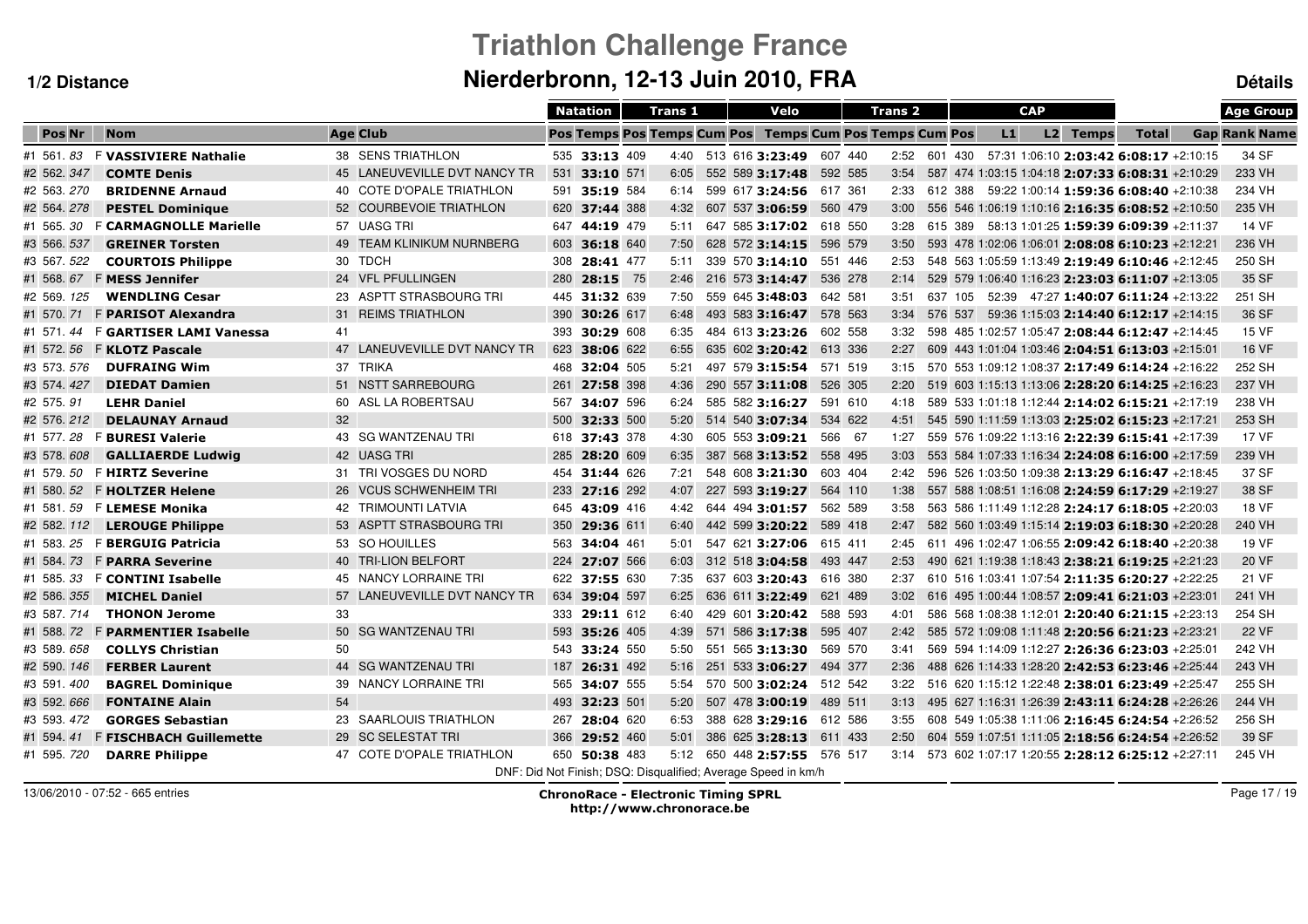# Triathlon Challenge France

## Nierderbronn, 12-13 Juin 2010, FRA

**1/2 Distance** — **Détails**

| | | | | | Natation | | Trans 1 | | | Velo | | | Trans 2 | | | CAP | | | | | Age Group | |
|---|---|---|---|---|---|---|---|---|---|---|---|---|---|---|---|---|---|---|---|---|---|---|
| **Pos** | **Nr** | **Nom** | **Age** | **Club** | **Pos** | **Temps** | **Pos** | **Temps** | **Cum Pos** | **Pos** | **Temps** | **Cum Pos** | **Pos** | **Temps** | **Cum Pos** | **L1** | **L2** | **Temps** | **Total** | **Gap** | **Rank** | **Name** |
| #1 561. | 83 | F **VASSIVIERE Nathalie** | 38 | SENS TRIATHLON | 535 | **33:13** | 409 | 4:40 | 513 | 616 | **3:23:49** | 607 | 440 | 2:52 | 601 | 430 | 57:31 | 1:06:10 **2:03:42** | **6:08:17** | +2:10:15 | 34 | SF |
| #2 562. | 347 | **COMTE Denis** | 45 | LANEUVEVILLE DVT NANCY TR | 531 | **33:10** | 571 | 6:05 | 552 | 589 | **3:17:48** | 592 | 585 | 3:54 | 587 | 474 | 1:03:15 | 1:04:18 **2:07:33** | **6:08:31** | +2:10:29 | 233 | VH |
| #2 563. | 270 | **BRIDENNE Arnaud** | 40 | COTE D'OPALE TRIATHLON | 591 | **35:19** | 584 | 6:14 | 599 | 617 | **3:24:56** | 617 | 361 | 2:33 | 612 | 388 | 59:22 | 1:00:14 **1:59:36** | **6:08:40** | +2:10:38 | 234 | VH |
| #2 564. | 278 | **PESTEL Dominique** | 52 | COURBEVOIE TRIATHLON | 620 | **37:44** | 388 | 4:32 | 607 | 537 | **3:06:59** | 560 | 479 | 3:00 | 556 | 546 | 1:06:19 | 1:10:16 **2:16:35** | **6:08:52** | +2:10:50 | 235 | VH |
| #1 565. | 30 | F **CARMAGNOLLE Marielle** | 57 | UASG TRI | 647 | **44:19** | 479 | 5:11 | 647 | 585 | **3:17:02** | 618 | 550 | 3:28 | 615 | 389 | 58:13 | 1:01:25 **1:59:39** | **6:09:39** | +2:11:37 | 14 | VF |
| #3 566. | 537 | **GREINER Torsten** | 49 | TEAM KLINIKUM NURNBERG | 603 | **36:18** | 640 | 7:50 | 628 | 572 | **3:14:15** | 596 | 579 | 3:50 | 593 | 478 | 1:02:06 | 1:06:01 **2:08:08** | **6:10:23** | +2:12:21 | 236 | VH |
| #3 567. | 522 | **COURTOIS Philippe** | 30 | TDCH | 308 | **28:41** | 477 | 5:11 | 339 | 570 | **3:14:10** | 551 | 446 | 2:53 | 548 | 563 | 1:05:59 | 1:13:49 **2:19:49** | **6:10:46** | +2:12:45 | 250 | SH |
| #1 568. | 67 | F **MESS Jennifer** | 24 | VFL PFULLINGEN | 280 | **28:15** | 75 | 2:46 | 216 | 573 | **3:14:47** | 536 | 278 | 2:14 | 529 | 579 | 1:06:40 | 1:16:23 **2:23:03** | **6:11:07** | +2:13:05 | 35 | SF |
| #2 569. | 125 | **WENDLING Cesar** | 23 | ASPTT STRASBOURG TRI | 445 | **31:32** | 639 | 7:50 | 559 | 645 | **3:48:03** | 642 | 581 | 3:51 | 637 | 105 | 52:39 | 47:27 **1:40:07** | **6:11:24** | +2:13:22 | 251 | SH |
| #1 570. | 71 | F **PARISOT Alexandra** | 31 | REIMS TRIATHLON | 390 | **30:26** | 617 | 6:48 | 493 | 583 | **3:16:47** | 578 | 563 | 3:34 | 576 | 537 | 59:36 | 1:15:03 **2:14:40** | **6:12:17** | +2:14:15 | 36 | SF |
| #1 571. | 44 | F **GARTISER LAMI Vanessa** | 41 | | 393 | **30:29** | 608 | 6:35 | 484 | 613 | **3:23:26** | 602 | 558 | 3:32 | 598 | 485 | 1:02:57 | 1:05:47 **2:08:44** | **6:12:47** | +2:14:45 | 15 | VF |
| #1 572. | 56 | F **KLOTZ Pascale** | 47 | LANEUVEVILLE DVT NANCY TR | 623 | **38:06** | 622 | 6:55 | 635 | 602 | **3:20:42** | 613 | 336 | 2:27 | 609 | 443 | 1:01:04 | 1:03:46 **2:04:51** | **6:13:03** | +2:15:01 | 16 | VF |
| #3 573. | 576 | **DUFRAING Wim** | 37 | TRIKA | 468 | **32:04** | 505 | 5:21 | 497 | 579 | **3:15:54** | 571 | 519 | 3:15 | 570 | 553 | 1:09:12 | 1:08:37 **2:17:49** | **6:14:24** | +2:16:22 | 252 | SH |
| #3 574. | 427 | **DIEDAT Damien** | 51 | NSTT SARREBOURG | 261 | **27:58** | 398 | 4:36 | 290 | 557 | **3:11:08** | 526 | 305 | 2:20 | 519 | 603 | 1:15:13 | 1:13:06 **2:28:20** | **6:14:25** | +2:16:23 | 237 | VH |
| #2 575. | 91 | **LEHR Daniel** | 60 | ASL LA ROBERTSAU | 567 | **34:07** | 596 | 6:24 | 585 | 582 | **3:16:27** | 591 | 610 | 4:18 | 589 | 533 | 1:01:18 | 1:12:44 **2:14:02** | **6:15:21** | +2:17:19 | 238 | VH |
| #2 576. | 212 | **DELAUNAY Arnaud** | 32 | | 500 | **32:33** | 500 | 5:20 | 514 | 540 | **3:07:34** | 534 | 622 | 4:51 | 545 | 590 | 1:11:59 | 1:13:03 **2:25:02** | **6:15:23** | +2:17:21 | 253 | SH |
| #1 577. | 28 | F **BURESI Valerie** | 43 | SG WANTZENAU TRI | 618 | **37:43** | 378 | 4:30 | 605 | 553 | **3:09:21** | 566 | 67 | 1:27 | 559 | 576 | 1:09:22 | 1:13:16 **2:22:39** | **6:15:41** | +2:17:39 | 17 | VF |
| #3 578. | 608 | **GALLIAERDE Ludwig** | 42 | UASG TRI | 285 | **28:20** | 609 | 6:35 | 387 | 568 | **3:13:52** | 558 | 495 | 3:03 | 553 | 584 | 1:07:33 | 1:16:34 **2:24:08** | **6:16:00** | +2:17:59 | 239 | VH |
| #1 579. | 50 | F **HIRTZ Severine** | 31 | TRI VOSGES DU NORD | 454 | **31:44** | 626 | 7:21 | 548 | 608 | **3:21:30** | 603 | 404 | 2:42 | 596 | 526 | 1:03:50 | 1:09:38 **2:13:29** | **6:16:47** | +2:18:45 | 37 | SF |
| #1 580. | 52 | F **HOLTZER Helene** | 26 | VCUS SCHWENHEIM TRI | 233 | **27:16** | 292 | 4:07 | 227 | 593 | **3:19:27** | 564 | 110 | 1:38 | 557 | 588 | 1:08:51 | 1:16:08 **2:24:59** | **6:17:29** | +2:19:27 | 38 | SF |
| #1 581. | 59 | F **LEMESE Monika** | 42 | TRIMOUNTI LATVIA | 645 | **43:09** | 416 | 4:42 | 644 | 494 | **3:01:57** | 562 | 589 | 3:58 | 563 | 586 | 1:11:49 | 1:12:28 **2:24:17** | **6:18:05** | +2:20:03 | 18 | VF |
| #2 582. | 112 | **LEROUGE Philippe** | 53 | ASPTT STRASBOURG TRI | 350 | **29:36** | 611 | 6:40 | 442 | 599 | **3:20:22** | 589 | 418 | 2:47 | 582 | 560 | 1:03:49 | 1:15:14 **2:19:03** | **6:18:30** | +2:20:28 | 240 | VH |
| #1 583. | 25 | F **BERGUIG Patricia** | 53 | SO HOUILLES | 563 | **34:04** | 461 | 5:01 | 547 | 621 | **3:27:06** | 615 | 411 | 2:45 | 611 | 496 | 1:02:47 | 1:06:55 **2:09:42** | **6:18:40** | +2:20:38 | 19 | VF |
| #1 584. | 73 | F **PARRA Severine** | 40 | TRI-LION BELFORT | 224 | **27:07** | 566 | 6:03 | 312 | 518 | **3:04:58** | 493 | 447 | 2:53 | 490 | 621 | 1:19:38 | 1:18:43 **2:38:21** | **6:19:25** | +2:21:23 | 20 | VF |
| #1 585. | 33 | F **CONTINI Isabelle** | 45 | NANCY LORRAINE TRI | 622 | **37:55** | 630 | 7:35 | 637 | 603 | **3:20:43** | 616 | 380 | 2:37 | 610 | 516 | 1:03:41 | 1:07:54 **2:11:35** | **6:20:27** | +2:22:25 | 21 | VF |
| #2 586. | 355 | **MICHEL Daniel** | 57 | LANEUVEVILLE DVT NANCY TR | 634 | **39:04** | 597 | 6:25 | 636 | 611 | **3:22:49** | 621 | 489 | 3:02 | 616 | 495 | 1:00:44 | 1:08:57 **2:09:41** | **6:21:03** | +2:23:01 | 241 | VH |
| #3 587. | 714 | **THONON Jerome** | 33 | | 333 | **29:11** | 612 | 6:40 | 429 | 601 | **3:20:42** | 588 | 593 | 4:01 | 586 | 568 | 1:08:38 | 1:12:01 **2:20:40** | **6:21:15** | +2:23:13 | 254 | SH |
| #1 588. | 72 | F **PARMENTIER Isabelle** | 50 | SG WANTZENAU TRI | 593 | **35:26** | 405 | 4:39 | 571 | 586 | **3:17:38** | 595 | 407 | 2:42 | 585 | 572 | 1:09:08 | 1:11:48 **2:20:56** | **6:21:23** | +2:23:21 | 22 | VF |
| #3 589. | 658 | **COLLYS Christian** | 50 | | 543 | **33:24** | 550 | 5:50 | 551 | 565 | **3:13:30** | 569 | 570 | 3:41 | 569 | 594 | 1:14:09 | 1:12:27 **2:26:36** | **6:23:03** | +2:25:01 | 242 | VH |
| #2 590. | 146 | **FERBER Laurent** | 44 | SG WANTZENAU TRI | 187 | **26:31** | 492 | 5:16 | 251 | 533 | **3:06:27** | 494 | 377 | 2:36 | 488 | 626 | 1:14:33 | 1:28:20 **2:42:53** | **6:23:46** | +2:25:44 | 243 | VH |
| #3 591. | 400 | **BAGREL Dominique** | 39 | NANCY LORRAINE TRI | 565 | **34:07** | 555 | 5:54 | 570 | 500 | **3:02:24** | 512 | 542 | 3:22 | 516 | 620 | 1:15:12 | 1:22:48 **2:38:01** | **6:23:49** | +2:25:47 | 255 | SH |
| #3 592. | 666 | **FONTAINE Alain** | 54 | | 493 | **32:23** | 501 | 5:20 | 507 | 478 | **3:00:19** | 489 | 511 | 3:13 | 495 | 627 | 1:16:31 | 1:26:39 **2:43:11** | **6:24:28** | +2:26:26 | 244 | VH |
| #3 593. | 472 | **GORGES Sebastian** | 23 | SAARLOUIS TRIATHLON | 267 | **28:04** | 620 | 6:53 | 388 | 628 | **3:29:16** | 612 | 586 | 3:55 | 608 | 549 | 1:05:38 | 1:11:06 **2:16:45** | **6:24:54** | +2:26:52 | 256 | SH |
| #1 594. | 41 | F **FISCHBACH Guillemette** | 29 | SC SELESTAT TRI | 366 | **29:52** | 460 | 5:01 | 386 | 625 | **3:28:13** | 611 | 433 | 2:50 | 604 | 559 | 1:07:51 | 1:11:05 **2:18:56** | **6:24:54** | +2:26:52 | 39 | SF |
| #1 595. | 720 | **DARRE Philippe** | 47 | COTE D'OPALE TRIATHLON | 650 | **50:38** | 483 | 5:12 | 650 | 448 | **2:57:55** | 576 | 517 | 3:14 | 573 | 602 | 1:07:17 | 1:20:55 **2:28:12** | **6:25:12** | +2:27:11 | 245 | VH |

DNF: Did Not Finish; DSQ: Disqualified; Average Speed in km/h

13/06/2010 - 07:52 - 665 entries

**ChronoRace - Electronic Timing SPRL**
**http://www.chronorace.be**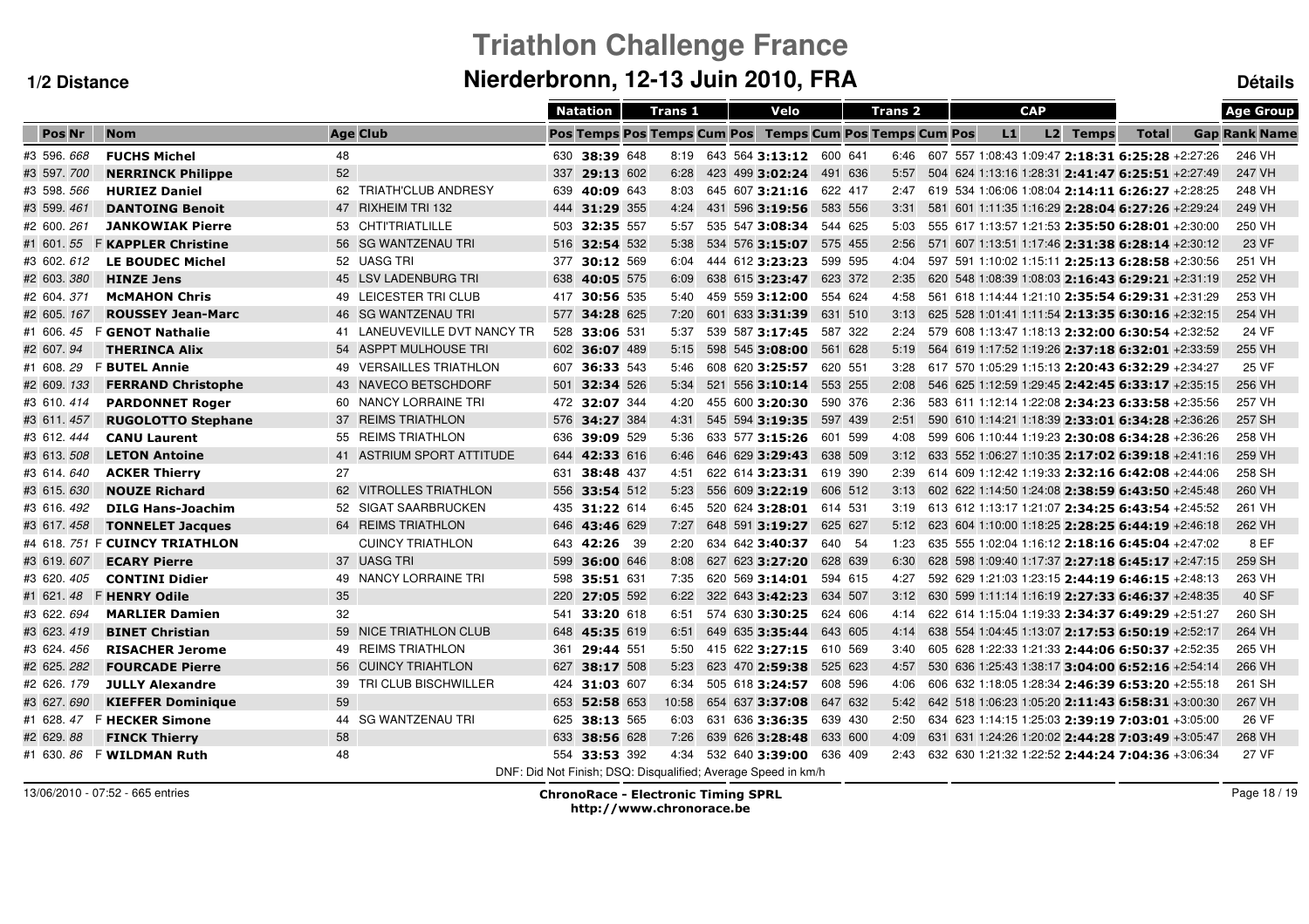# Triathlon Challenge France

## Nierderbronn, 12-13 Juin 2010, FRA

**1/2 Distance** | **Détails**

| | | | | | Natation | | Trans 1 | | | Velo | | | Trans 2 | | | CAP | | | | | Age Group | |
|---|---|---|---|---|---|---|---|---|---|---|---|---|---|---|---|---|---|---|---|---|---|---|
| Pos | Nr | Nom | Age | Club | Pos | Temps | Pos | Temps | Cum | Pos | Temps | Cum | Pos | Temps | Cum | Pos | L1 | L2 | Temps | Total | Gap | Rank Name |
| #3 596. | 668 | **FUCHS Michel** | 48 | | 630 | **38:39** | 648 | 8:19 | 643 | 564 | **3:13:12** | 600 | 641 | 6:46 | 607 | 557 | 1:08:43 | 1:09:47 | **2:18:31** | **6:25:28** | +2:27:26 | 246 VH |
| #3 597. | 700 | **NERRINCK Philippe** | 52 | | 337 | **29:13** | 602 | 6:28 | 423 | 499 | **3:02:24** | 491 | 636 | 5:57 | 504 | 624 | 1:13:16 | 1:28:31 | **2:41:47** | **6:25:51** | +2:27:49 | 247 VH |
| #3 598. | 566 | **HURIEZ Daniel** | 62 | TRIATH'CLUB ANDRESY | 639 | **40:09** | 643 | 8:03 | 645 | 607 | **3:21:16** | 622 | 417 | 2:47 | 619 | 534 | 1:06:06 | 1:08:04 | **2:14:11** | **6:26:27** | +2:28:25 | 248 VH |
| #3 599. | 461 | **DANTOING Benoit** | 47 | RIXHEIM TRI 132 | 444 | **31:29** | 355 | 4:24 | 431 | 596 | **3:19:56** | 583 | 556 | 3:31 | 581 | 601 | 1:11:35 | 1:16:29 | **2:28:04** | **6:27:26** | +2:29:24 | 249 VH |
| #2 600. | 261 | **JANKOWIAK Pierre** | 53 | CHTI'TRIATLILLE | 503 | **32:35** | 557 | 5:57 | 535 | 547 | **3:08:34** | 544 | 625 | 5:03 | 555 | 617 | 1:13:57 | 1:21:53 | **2:35:50** | **6:28:01** | +2:30:00 | 250 VH |
| #1 601. | 55 | F **KAPPLER Christine** | 56 | SG WANTZENAU TRI | 516 | **32:54** | 532 | 5:38 | 534 | 576 | **3:15:07** | 575 | 455 | 2:56 | 571 | 607 | 1:13:51 | 1:17:46 | **2:31:38** | **6:28:14** | +2:30:12 | 23 VF |
| #3 602. | 612 | **LE BOUDEC Michel** | 52 | UASG TRI | 377 | **30:12** | 569 | 6:04 | 444 | 612 | **3:23:23** | 599 | 595 | 4:04 | 597 | 591 | 1:10:02 | 1:15:11 | **2:25:13** | **6:28:58** | +2:30:56 | 251 VH |
| #2 603. | 380 | **HINZE Jens** | 45 | LSV LADENBURG TRI | 638 | **40:05** | 575 | 6:09 | 638 | 615 | **3:23:47** | 623 | 372 | 2:35 | 620 | 548 | 1:08:39 | 1:08:03 | **2:16:43** | **6:29:21** | +2:31:19 | 252 VH |
| #2 604. | 371 | **McMAHON Chris** | 49 | LEICESTER TRI CLUB | 417 | **30:56** | 535 | 5:40 | 459 | 559 | **3:12:00** | 554 | 624 | 4:58 | 561 | 618 | 1:14:44 | 1:21:10 | **2:35:54** | **6:29:31** | +2:31:29 | 253 VH |
| #2 605. | 167 | **ROUSSEY Jean-Marc** | 46 | SG WANTZENAU TRI | 577 | **34:28** | 625 | 7:20 | 601 | 633 | **3:31:39** | 631 | 510 | 3:13 | 625 | 528 | 1:01:41 | 1:11:54 | **2:13:35** | **6:30:16** | +2:32:15 | 254 VH |
| #1 606. | 45 | F **GENOT Nathalie** | 41 | LANEUVEVILLE DVT NANCY TR | 528 | **33:06** | 531 | 5:37 | 539 | 587 | **3:17:45** | 587 | 322 | 2:24 | 579 | 608 | 1:13:47 | 1:18:13 | **2:32:00** | **6:30:54** | +2:32:52 | 24 VF |
| #2 607. | 94 | **THERINCA Alix** | 54 | ASPPT MULHOUSE TRI | 602 | **36:07** | 489 | 5:15 | 598 | 545 | **3:08:00** | 561 | 628 | 5:19 | 564 | 619 | 1:17:52 | 1:19:26 | **2:37:18** | **6:32:01** | +2:33:59 | 255 VH |
| #1 608. | 29 | F **BUTEL Annie** | 49 | VERSAILLES TRIATHLON | 607 | **36:33** | 543 | 5:46 | 608 | 620 | **3:25:57** | 620 | 551 | 3:28 | 617 | 570 | 1:05:29 | 1:15:13 | **2:20:43** | **6:32:29** | +2:34:27 | 25 VF |
| #2 609. | 133 | **FERRAND Christophe** | 43 | NAVECO BETSCHDORF | 501 | **32:34** | 526 | 5:34 | 521 | 556 | **3:10:14** | 553 | 255 | 2:08 | 546 | 625 | 1:12:59 | 1:29:45 | **2:42:45** | **6:33:17** | +2:35:15 | 256 VH |
| #3 610. | 414 | **PARDONNET Roger** | 60 | NANCY LORRAINE TRI | 472 | **32:07** | 344 | 4:20 | 455 | 600 | **3:20:30** | 590 | 376 | 2:36 | 583 | 611 | 1:12:14 | 1:22:08 | **2:34:23** | **6:33:58** | +2:35:56 | 257 VH |
| #3 611. | 457 | **RUGOLOTTO Stephane** | 37 | REIMS TRIATHLON | 576 | **34:27** | 384 | 4:31 | 545 | 594 | **3:19:35** | 597 | 439 | 2:51 | 590 | 610 | 1:14:21 | 1:18:39 | **2:33:01** | **6:34:28** | +2:36:26 | 257 SH |
| #3 612. | 444 | **CANU Laurent** | 55 | REIMS TRIATHLON | 636 | **39:09** | 529 | 5:36 | 633 | 577 | **3:15:26** | 601 | 599 | 4:08 | 599 | 606 | 1:10:44 | 1:19:23 | **2:30:08** | **6:34:28** | +2:36:26 | 258 VH |
| #3 613. | 508 | **LETON Antoine** | 41 | ASTRIUM SPORT ATTITUDE | 644 | **42:33** | 616 | 6:46 | 646 | 629 | **3:29:43** | 638 | 509 | 3:12 | 633 | 552 | 1:06:27 | 1:10:35 | **2:17:02** | **6:39:18** | +2:41:16 | 259 VH |
| #3 614. | 640 | **ACKER Thierry** | 27 | | 631 | **38:48** | 437 | 4:51 | 622 | 614 | **3:23:31** | 619 | 390 | 2:39 | 614 | 609 | 1:12:42 | 1:19:33 | **2:32:16** | **6:42:08** | +2:44:06 | 258 SH |
| #3 615. | 630 | **NOUZE Richard** | 62 | VITROLLES TRIATHLON | 556 | **33:54** | 512 | 5:23 | 556 | 609 | **3:22:19** | 606 | 512 | 3:13 | 602 | 622 | 1:14:50 | 1:24:08 | **2:38:59** | **6:43:50** | +2:45:48 | 260 VH |
| #3 616. | 492 | **DILG Hans-Joachim** | 52 | SIGAT SAARBRUCKEN | 435 | **31:22** | 614 | 6:45 | 520 | 624 | **3:28:01** | 614 | 531 | 3:19 | 613 | 612 | 1:13:17 | 1:21:07 | **2:34:25** | **6:43:54** | +2:45:52 | 261 VH |
| #3 617. | 458 | **TONNELET Jacques** | 64 | REIMS TRIATHLON | 646 | **43:46** | 629 | 7:27 | 648 | 591 | **3:19:27** | 625 | 627 | 5:12 | 623 | 604 | 1:10:00 | 1:18:25 | **2:28:25** | **6:44:19** | +2:46:18 | 262 VH |
| #4 618. | 751 | F **CUINCY TRIATHLON** | | CUINCY TRIATHLON | 643 | **42:26** | 39 | 2:20 | 634 | 642 | **3:40:37** | 640 | 54 | 1:23 | 635 | 555 | 1:02:04 | 1:16:12 | **2:18:16** | **6:45:04** | +2:47:02 | 8 EF |
| #3 619. | 607 | **ECARY Pierre** | 37 | UASG TRI | 599 | **36:00** | 646 | 8:08 | 627 | 623 | **3:27:20** | 628 | 639 | 6:30 | 628 | 598 | 1:09:40 | 1:17:37 | **2:27:18** | **6:45:17** | +2:47:15 | 259 SH |
| #3 620. | 405 | **CONTINI Didier** | 49 | NANCY LORRAINE TRI | 598 | **35:51** | 631 | 7:35 | 620 | 569 | **3:14:01** | 594 | 615 | 4:27 | 592 | 629 | 1:21:03 | 1:23:15 | **2:44:19** | **6:46:15** | +2:48:13 | 263 VH |
| #1 621. | 48 | F **HENRY Odile** | 35 | | 220 | **27:05** | 592 | 6:22 | 322 | 643 | **3:42:23** | 634 | 507 | 3:12 | 630 | 599 | 1:11:14 | 1:16:19 | **2:27:33** | **6:46:37** | +2:48:35 | 40 SF |
| #3 622. | 694 | **MARLIER Damien** | 32 | | 541 | **33:20** | 618 | 6:51 | 574 | 630 | **3:30:25** | 624 | 606 | 4:14 | 622 | 614 | 1:15:04 | 1:19:33 | **2:34:37** | **6:49:29** | +2:51:27 | 260 SH |
| #3 623. | 419 | **BINET Christian** | 59 | NICE TRIATHLON CLUB | 648 | **45:35** | 619 | 6:51 | 649 | 635 | **3:35:44** | 643 | 605 | 4:14 | 638 | 554 | 1:04:45 | 1:13:07 | **2:17:53** | **6:50:19** | +2:52:17 | 264 VH |
| #3 624. | 456 | **RISACHER Jerome** | 49 | REIMS TRIATHLON | 361 | **29:44** | 551 | 5:50 | 415 | 622 | **3:27:15** | 610 | 569 | 3:40 | 605 | 628 | 1:22:33 | 1:21:33 | **2:44:06** | **6:50:37** | +2:52:35 | 265 VH |
| #2 625. | 282 | **FOURCADE Pierre** | 56 | CUINCY TRIAHTLON | 627 | **38:17** | 508 | 5:23 | 623 | 470 | **2:59:38** | 525 | 623 | 4:57 | 530 | 636 | 1:25:43 | 1:38:17 | **3:04:00** | **6:52:16** | +2:54:14 | 266 VH |
| #2 626. | 179 | **JULLY Alexandre** | 39 | TRI CLUB BISCHWILLER | 424 | **31:03** | 607 | 6:34 | 505 | 618 | **3:24:57** | 608 | 596 | 4:06 | 606 | 632 | 1:18:05 | 1:28:34 | **2:46:39** | **6:53:20** | +2:55:18 | 261 SH |
| #3 627. | 690 | **KIEFFER Dominique** | 59 | | 653 | **52:58** | 653 | 10:58 | 654 | 637 | **3:37:08** | 647 | 632 | 5:42 | 642 | 518 | 1:06:23 | 1:05:20 | **2:11:43** | **6:58:31** | +3:00:30 | 267 VH |
| #1 628. | 47 | F **HECKER Simone** | 44 | SG WANTZENAU TRI | 625 | **38:13** | 565 | 6:03 | 631 | 636 | **3:36:35** | 639 | 430 | 2:50 | 634 | 623 | 1:14:15 | 1:25:03 | **2:39:19** | **7:03:01** | +3:05:00 | 26 VF |
| #2 629. | 88 | **FINCK Thierry** | 58 | | 633 | **38:56** | 628 | 7:26 | 639 | 626 | **3:28:48** | 633 | 600 | 4:09 | 631 | 631 | 1:24:26 | 1:20:02 | **2:44:28** | **7:03:49** | +3:05:47 | 268 VH |
| #1 630. | 86 | F **WILDMAN Ruth** | 48 | | 554 | **33:53** | 392 | 4:34 | 532 | 640 | **3:39:00** | 636 | 409 | 2:43 | 632 | 630 | 1:21:32 | 1:22:52 | **2:44:24** | **7:04:36** | +3:06:34 | 27 VF |

DNF: Did Not Finish; DSQ: Disqualified; Average Speed in km/h

13/06/2010 - 07:52 - 665 entries

**ChronoRace - Electronic Timing SPRL**
**http://www.chronorace.be**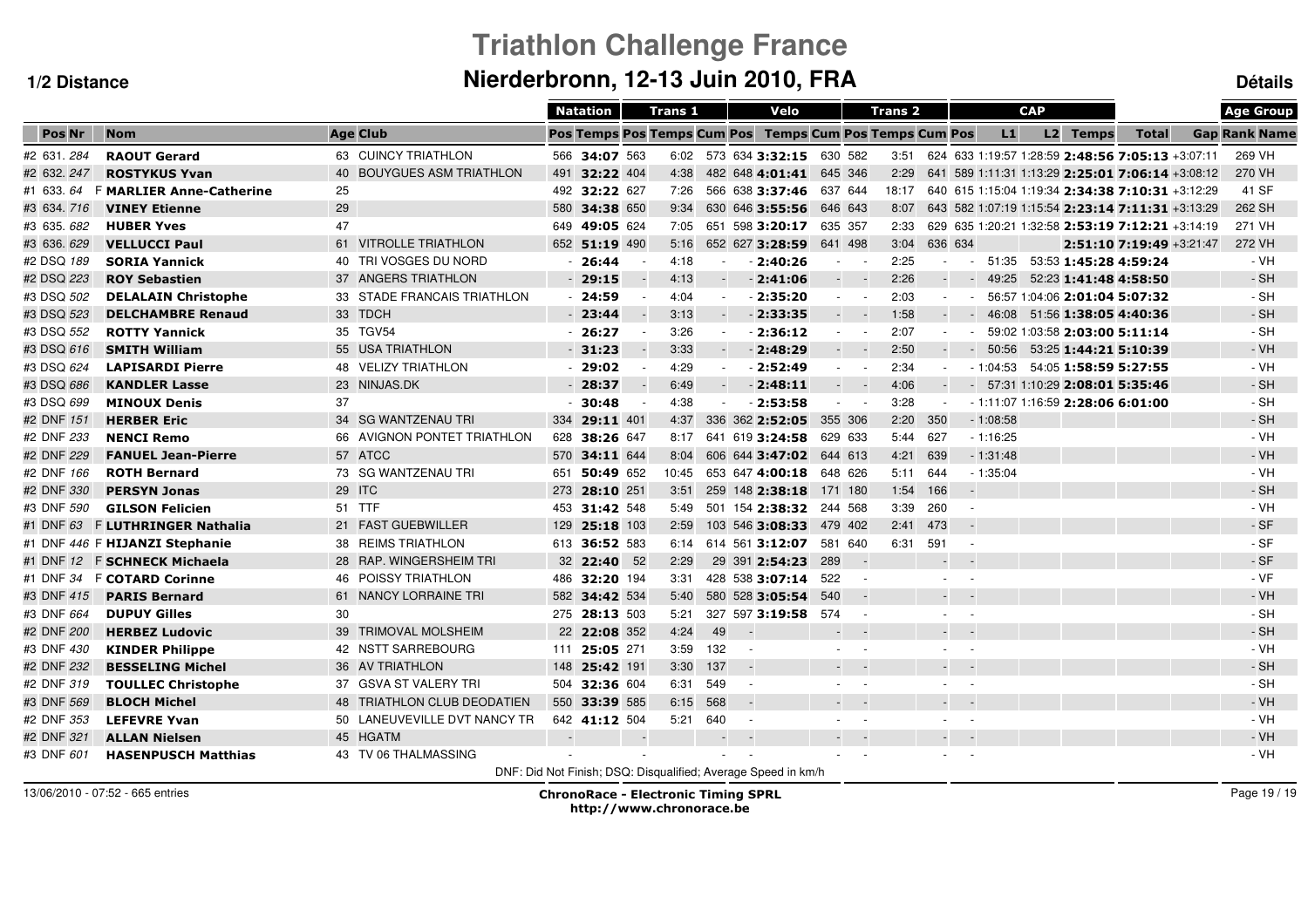# Triathlon Challenge France

## Nierderbronn, 12-13 Juin 2010, FRA

**1/2 Distance** — **Détails**

| Pos | Nr | Nom | Age | Club | Natation Pos | Natation Temps | Trans 1 Pos | Trans 1 Temps | Trans 1 Cum Pos | Velo Pos | Velo Temps | Velo Cum Pos | Trans 2 Pos | Trans 2 Temps | Trans 2 Cum Pos | CAP Pos | CAP L1 | CAP L2 | CAP Temps | Total | Gap | Age Group Rank | Age Group Name |
|---|---|---|---|---|---|---|---|---|---|---|---|---|---|---|---|---|---|---|---|---|---|---|---|
| #2 631. | 284 | **RAOUT Gerard** | 63 | CUINCY TRIATHLON | 566 | **34:07** | 563 | 6:02 | 573 | 634 | **3:32:15** | 630 | 582 | 3:51 | 624 | 633 | 1:19:57 | 1:28:59 | **2:48:56** | **7:05:13** | +3:07:11 | 269 | VH |
| #2 632. | 247 | **ROSTYKUS Yvan** | 40 | BOUYGUES ASM TRIATHLON | 491 | **32:22** | 404 | 4:38 | 482 | 648 | **4:01:41** | 645 | 346 | 2:29 | 641 | 589 | 1:11:31 | 1:13:29 | **2:25:01** | **7:06:14** | +3:08:12 | 270 | VH |
| #1 633. | 64 | F **MARLIER Anne-Catherine** | 25 | | 492 | **32:22** | 627 | 7:26 | 566 | 638 | **3:37:46** | 637 | 644 | 18:17 | 640 | 615 | 1:15:04 | 1:19:34 | **2:34:38** | **7:10:31** | +3:12:29 | 41 | SF |
| #3 634. | 716 | **VINEY Etienne** | 29 | | 580 | **34:38** | 650 | 9:34 | 630 | 646 | **3:55:56** | 646 | 643 | 8:07 | 643 | 582 | 1:07:19 | 1:15:54 | **2:23:14** | **7:11:31** | +3:13:29 | 262 | SH |
| #3 635. | 682 | **HUBER Yves** | 47 | | 649 | **49:05** | 624 | 7:05 | 651 | 598 | **3:20:17** | 635 | 357 | 2:33 | 629 | 635 | 1:20:21 | 1:32:58 | **2:53:19** | **7:12:21** | +3:14:19 | 271 | VH |
| #3 636. | 629 | **VELLUCCI Paul** | 61 | VITROLLE TRIATHLON | 652 | **51:19** | 490 | 5:16 | 652 | 627 | **3:28:59** | 641 | 498 | 3:04 | 636 | 634 | | | **2:51:10** | **7:19:49** | +3:21:47 | 272 | VH |
| #2 DSQ | 189 | **SORIA Yannick** | 40 | TRI VOSGES DU NORD | - | **26:44** | - | 4:18 | - | - | **2:40:26** | - | - | 2:25 | - | - | 51:35 | 53:53 | **1:45:28** | **4:59:24** | | - | VH |
| #2 DSQ | 223 | **ROY Sebastien** | 37 | ANGERS TRIATHLON | - | **29:15** | - | 4:13 | - | - | **2:41:06** | - | - | 2:26 | - | - | 49:25 | 52:23 | **1:41:48** | **4:58:50** | | - | SH |
| #3 DSQ | 502 | **DELALAIN Christophe** | 33 | STADE FRANCAIS TRIATHLON | - | **24:59** | - | 4:04 | - | - | **2:35:20** | - | - | 2:03 | - | - | 56:57 | 1:04:06 | **2:01:04** | **5:07:32** | | - | SH |
| #3 DSQ | 523 | **DELCHAMBRE Renaud** | 33 | TDCH | - | **23:44** | - | 3:13 | - | - | **2:33:35** | - | - | 1:58 | - | - | 46:08 | 51:56 | **1:38:05** | **4:40:36** | | - | SH |
| #3 DSQ | 552 | **ROTTY Yannick** | 35 | TGV54 | - | **26:27** | - | 3:26 | - | - | **2:36:12** | - | - | 2:07 | - | - | 59:02 | 1:03:58 | **2:03:00** | **5:11:14** | | - | SH |
| #3 DSQ | 616 | **SMITH William** | 55 | USA TRIATHLON | - | **31:23** | - | 3:33 | - | - | **2:48:29** | - | - | 2:50 | - | - | 50:56 | 53:25 | **1:44:21** | **5:10:39** | | - | VH |
| #3 DSQ | 624 | **LAPISARDI Pierre** | 48 | VELIZY TRIATHLON | - | **29:02** | - | 4:29 | - | - | **2:52:49** | - | - | 2:34 | - | - | 1:04:53 | 54:05 | **1:58:59** | **5:27:55** | | - | VH |
| #3 DSQ | 686 | **KANDLER Lasse** | 23 | NINJAS.DK | - | **28:37** | - | 6:49 | - | - | **2:48:11** | - | - | 4:06 | - | - | 57:31 | 1:10:29 | **2:08:01** | **5:35:46** | | - | SH |
| #3 DSQ | 699 | **MINOUX Denis** | 37 | | - | **30:48** | - | 4:38 | - | - | **2:53:58** | - | - | 3:28 | - | - | 1:11:07 | 1:16:59 | **2:28:06** | **6:01:00** | | - | SH |
| #2 DNF | 151 | **HERBER Eric** | 34 | SG WANTZENAU TRI | 334 | **29:11** | 401 | 4:37 | 336 | 362 | **2:52:05** | 355 | 306 | 2:20 | 350 | - | 1:08:58 | | | | | | SH |
| #2 DNF | 233 | **NENCI Remo** | 66 | AVIGNON PONTET TRIATHLON | 628 | **38:26** | 647 | 8:17 | 641 | 619 | **3:24:58** | 629 | 633 | 5:44 | 627 | - | 1:16:25 | | | | | - | VH |
| #2 DNF | 229 | **FANUEL Jean-Pierre** | 57 | ATCC | 570 | **34:11** | 644 | 8:04 | 606 | 644 | **3:47:02** | 644 | 613 | 4:21 | 639 | - | 1:31:48 | | | | | - | VH |
| #2 DNF | 166 | **ROTH Bernard** | 73 | SG WANTZENAU TRI | 651 | **50:49** | 652 | 10:45 | 653 | 647 | **4:00:18** | 648 | 626 | 5:11 | 644 | - | 1:35:04 | | | | | - | VH |
| #2 DNF | 330 | **PERSYN Jonas** | 29 | ITC | 273 | **28:10** | 251 | 3:51 | 259 | 148 | **2:38:18** | 171 | 180 | 1:54 | 166 | - | | | | | | - | SH |
| #3 DNF | 590 | **GILSON Felicien** | 51 | TTF | 453 | **31:42** | 548 | 5:49 | 501 | 154 | **2:38:32** | 244 | 568 | 3:39 | 260 | - | | | | | | - | VH |
| #1 DNF | 63 | F **LUTHRINGER Nathalia** | 21 | FAST GUEBWILLER | 129 | **25:18** | 103 | 2:59 | 103 | 546 | **3:08:33** | 479 | 402 | 2:41 | 473 | - | | | | | | - | SF |
| #1 DNF | 446 | F **HIJANZI Stephanie** | 38 | REIMS TRIATHLON | 613 | **36:52** | 583 | 6:14 | 614 | 561 | **3:12:07** | 581 | 640 | 6:31 | 591 | - | | | | | | - | SF |
| #1 DNF | 12 | F **SCHNECK Michaela** | 28 | RAP. WINGERSHEIM TRI | 32 | **22:40** | 52 | 2:29 | 29 | 391 | **2:54:23** | 289 | - | | - | - | | | | | | - | SF |
| #1 DNF | 34 | F **COTARD Corinne** | 46 | POISSY TRIATHLON | 486 | **32:20** | 194 | 3:31 | 428 | 538 | **3:07:14** | 522 | - | | - | - | | | | | | - | VF |
| #3 DNF | 415 | **PARIS Bernard** | 61 | NANCY LORRAINE TRI | 582 | **34:42** | 534 | 5:40 | 580 | 528 | **3:05:54** | 540 | - | | - | - | | | | | | - | VH |
| #3 DNF | 664 | **DUPUY Gilles** | 30 | | 275 | **28:13** | 503 | 5:21 | 327 | 597 | **3:19:58** | 574 | - | | - | - | | | | | | - | SH |
| #2 DNF | 200 | **HERBEZ Ludovic** | 39 | TRIMOVAL MOLSHEIM | 22 | **22:08** | 352 | 4:24 | 49 | - | | - | - | | - | - | | | | | | - | SH |
| #3 DNF | 430 | **KINDER Philippe** | 42 | NSTT SARREBOURG | 111 | **25:05** | 271 | 3:59 | 132 | - | | - | - | | - | - | | | | | | - | VH |
| #2 DNF | 232 | **BESSELING Michel** | 36 | AV TRIATHLON | 148 | **25:42** | 191 | 3:30 | 137 | - | | - | - | | - | - | | | | | | - | SH |
| #2 DNF | 319 | **TOULLEC Christophe** | 37 | GSVA ST VALERY TRI | 504 | **32:36** | 604 | 6:31 | 549 | - | | - | - | | - | - | | | | | | - | SH |
| #3 DNF | 569 | **BLOCH Michel** | 48 | TRIATHLON CLUB DEODATIEN | 550 | **33:39** | 585 | 6:15 | 568 | - | | - | - | | - | - | | | | | | - | VH |
| #2 DNF | 353 | **LEFEVRE Yvan** | 50 | LANEUVEVILLE DVT NANCY TR | 642 | **41:12** | 504 | 5:21 | 640 | - | | - | - | | - | - | | | | | | - | VH |
| #2 DNF | 321 | **ALLAN Nielsen** | 45 | HGATM | - | | - | | - | - | | - | - | | - | - | | | | | | - | VH |
| #3 DNF | 601 | **HASENPUSCH Matthias** | 43 | TV 06 THALMASSING | - | | - | | - | - | | - | - | | - | - | | | | | | - | VH |

DNF: Did Not Finish; DSQ: Disqualified; Average Speed in km/h

13/06/2010 - 07:52 - 665 entries

**ChronoRace - Electronic Timing SPRL**
**http://www.chronorace.be**